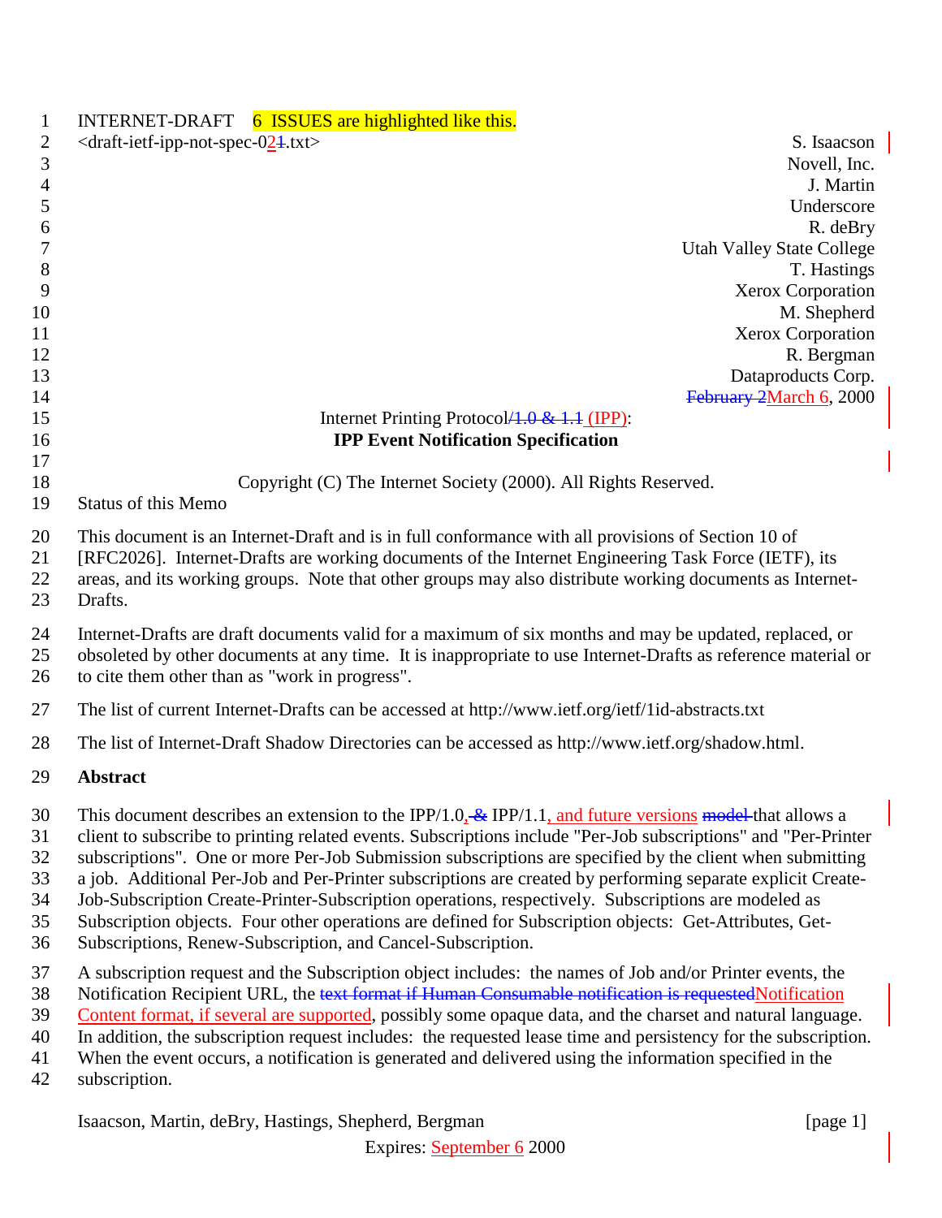INTERNET-DRAFT 6 ISSUES are highlighted like this.

<draft-ietf-ipp-not-spec-021.txt>

S. Isaacson
Novell, Inc.
J. Martin
Underscore
R. deBry
Utah Valley State College
T. Hastings
Xerox Corporation
M. Shepherd
Xerox Corporation
R. Bergman
Dataproducts Corp.
February 2March 6, 2000

Internet Printing Protocol/1.0 & 1.1 (IPP):

**IPP Event Notification Specification**

Copyright (C) The Internet Society (2000). All Rights Reserved.

Status of this Memo

This document is an Internet-Draft and is in full conformance with all provisions of Section 10 of [RFC2026]. Internet-Drafts are working documents of the Internet Engineering Task Force (IETF), its areas, and its working groups. Note that other groups may also distribute working documents as Internet-Drafts.

Internet-Drafts are draft documents valid for a maximum of six months and may be updated, replaced, or obsoleted by other documents at any time. It is inappropriate to use Internet-Drafts as reference material or to cite them other than as "work in progress".

The list of current Internet-Drafts can be accessed at http://www.ietf.org/ietf/1id-abstracts.txt

The list of Internet-Draft Shadow Directories can be accessed as http://www.ietf.org/shadow.html.

**Abstract**

This document describes an extension to the IPP/1.0, & IPP/1.1, and future versions model that allows a client to subscribe to printing related events. Subscriptions include "Per-Job subscriptions" and "Per-Printer subscriptions". One or more Per-Job Submission subscriptions are specified by the client when submitting a job. Additional Per-Job and Per-Printer subscriptions are created by performing separate explicit Create-Job-Subscription Create-Printer-Subscription operations, respectively. Subscriptions are modeled as Subscription objects. Four other operations are defined for Subscription objects: Get-Attributes, Get-Subscriptions, Renew-Subscription, and Cancel-Subscription.

A subscription request and the Subscription object includes: the names of Job and/or Printer events, the Notification Recipient URL, the text format if Human Consumable notification is requestedNotification Content format, if several are supported, possibly some opaque data, and the charset and natural language. In addition, the subscription request includes: the requested lease time and persistency for the subscription. When the event occurs, a notification is generated and delivered using the information specified in the subscription.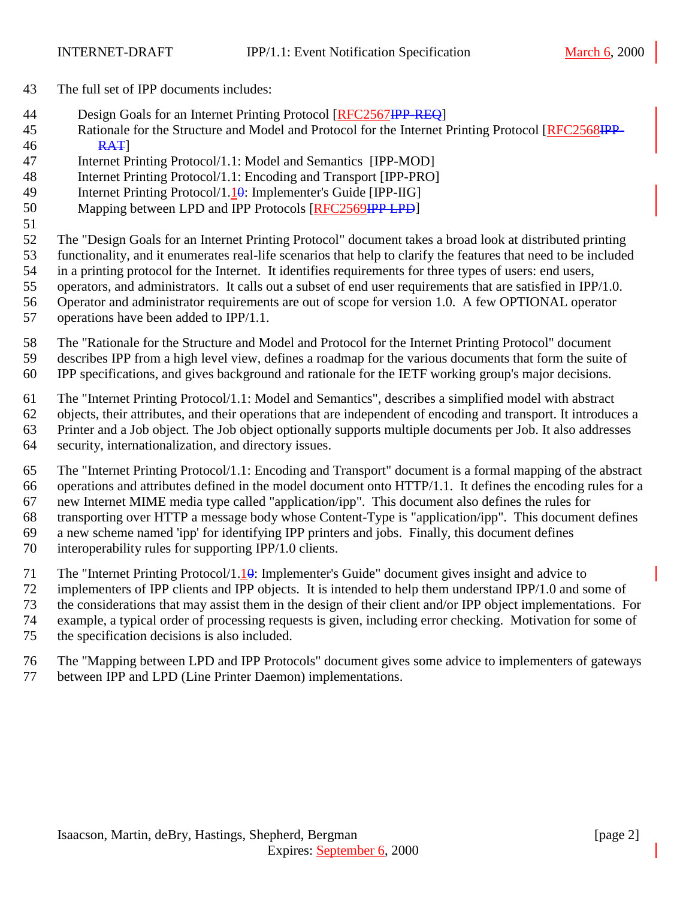The full set of IPP documents includes:

- Design Goals for an Internet Printing Protocol [RFC2567~~IPP-REQ~~]
- Rationale for the Structure and Model and Protocol for the Internet Printing Protocol [RFC2568~~IPP-RAT~~]
- Internet Printing Protocol/1.1: Model and Semantics [IPP-MOD]
- Internet Printing Protocol/1.1: Encoding and Transport [IPP-PRO]
- Internet Printing Protocol/1.1~~0~~: Implementer's Guide [IPP-IIG]
- Mapping between LPD and IPP Protocols [RFC2569~~IPP LPD~~]

The "Design Goals for an Internet Printing Protocol" document takes a broad look at distributed printing functionality, and it enumerates real-life scenarios that help to clarify the features that need to be included in a printing protocol for the Internet. It identifies requirements for three types of users: end users, operators, and administrators. It calls out a subset of end user requirements that are satisfied in IPP/1.0. Operator and administrator requirements are out of scope for version 1.0. A few OPTIONAL operator operations have been added to IPP/1.1.

The "Rationale for the Structure and Model and Protocol for the Internet Printing Protocol" document describes IPP from a high level view, defines a roadmap for the various documents that form the suite of IPP specifications, and gives background and rationale for the IETF working group's major decisions.

The "Internet Printing Protocol/1.1: Model and Semantics", describes a simplified model with abstract objects, their attributes, and their operations that are independent of encoding and transport. It introduces a Printer and a Job object. The Job object optionally supports multiple documents per Job. It also addresses security, internationalization, and directory issues.

The "Internet Printing Protocol/1.1: Encoding and Transport" document is a formal mapping of the abstract operations and attributes defined in the model document onto HTTP/1.1. It defines the encoding rules for a new Internet MIME media type called "application/ipp". This document also defines the rules for transporting over HTTP a message body whose Content-Type is "application/ipp". This document defines a new scheme named 'ipp' for identifying IPP printers and jobs. Finally, this document defines interoperability rules for supporting IPP/1.0 clients.

The "Internet Printing Protocol/1.1~~0~~: Implementer's Guide" document gives insight and advice to implementers of IPP clients and IPP objects. It is intended to help them understand IPP/1.0 and some of the considerations that may assist them in the design of their client and/or IPP object implementations. For example, a typical order of processing requests is given, including error checking. Motivation for some of the specification decisions is also included.

The "Mapping between LPD and IPP Protocols" document gives some advice to implementers of gateways between IPP and LPD (Line Printer Daemon) implementations.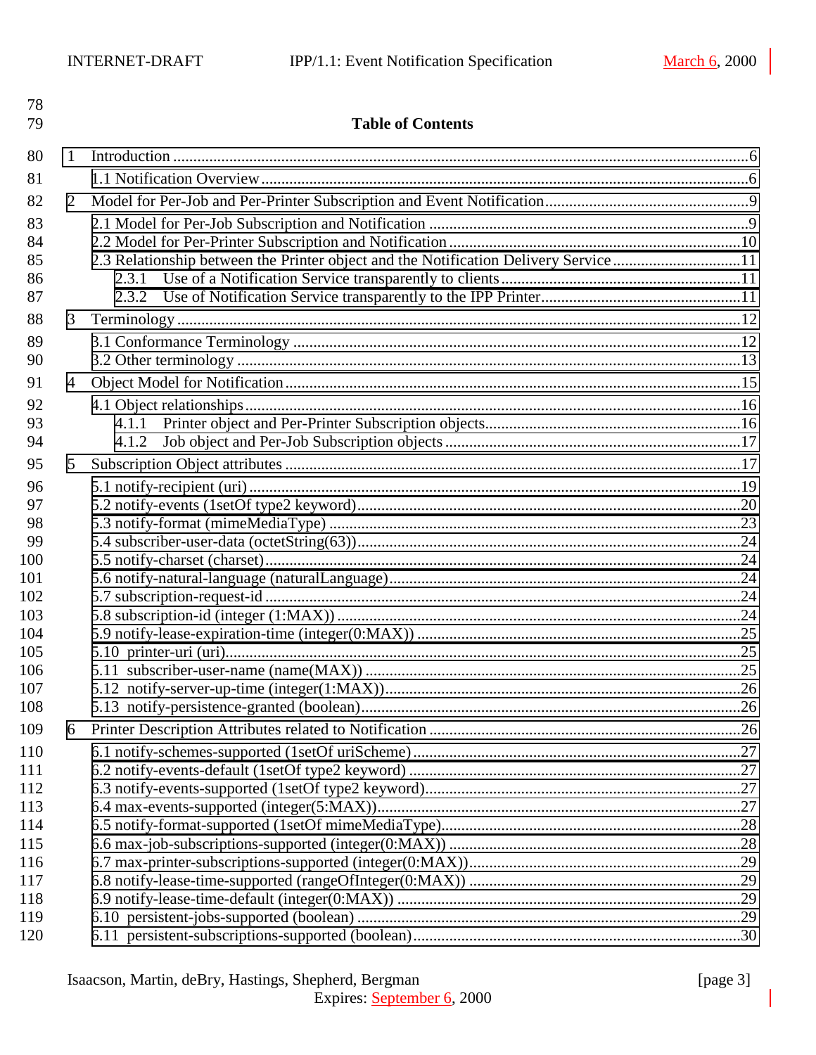**Table of Contents**

1 Introduction ......................................................................................................................6
  1.1 Notification Overview.....................................................................................................6
2 Model for Per-Job and Per-Printer Subscription and Event Notification.........................................9
  2.1 Model for Per-Job Subscription and Notification .........................................................................9
  2.2 Model for Per-Printer Subscription and Notification ....................................................................10
  2.3 Relationship between the Printer object and the Notification Delivery Service ................................11
    2.3.1 Use of a Notification Service transparently to clients ..............................................................11
    2.3.2 Use of Notification Service transparently to the IPP Printer.......................................................11
3 Terminology .....................................................................................................................12
  3.1 Conformance Terminology ....................................................................................................12
  3.2 Other terminology ...............................................................................................................13
4 Object Model for Notification ...............................................................................................15
  4.1 Object relationships............................................................................................................16
    4.1.1 Printer object and Per-Printer Subscription objects.................................................................16
    4.1.2 Job object and Per-Job Subscription objects ..........................................................................17
5 Subscription Object attributes ...............................................................................................17
  5.1 notify-recipient (uri)...........................................................................................................19
  5.2 notify-events (1setOf type2 keyword)......................................................................................20
  5.3 notify-format (mimeMediaType) ............................................................................................23
  5.4 subscriber-user-data (octetString(63))......................................................................................24
  5.5 notify-charset (charset).......................................................................................................24
  5.6 notify-natural-language (naturalLanguage)................................................................................24
  5.7 subscription-request-id .......................................................................................................24
  5.8 subscription-id (integer (1:MAX)) ..........................................................................................24
  5.9 notify-lease-expiration-time (integer(0:MAX)) ..........................................................................25
  5.10 printer-uri (uri).................................................................................................................25
  5.11 subscriber-user-name (name(MAX)) .......................................................................................25
  5.12 notify-server-up-time (integer(1:MAX))...................................................................................26
  5.13 notify-persistence-granted (boolean)......................................................................................26
6 Printer Description Attributes related to Notification ..................................................................26
  6.1 notify-schemes-supported (1setOf uriScheme) ...........................................................................27
  6.2 notify-events-default (1setOf type2 keyword) ...........................................................................27
  6.3 notify-events-supported (1setOf type2 keyword)........................................................................27
  6.4 max-events-supported (integer(5:MAX))..................................................................................27
  6.5 notify-format-supported (1setOf mimeMediaType).......................................................................28
  6.6 max-job-subscriptions-supported (integer(0:MAX)) ....................................................................28
  6.7 max-printer-subscriptions-supported (integer(0:MAX))................................................................29
  6.8 notify-lease-time-supported (rangeOfInteger(0:MAX)) ................................................................29
  6.9 notify-lease-time-default (integer(0:MAX)) ..............................................................................29
  6.10 persistent-jobs-supported (boolean) ......................................................................................29
  6.11 persistent-subscriptions-supported (boolean).............................................................................30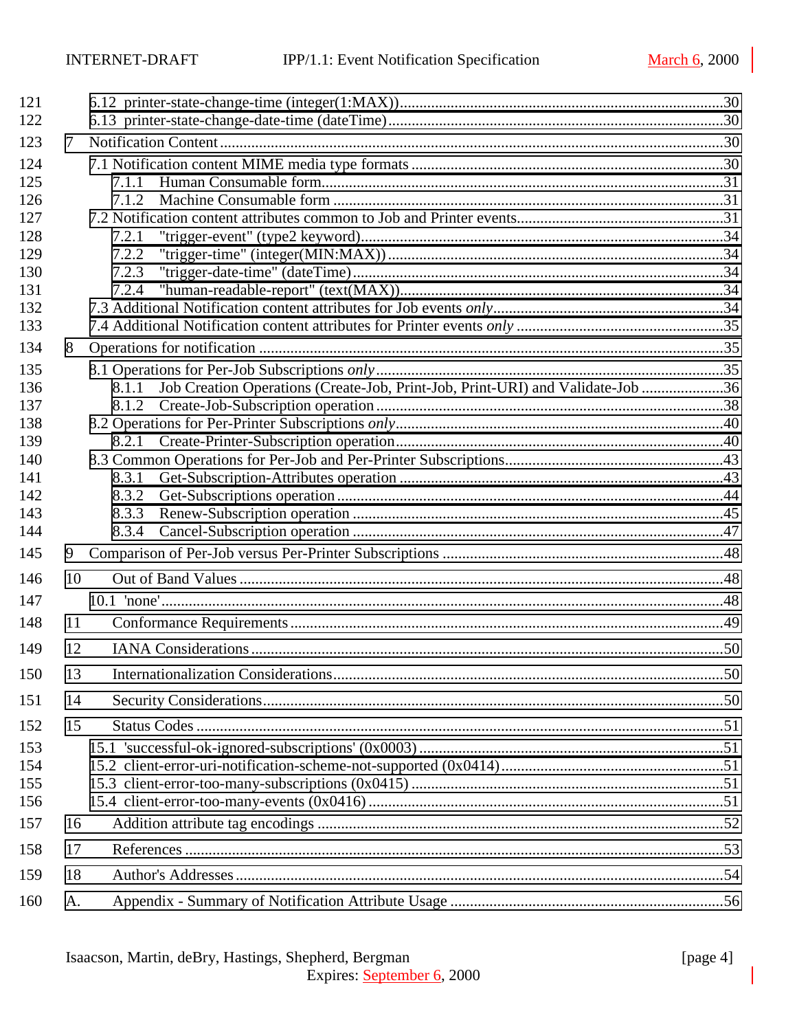121 6.12 printer-state-change-time (integer(1:MAX))..........30
122 6.13 printer-state-change-date-time (dateTime)..........30
123 7 Notification Content..........30
124 7.1 Notification content MIME media type formats..........30
125 7.1.1 Human Consumable form..........31
126 7.1.2 Machine Consumable form..........31
127 7.2 Notification content attributes common to Job and Printer events..........31
128 7.2.1 "trigger-event" (type2 keyword)..........34
129 7.2.2 "trigger-time" (integer(MIN:MAX))..........34
130 7.2.3 "trigger-date-time" (dateTime)..........34
131 7.2.4 "human-readable-report" (text(MAX))..........34
132 7.3 Additional Notification content attributes for Job events *only*..........34
133 7.4 Additional Notification content attributes for Printer events *only*..........35
134 8 Operations for notification..........35
135 8.1 Operations for Per-Job Subscriptions *only*..........35
136 8.1.1 Job Creation Operations (Create-Job, Print-Job, Print-URI) and Validate-Job..........36
137 8.1.2 Create-Job-Subscription operation..........38
138 8.2 Operations for Per-Printer Subscriptions *only*..........40
139 8.2.1 Create-Printer-Subscription operation..........40
140 8.3 Common Operations for Per-Job and Per-Printer Subscriptions..........43
141 8.3.1 Get-Subscription-Attributes operation..........43
142 8.3.2 Get-Subscriptions operation..........44
143 8.3.3 Renew-Subscription operation..........45
144 8.3.4 Cancel-Subscription operation..........47
145 9 Comparison of Per-Job versus Per-Printer Subscriptions..........48
146 10 Out of Band Values..........48
147 10.1 'none'..........48
148 11 Conformance Requirements..........49
149 12 IANA Considerations..........50
150 13 Internationalization Considerations..........50
151 14 Security Considerations..........50
152 15 Status Codes..........51
153 15.1 'successful-ok-ignored-subscriptions' (0x0003)..........51
154 15.2 client-error-uri-notification-scheme-not-supported (0x0414)..........51
155 15.3 client-error-too-many-subscriptions (0x0415)..........51
156 15.4 client-error-too-many-events (0x0416)..........51
157 16 Addition attribute tag encodings..........52
158 17 References..........53
159 18 Author's Addresses..........54
160 A. Appendix - Summary of Notification Attribute Usage..........56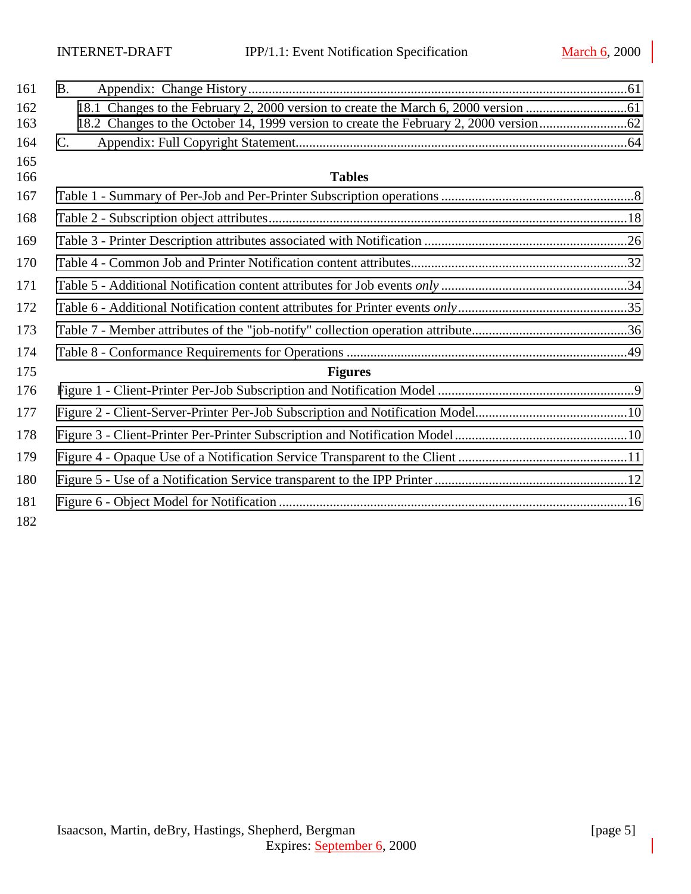B. Appendix: Change History ........................................................................................................61

18.1 Changes to the February 2, 2000 version to create the March 6, 2000 version ..............................61

18.2 Changes to the October 14, 1999 version to create the February 2, 2000 version..........................62

C. Appendix: Full Copyright Statement.................................................................................................64

## Tables

Table 1 - Summary of Per-Job and Per-Printer Subscription operations .........................................................8

Table 2 - Subscription object attributes..........................................................................................................18

Table 3 - Printer Description attributes associated with Notification .............................................................26

Table 4 - Common Job and Printer Notification content attributes.................................................................32

Table 5 - Additional Notification content attributes for Job events *only* ........................................................34

Table 6 - Additional Notification content attributes for Printer events *only*...................................................35

Table 7 - Member attributes of the "job-notify" collection operation attribute...............................................36

Table 8 - Conformance Requirements for Operations ...................................................................................49

## Figures

Figure 1 - Client-Printer Per-Job Subscription and Notification Model ...........................................................9

Figure 2 - Client-Server-Printer Per-Job Subscription and Notification Model.............................................10

Figure 3 - Client-Printer Per-Printer Subscription and Notification Model ....................................................10

Figure 4 - Opaque Use of a Notification Service Transparent to the Client ..................................................11

Figure 5 - Use of a Notification Service transparent to the IPP Printer .........................................................12

Figure 6 - Object Model for Notification ......................................................................................................16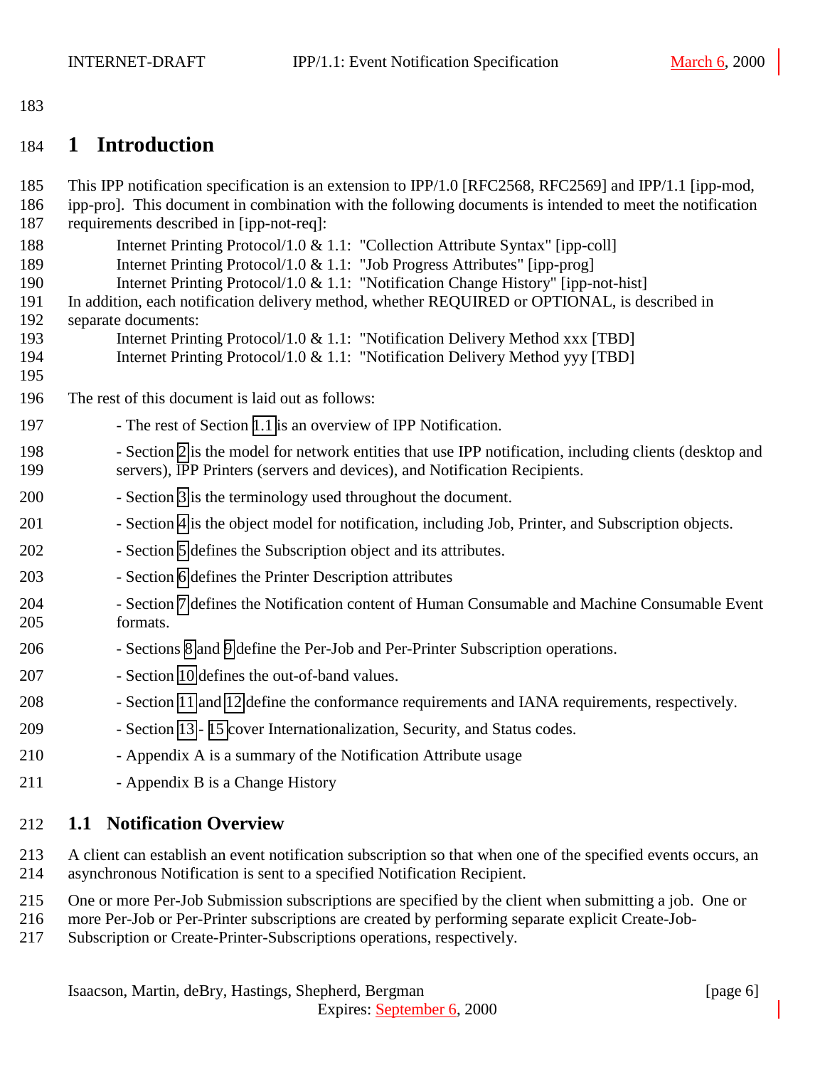# 1 Introduction

This IPP notification specification is an extension to IPP/1.0 [RFC2568, RFC2569] and IPP/1.1 [ipp-mod, ipp-pro]. This document in combination with the following documents is intended to meet the notification requirements described in [ipp-not-req]:

Internet Printing Protocol/1.0 & 1.1: "Collection Attribute Syntax" [ipp-coll]
Internet Printing Protocol/1.0 & 1.1: "Job Progress Attributes" [ipp-prog]
Internet Printing Protocol/1.0 & 1.1: "Notification Change History" [ipp-not-hist]

In addition, each notification delivery method, whether REQUIRED or OPTIONAL, is described in separate documents:

Internet Printing Protocol/1.0 & 1.1: "Notification Delivery Method xxx [TBD]
Internet Printing Protocol/1.0 & 1.1: "Notification Delivery Method yyy [TBD]

The rest of this document is laid out as follows:

- The rest of Section 1.1 is an overview of IPP Notification.
- Section 2 is the model for network entities that use IPP notification, including clients (desktop and servers), IPP Printers (servers and devices), and Notification Recipients.
- Section 3 is the terminology used throughout the document.
- Section 4 is the object model for notification, including Job, Printer, and Subscription objects.
- Section 5 defines the Subscription object and its attributes.
- Section 6 defines the Printer Description attributes
- Section 7 defines the Notification content of Human Consumable and Machine Consumable Event formats.
- Sections 8 and 9 define the Per-Job and Per-Printer Subscription operations.
- Section 10 defines the out-of-band values.
- Section 11 and 12 define the conformance requirements and IANA requirements, respectively.
- Section 13 - 15 cover Internationalization, Security, and Status codes.
- Appendix A is a summary of the Notification Attribute usage
- Appendix B is a Change History

## 1.1 Notification Overview

A client can establish an event notification subscription so that when one of the specified events occurs, an asynchronous Notification is sent to a specified Notification Recipient.

One or more Per-Job Submission subscriptions are specified by the client when submitting a job. One or more Per-Job or Per-Printer subscriptions are created by performing separate explicit Create-Job-Subscription or Create-Printer-Subscriptions operations, respectively.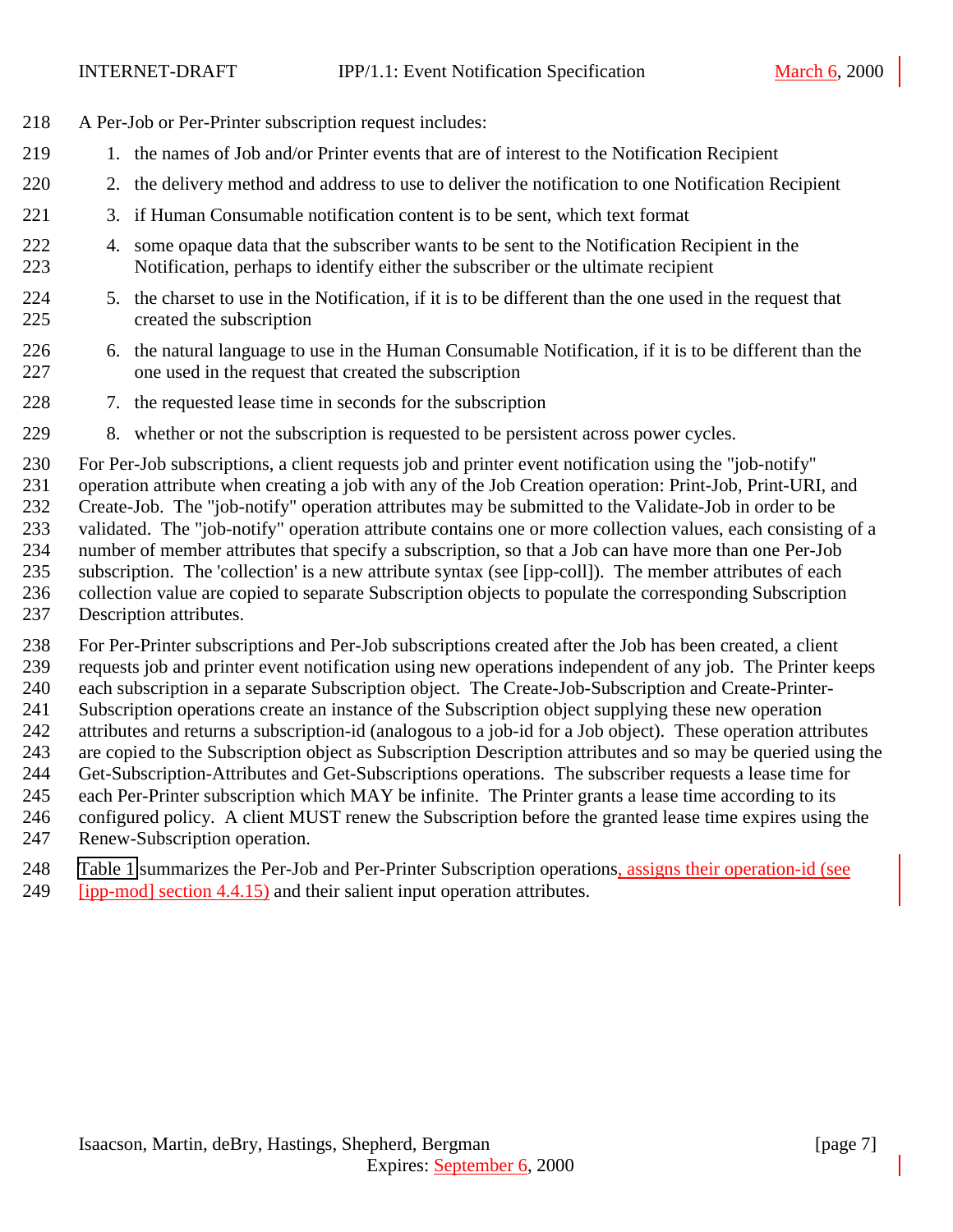A Per-Job or Per-Printer subscription request includes:

1. the names of Job and/or Printer events that are of interest to the Notification Recipient
2. the delivery method and address to use to deliver the notification to one Notification Recipient
3. if Human Consumable notification content is to be sent, which text format
4. some opaque data that the subscriber wants to be sent to the Notification Recipient in the Notification, perhaps to identify either the subscriber or the ultimate recipient
5. the charset to use in the Notification, if it is to be different than the one used in the request that created the subscription
6. the natural language to use in the Human Consumable Notification, if it is to be different than the one used in the request that created the subscription
7. the requested lease time in seconds for the subscription
8. whether or not the subscription is requested to be persistent across power cycles.

For Per-Job subscriptions, a client requests job and printer event notification using the "job-notify" operation attribute when creating a job with any of the Job Creation operation: Print-Job, Print-URI, and Create-Job. The "job-notify" operation attributes may be submitted to the Validate-Job in order to be validated. The "job-notify" operation attribute contains one or more collection values, each consisting of a number of member attributes that specify a subscription, so that a Job can have more than one Per-Job subscription. The 'collection' is a new attribute syntax (see [ipp-coll]). The member attributes of each collection value are copied to separate Subscription objects to populate the corresponding Subscription Description attributes.

For Per-Printer subscriptions and Per-Job subscriptions created after the Job has been created, a client requests job and printer event notification using new operations independent of any job. The Printer keeps each subscription in a separate Subscription object. The Create-Job-Subscription and Create-Printer-Subscription operations create an instance of the Subscription object supplying these new operation attributes and returns a subscription-id (analogous to a job-id for a Job object). These operation attributes are copied to the Subscription object as Subscription Description attributes and so may be queried using the Get-Subscription-Attributes and Get-Subscriptions operations. The subscriber requests a lease time for each Per-Printer subscription which MAY be infinite. The Printer grants a lease time according to its configured policy. A client MUST renew the Subscription before the granted lease time expires using the Renew-Subscription operation.

Table 1 summarizes the Per-Job and Per-Printer Subscription operations, assigns their operation-id (see [ipp-mod] section 4.4.15) and their salient input operation attributes.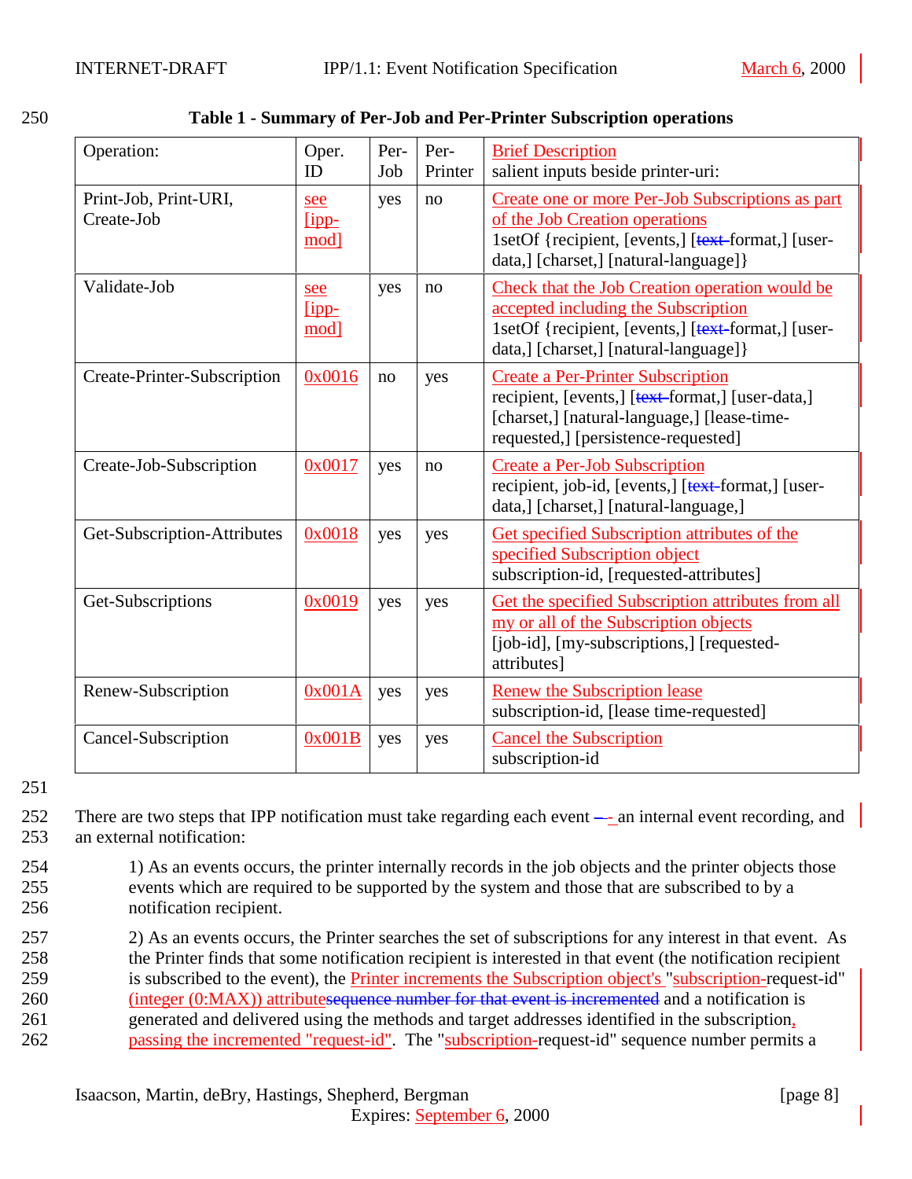**Table 1 - Summary of Per-Job and Per-Printer Subscription operations**

| Operation: | Oper. ID | Per-Job | Per-Printer | Brief Description salient inputs beside printer-uri: |
|---|---|---|---|---|
| Print-Job, Print-URI, Create-Job | see [ipp-mod] | yes | no | Create one or more Per-Job Subscriptions as part of the Job Creation operations 1setOf {recipient, [events,] [text-format,] [user-data,] [charset,] [natural-language]} |
| Validate-Job | see [ipp-mod] | yes | no | Check that the Job Creation operation would be accepted including the Subscription 1setOf {recipient, [events,] [text-format,] [user-data,] [charset,] [natural-language]} |
| Create-Printer-Subscription | 0x0016 | no | yes | Create a Per-Printer Subscription recipient, [events,] [text-format,] [user-data,] [charset,] [natural-language,] [lease-time-requested,] [persistence-requested] |
| Create-Job-Subscription | 0x0017 | yes | no | Create a Per-Job Subscription recipient, job-id, [events,] [text-format,] [user-data,] [charset,] [natural-language,] |
| Get-Subscription-Attributes | 0x0018 | yes | yes | Get specified Subscription attributes of the specified Subscription object subscription-id, [requested-attributes] |
| Get-Subscriptions | 0x0019 | yes | yes | Get the specified Subscription attributes from all my or all of the Subscription objects [job-id], [my-subscriptions,] [requested-attributes] |
| Renew-Subscription | 0x001A | yes | yes | Renew the Subscription lease subscription-id, [lease time-requested] |
| Cancel-Subscription | 0x001B | yes | yes | Cancel the Subscription subscription-id |

There are two steps that IPP notification must take regarding each event -- - an internal event recording, and an external notification:

1) As an events occurs, the printer internally records in the job objects and the printer objects those events which are required to be supported by the system and those that are subscribed to by a notification recipient.

2) As an events occurs, the Printer searches the set of subscriptions for any interest in that event. As the Printer finds that some notification recipient is interested in that event (the notification recipient is subscribed to the event), the Printer increments the Subscription object's "subscription-request-id" (integer (0:MAX)) attributesequence number for that event is incremented and a notification is generated and delivered using the methods and target addresses identified in the subscription, passing the incremented "request-id". The "subscription-request-id" sequence number permits a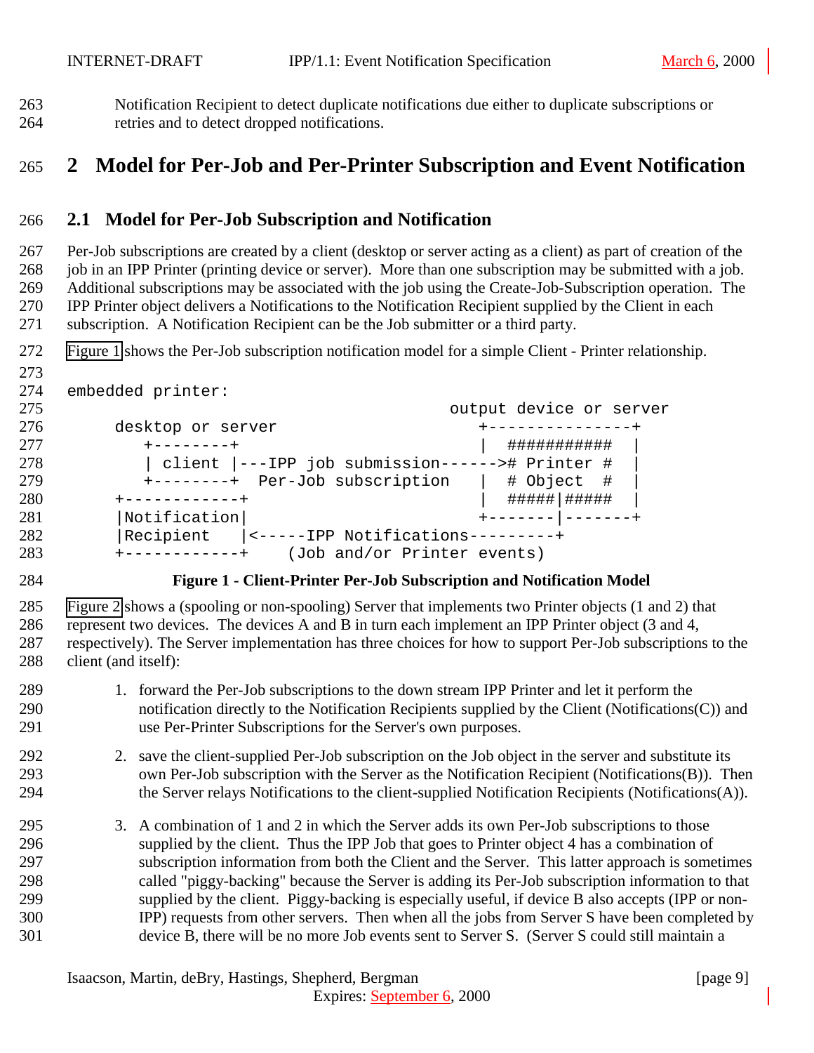Notification Recipient to detect duplicate notifications due either to duplicate subscriptions or retries and to detect dropped notifications.

# 2 Model for Per-Job and Per-Printer Subscription and Event Notification

## 2.1 Model for Per-Job Subscription and Notification

Per-Job subscriptions are created by a client (desktop or server acting as a client) as part of creation of the job in an IPP Printer (printing device or server). More than one subscription may be submitted with a job. Additional subscriptions may be associated with the job using the Create-Job-Subscription operation. The IPP Printer object delivers a Notifications to the Notification Recipient supplied by the Client in each subscription. A Notification Recipient can be the Job submitter or a third party.

Figure 1 shows the Per-Job subscription notification model for a simple Client - Printer relationship.

```
embedded printer:
                                        output device or server
     desktop or server                     +---------------+
        +--------+                         |  ###########  |
        | client |---IPP job submission------># Printer #  |
        +--------+  Per-Job subscription   |  # Object  #  |
     +------------+                        |  #####|#####  |
     |Notification|                        +-------|-------+
     |Recipient   |<-----IPP Notifications---------+
     +------------+    (Job and/or Printer events)
```

**Figure 1 - Client-Printer Per-Job Subscription and Notification Model**

Figure 2 shows a (spooling or non-spooling) Server that implements two Printer objects (1 and 2) that represent two devices. The devices A and B in turn each implement an IPP Printer object (3 and 4, respectively). The Server implementation has three choices for how to support Per-Job subscriptions to the client (and itself):

1. forward the Per-Job subscriptions to the down stream IPP Printer and let it perform the notification directly to the Notification Recipients supplied by the Client (Notifications(C)) and use Per-Printer Subscriptions for the Server's own purposes.

2. save the client-supplied Per-Job subscription on the Job object in the server and substitute its own Per-Job subscription with the Server as the Notification Recipient (Notifications(B)). Then the Server relays Notifications to the client-supplied Notification Recipients (Notifications(A)).

3. A combination of 1 and 2 in which the Server adds its own Per-Job subscriptions to those supplied by the client. Thus the IPP Job that goes to Printer object 4 has a combination of subscription information from both the Client and the Server. This latter approach is sometimes called "piggy-backing" because the Server is adding its Per-Job subscription information to that supplied by the client. Piggy-backing is especially useful, if device B also accepts (IPP or non-IPP) requests from other servers. Then when all the jobs from Server S have been completed by device B, there will be no more Job events sent to Server S. (Server S could still maintain a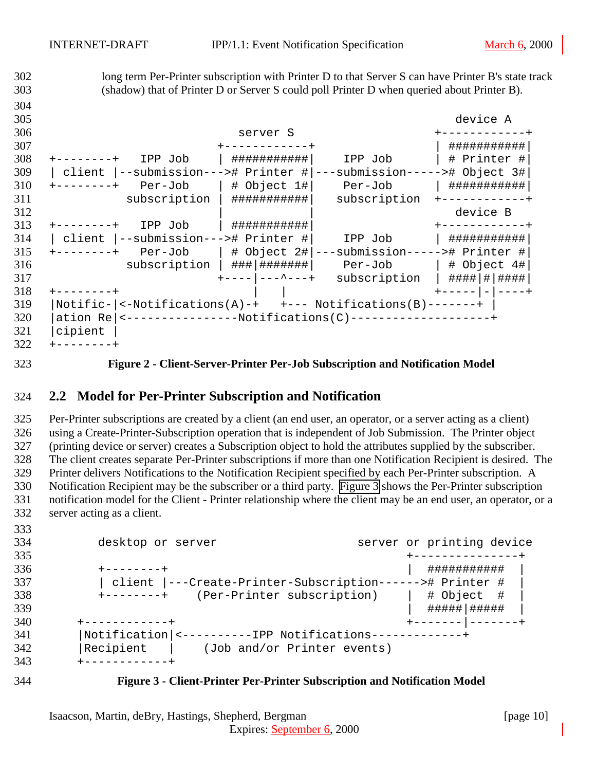long term Per-Printer subscription with Printer D to that Server S can have Printer B's state track (shadow) that of Printer D or Server S could poll Printer D when queried about Printer B).

```
                                                                     device A
                                server S                          +------------+
                              +------------+                      | ###########|
+--------+    IPP Job         | ###########|     IPP Job          | # Printer #|
| client |--submission--->#  Printer #|---submission----->#  Object 3#|
+--------+    Per-Job         | # Object 1#|     Per-Job          | ###########|
           subscription | ###########|   subscription   +------------+
                              |            |                        device B
+--------+    IPP Job         | ###########|                      +------------+
| client |--submission--->#  Printer #|     IPP Job          | ###########|
+--------+    Per-Job         | # Object 2#|---submission----->#  Printer #|
           subscription | ###|#######|     Per-Job          | # Object 4#|
                              +----|---^---+   subscription   | ####|#|####|
+--------+                         |   |                      +-----|-|----+
|Notific-|<-Notifications(A)-+   +--- Notifications(B)-------+ |
|ation Re|<----------------Notifications(C)--------------------+
|cipient |
+--------+
```

**Figure 2 - Client-Server-Printer Per-Job Subscription and Notification Model**

## 2.2 Model for Per-Printer Subscription and Notification

Per-Printer subscriptions are created by a client (an end user, an operator, or a server acting as a client) using a Create-Printer-Subscription operation that is independent of Job Submission. The Printer object (printing device or server) creates a Subscription object to hold the attributes supplied by the subscriber. The client creates separate Per-Printer subscriptions if more than one Notification Recipient is desired. The Printer delivers Notifications to the Notification Recipient specified by each Per-Printer subscription. A Notification Recipient may be the subscriber or a third party. Figure 3 shows the Per-Printer subscription notification model for the Client - Printer relationship where the client may be an end user, an operator, or a server acting as a client.

```
       desktop or server                    server or printing device
                                                 +---------------+
       +--------+                                |  ###########  |
       | client |---Create-Printer-Subscription------># Printer #  |
       +--------+    (Per-Printer subscription)  |  # Object  #  |
                                                 |  #####|#####  |
    +------------+                               +-------|-------+
    |Notification|<----------IPP Notifications-------------+
    |Recipient   |    (Job and/or Printer events)
    +------------+
```

**Figure 3 - Client-Printer Per-Printer Subscription and Notification Model**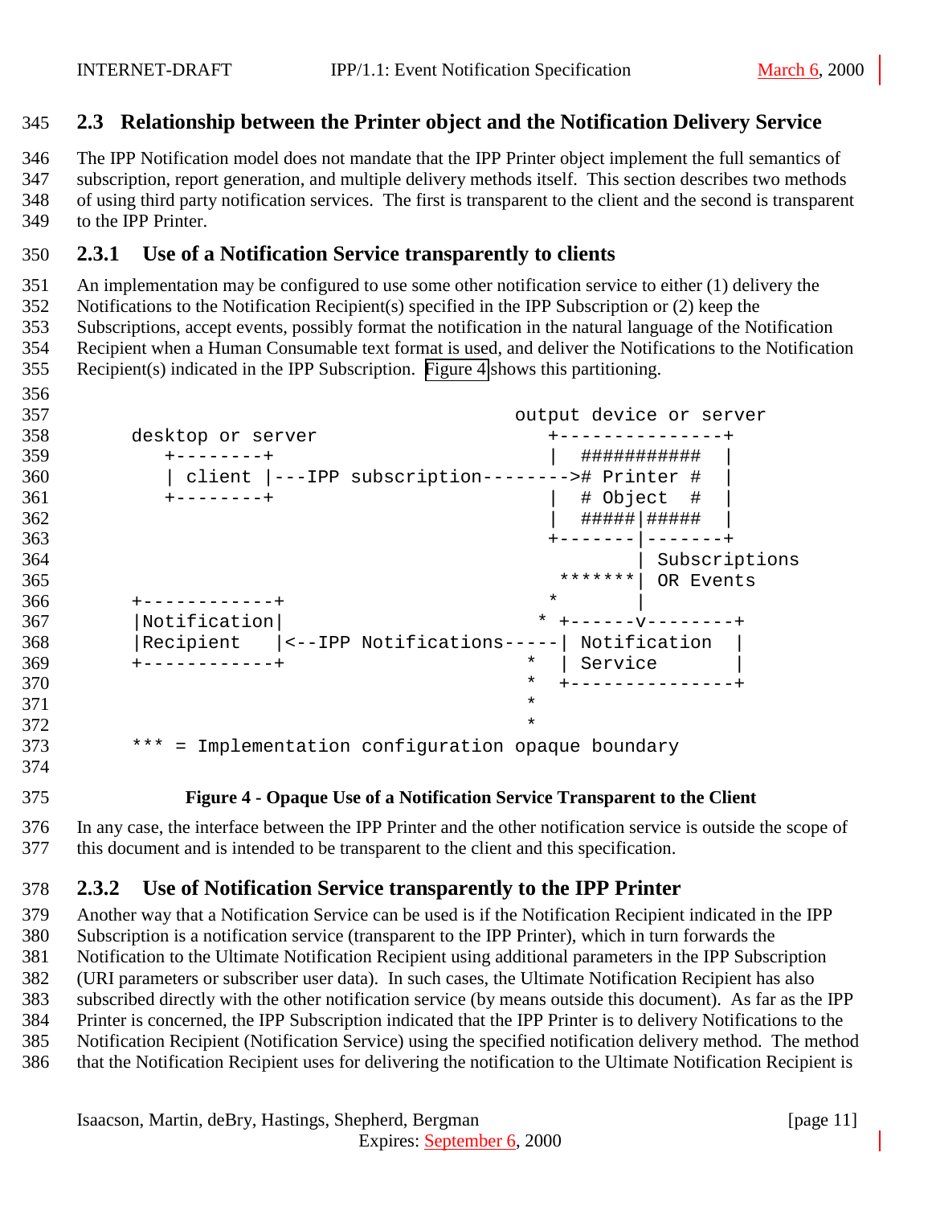### 2.3 Relationship between the Printer object and the Notification Delivery Service

The IPP Notification model does not mandate that the IPP Printer object implement the full semantics of subscription, report generation, and multiple delivery methods itself. This section describes two methods of using third party notification services. The first is transparent to the client and the second is transparent to the IPP Printer.

#### 2.3.1 Use of a Notification Service transparently to clients

An implementation may be configured to use some other notification service to either (1) delivery the Notifications to the Notification Recipient(s) specified in the IPP Subscription or (2) keep the Subscriptions, accept events, possibly format the notification in the natural language of the Notification Recipient when a Human Consumable text format is used, and deliver the Notifications to the Notification Recipient(s) indicated in the IPP Subscription. Figure 4 shows this partitioning.

```
                                                output device or server
      desktop or server                            +---------------+
         +--------+                                |  ###########  |
         | client |---IPP subscription-------->#  Printer #  |
         +--------+                                |  # Object  #  |
                                                   |  #####|#####  |
                                                   +-------|-------+
                                                           | Subscriptions
                                                    *******| OR Events
      +------------+                                *      |
      |Notification|                              * +------v--------+
      |Recipient   |<--IPP Notifications-----| Notification  |
      +------------+                             *  | Service       |
                                                 *  +---------------+
                                                 *
                                                 *
      *** = Implementation configuration opaque boundary
```

**Figure 4 - Opaque Use of a Notification Service Transparent to the Client**

In any case, the interface between the IPP Printer and the other notification service is outside the scope of this document and is intended to be transparent to the client and this specification.

#### 2.3.2 Use of Notification Service transparently to the IPP Printer

Another way that a Notification Service can be used is if the Notification Recipient indicated in the IPP Subscription is a notification service (transparent to the IPP Printer), which in turn forwards the Notification to the Ultimate Notification Recipient using additional parameters in the IPP Subscription (URI parameters or subscriber user data). In such cases, the Ultimate Notification Recipient has also subscribed directly with the other notification service (by means outside this document). As far as the IPP Printer is concerned, the IPP Subscription indicated that the IPP Printer is to delivery Notifications to the Notification Recipient (Notification Service) using the specified notification delivery method. The method that the Notification Recipient uses for delivering the notification to the Ultimate Notification Recipient is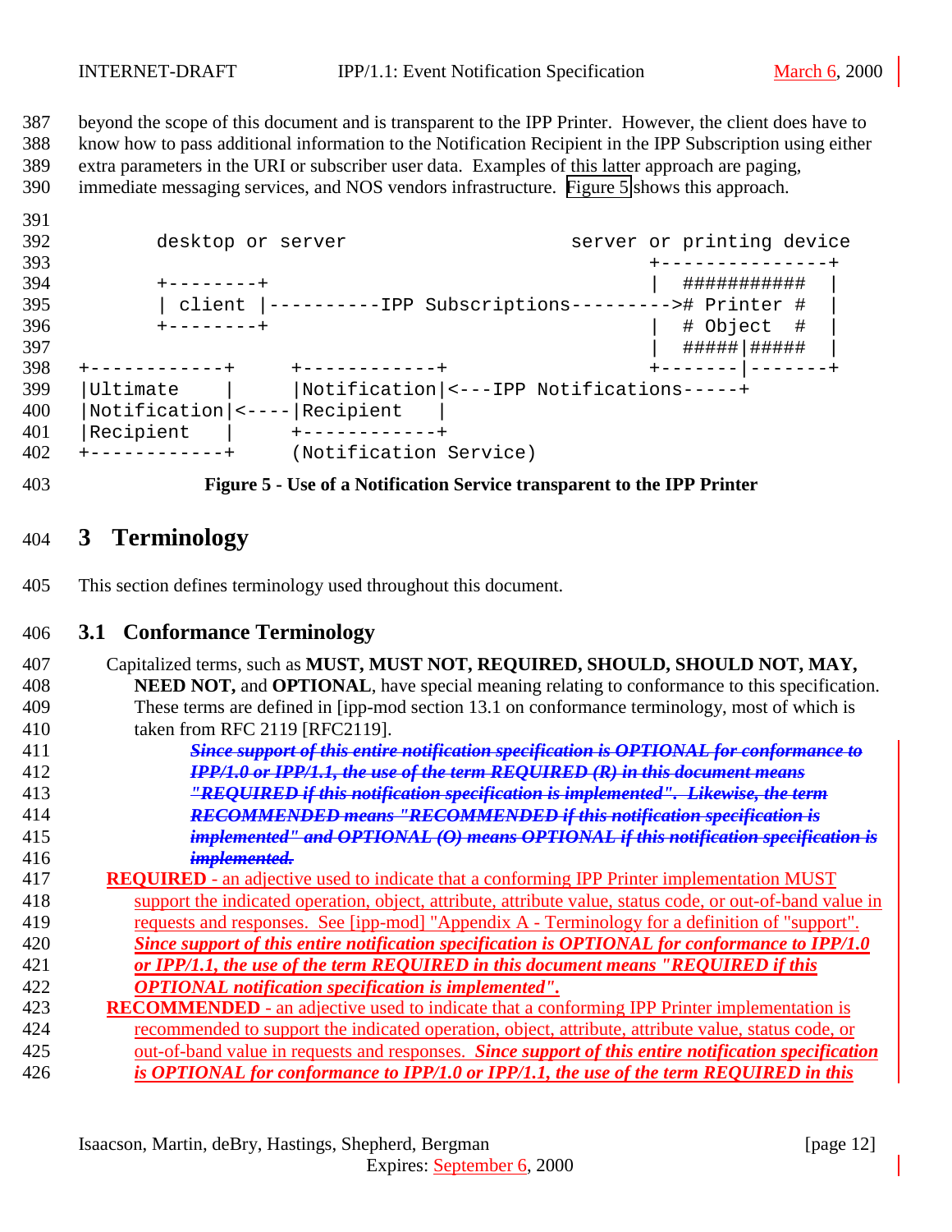beyond the scope of this document and is transparent to the IPP Printer. However, the client does have to know how to pass additional information to the Notification Recipient in the IPP Subscription using either extra parameters in the URI or subscriber user data. Examples of this latter approach are paging, immediate messaging services, and NOS vendors infrastructure. Figure 5 shows this approach.

```
       desktop or server                      server or printing device
                                                     +---------------+
       +--------+                                    |  ###########  |
       | client |----------IPP Subscriptions--------># Printer #  |
       +--------+                                    |  # Object  #  |
                                                     |  #####|#####  |
+------------+     +------------+                    +-------|-------+
|Ultimate    |     |Notification|<---IPP Notifications-----+
|Notification|<----|Recipient   |
|Recipient   |     +------------+
+------------+     (Notification Service)
```

**Figure 5 - Use of a Notification Service transparent to the IPP Printer**

# 3 Terminology

This section defines terminology used throughout this document.

## 3.1 Conformance Terminology

Capitalized terms, such as **MUST, MUST NOT, REQUIRED, SHOULD, SHOULD NOT, MAY, NEED NOT,** and **OPTIONAL**, have special meaning relating to conformance to this specification. These terms are defined in [ipp-mod section 13.1 on conformance terminology, most of which is taken from RFC 2119 [RFC2119].

~~***Since support of this entire notification specification is OPTIONAL for conformance to IPP/1.0 or IPP/1.1, the use of the term REQUIRED (R) in this document means "REQUIRED if this notification specification is implemented". Likewise, the term RECOMMENDED means "RECOMMENDED if this notification specification is implemented" and OPTIONAL (O) means OPTIONAL if this notification specification is implemented.***~~

**REQUIRED** - an adjective used to indicate that a conforming IPP Printer implementation MUST support the indicated operation, object, attribute, attribute value, status code, or out-of-band value in requests and responses. See [ipp-mod] "Appendix A - Terminology for a definition of "support". ***Since support of this entire notification specification is OPTIONAL for conformance to IPP/1.0 or IPP/1.1, the use of the term REQUIRED in this document means "REQUIRED if this OPTIONAL notification specification is implemented".***

**RECOMMENDED** - an adjective used to indicate that a conforming IPP Printer implementation is recommended to support the indicated operation, object, attribute, attribute value, status code, or out-of-band value in requests and responses. ***Since support of this entire notification specification is OPTIONAL for conformance to IPP/1.0 or IPP/1.1, the use of the term REQUIRED in this***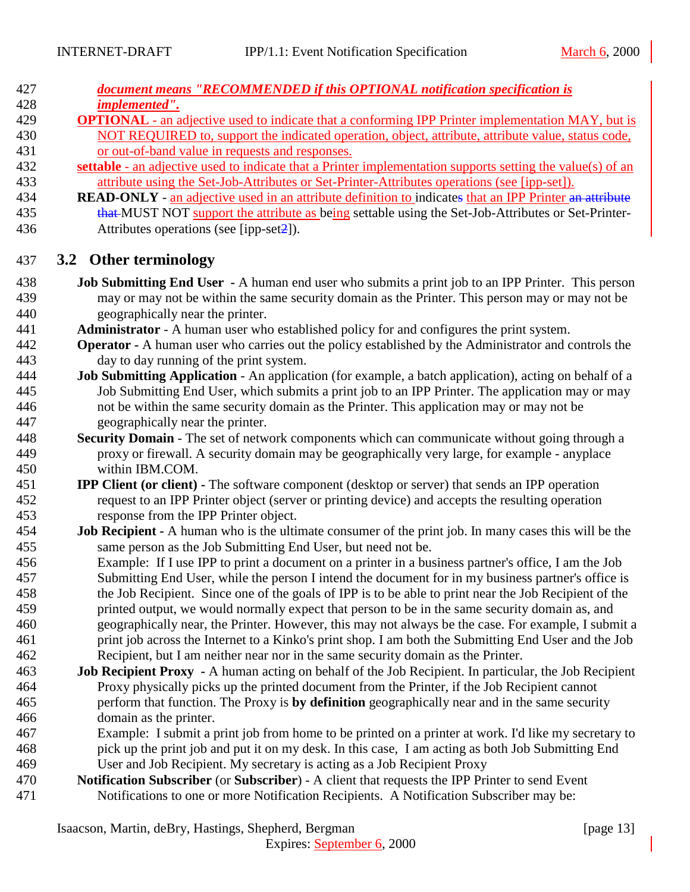***document means "RECOMMENDED if this OPTIONAL notification specification is implemented".***

**OPTIONAL** - an adjective used to indicate that a conforming IPP Printer implementation MAY, but is NOT REQUIRED to, support the indicated operation, object, attribute, attribute value, status code, or out-of-band value in requests and responses.

**settable** - an adjective used to indicate that a Printer implementation supports setting the value(s) of an attribute using the Set-Job-Attributes or Set-Printer-Attributes operations (see [ipp-set]).

**READ-ONLY** - an adjective used in an attribute definition to indicates that an IPP Printer ~~an attribute that~~ MUST NOT support the attribute as being settable using the Set-Job-Attributes or Set-Printer-Attributes operations (see [ipp-set~~2~~]).

## 3.2 Other terminology

**Job Submitting End User** - A human end user who submits a print job to an IPP Printer. This person may or may not be within the same security domain as the Printer. This person may or may not be geographically near the printer.

**Administrator** - A human user who established policy for and configures the print system.

**Operator** - A human user who carries out the policy established by the Administrator and controls the day to day running of the print system.

**Job Submitting Application** - An application (for example, a batch application), acting on behalf of a Job Submitting End User, which submits a print job to an IPP Printer. The application may or may not be within the same security domain as the Printer. This application may or may not be geographically near the printer.

**Security Domain** - The set of network components which can communicate without going through a proxy or firewall. A security domain may be geographically very large, for example - anyplace within IBM.COM.

**IPP Client (or client)** - The software component (desktop or server) that sends an IPP operation request to an IPP Printer object (server or printing device) and accepts the resulting operation response from the IPP Printer object.

**Job Recipient** - A human who is the ultimate consumer of the print job. In many cases this will be the same person as the Job Submitting End User, but need not be.
Example: If I use IPP to print a document on a printer in a business partner's office, I am the Job Submitting End User, while the person I intend the document for in my business partner's office is the Job Recipient. Since one of the goals of IPP is to be able to print near the Job Recipient of the printed output, we would normally expect that person to be in the same security domain as, and geographically near, the Printer. However, this may not always be the case. For example, I submit a print job across the Internet to a Kinko's print shop. I am both the Submitting End User and the Job Recipient, but I am neither near nor in the same security domain as the Printer.

**Job Recipient Proxy** - A human acting on behalf of the Job Recipient. In particular, the Job Recipient Proxy physically picks up the printed document from the Printer, if the Job Recipient cannot perform that function. The Proxy is **by definition** geographically near and in the same security domain as the printer.
Example: I submit a print job from home to be printed on a printer at work. I'd like my secretary to pick up the print job and put it on my desk. In this case, I am acting as both Job Submitting End User and Job Recipient. My secretary is acting as a Job Recipient Proxy

**Notification Subscriber** (or **Subscriber**) - A client that requests the IPP Printer to send Event Notifications to one or more Notification Recipients. A Notification Subscriber may be: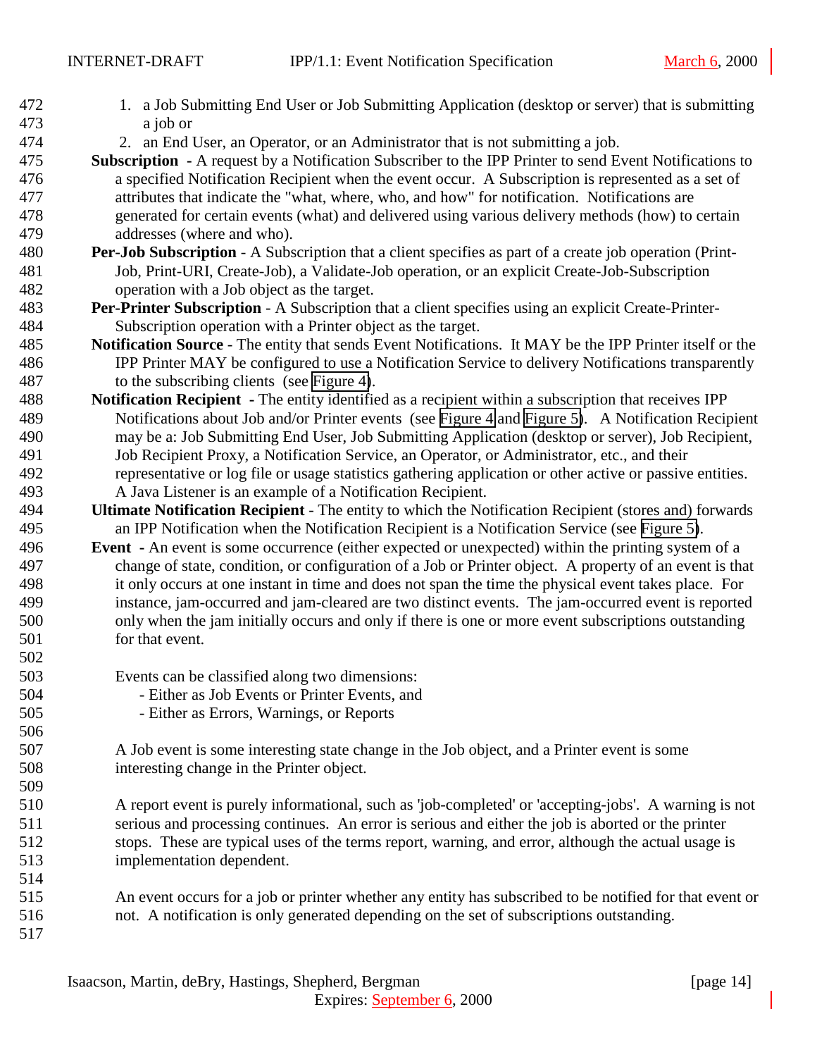1. a Job Submitting End User or Job Submitting Application (desktop or server) that is submitting a job or
2. an End User, an Operator, or an Administrator that is not submitting a job.

**Subscription** - A request by a Notification Subscriber to the IPP Printer to send Event Notifications to a specified Notification Recipient when the event occur. A Subscription is represented as a set of attributes that indicate the "what, where, who, and how" for notification. Notifications are generated for certain events (what) and delivered using various delivery methods (how) to certain addresses (where and who).

**Per-Job Subscription** - A Subscription that a client specifies as part of a create job operation (Print-Job, Print-URI, Create-Job), a Validate-Job operation, or an explicit Create-Job-Subscription operation with a Job object as the target.

**Per-Printer Subscription** - A Subscription that a client specifies using an explicit Create-Printer-Subscription operation with a Printer object as the target.

**Notification Source** - The entity that sends Event Notifications. It MAY be the IPP Printer itself or the IPP Printer MAY be configured to use a Notification Service to delivery Notifications transparently to the subscribing clients (see Figure 4).

**Notification Recipient** - The entity identified as a recipient within a subscription that receives IPP Notifications about Job and/or Printer events (see Figure 4 and Figure 5). A Notification Recipient may be a: Job Submitting End User, Job Submitting Application (desktop or server), Job Recipient, Job Recipient Proxy, a Notification Service, an Operator, or Administrator, etc., and their representative or log file or usage statistics gathering application or other active or passive entities. A Java Listener is an example of a Notification Recipient.

**Ultimate Notification Recipient** - The entity to which the Notification Recipient (stores and) forwards an IPP Notification when the Notification Recipient is a Notification Service (see Figure 5).

**Event** - An event is some occurrence (either expected or unexpected) within the printing system of a change of state, condition, or configuration of a Job or Printer object. A property of an event is that it only occurs at one instant in time and does not span the time the physical event takes place. For instance, jam-occurred and jam-cleared are two distinct events. The jam-occurred event is reported only when the jam initially occurs and only if there is one or more event subscriptions outstanding for that event.

Events can be classified along two dimensions:
- Either as Job Events or Printer Events, and
- Either as Errors, Warnings, or Reports

A Job event is some interesting state change in the Job object, and a Printer event is some interesting change in the Printer object.

A report event is purely informational, such as 'job-completed' or 'accepting-jobs'. A warning is not serious and processing continues. An error is serious and either the job is aborted or the printer stops. These are typical uses of the terms report, warning, and error, although the actual usage is implementation dependent.

An event occurs for a job or printer whether any entity has subscribed to be notified for that event or not. A notification is only generated depending on the set of subscriptions outstanding.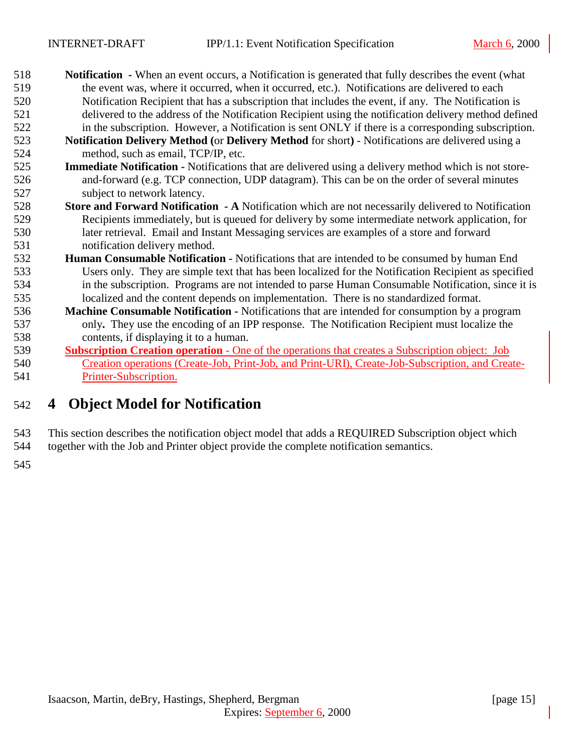**Notification** - When an event occurs, a Notification is generated that fully describes the event (what the event was, where it occurred, when it occurred, etc.). Notifications are delivered to each Notification Recipient that has a subscription that includes the event, if any. The Notification is delivered to the address of the Notification Recipient using the notification delivery method defined in the subscription. However, a Notification is sent ONLY if there is a corresponding subscription.

**Notification Delivery Method (**or **Delivery Method** for short**)** - Notifications are delivered using a method, such as email, TCP/IP, etc.

**Immediate Notification** - Notifications that are delivered using a delivery method which is not store-and-forward (e.g. TCP connection, UDP datagram). This can be on the order of several minutes subject to network latency.

**Store and Forward Notification - A** Notification which are not necessarily delivered to Notification Recipients immediately, but is queued for delivery by some intermediate network application, for later retrieval. Email and Instant Messaging services are examples of a store and forward notification delivery method.

**Human Consumable Notification** - Notifications that are intended to be consumed by human End Users only. They are simple text that has been localized for the Notification Recipient as specified in the subscription. Programs are not intended to parse Human Consumable Notification, since it is localized and the content depends on implementation. There is no standardized format.

**Machine Consumable Notification** - Notifications that are intended for consumption by a program only**.** They use the encoding of an IPP response. The Notification Recipient must localize the contents, if displaying it to a human.

**Subscription Creation operation** - One of the operations that creates a Subscription object: Job Creation operations (Create-Job, Print-Job, and Print-URI), Create-Job-Subscription, and Create-Printer-Subscription.

# 4 Object Model for Notification

This section describes the notification object model that adds a REQUIRED Subscription object which together with the Job and Printer object provide the complete notification semantics.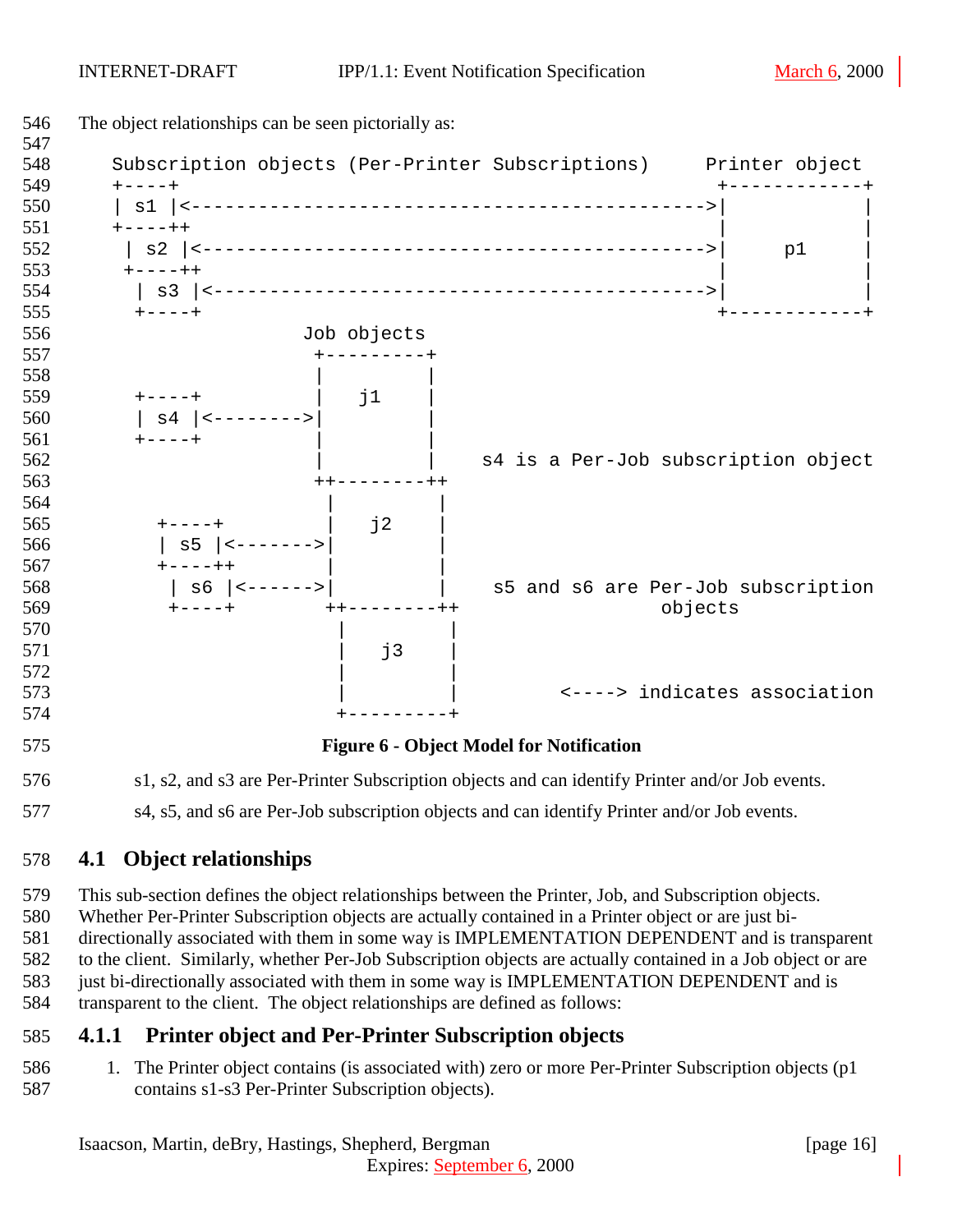The object relationships can be seen pictorially as:

```
   Subscription objects (Per-Printer Subscriptions)     Printer object
   +----+                                               +------------+
   | s1 |<--------------------------------------------->|            |
   +----++                                              |            |
    | s2 |<-------------------------------------------->|     p1     |
    +----++                                             |            |
     | s3 |<------------------------------------------->|            |
     +----+                                             +------------+
                       Job objects
                        +---------+
                        |         |
     +----+             |   j1    |
     | s4 |<----------->|         |
     +----+             |         |
                        |         |    s4 is a Per-Job subscription object
                        ++--------++
                         |         |
       +----+            |   j2    |
       | s5 |<---------->|         |
       +----++           |         |
        | s6 |<--------->|         |    s5 and and s6 are Per-Job subscription
        +----+          ++--------++                   objects
                          |         |
                          |   j3    |
                          |         |
                          |         |         <----> indicates association
                          +---------+
```

**Figure 6 - Object Model for Notification**

s1, s2, and s3 are Per-Printer Subscription objects and can identify Printer and/or Job events.

s4, s5, and s6 are Per-Job subscription objects and can identify Printer and/or Job events.

## 4.1 Object relationships

This sub-section defines the object relationships between the Printer, Job, and Subscription objects. Whether Per-Printer Subscription objects are actually contained in a Printer object or are just bi-directionally associated with them in some way is IMPLEMENTATION DEPENDENT and is transparent to the client. Similarly, whether Per-Job Subscription objects are actually contained in a Job object or are just bi-directionally associated with them in some way is IMPLEMENTATION DEPENDENT and is transparent to the client. The object relationships are defined as follows:

### 4.1.1 Printer object and Per-Printer Subscription objects

1. The Printer object contains (is associated with) zero or more Per-Printer Subscription objects (p1 contains s1-s3 Per-Printer Subscription objects).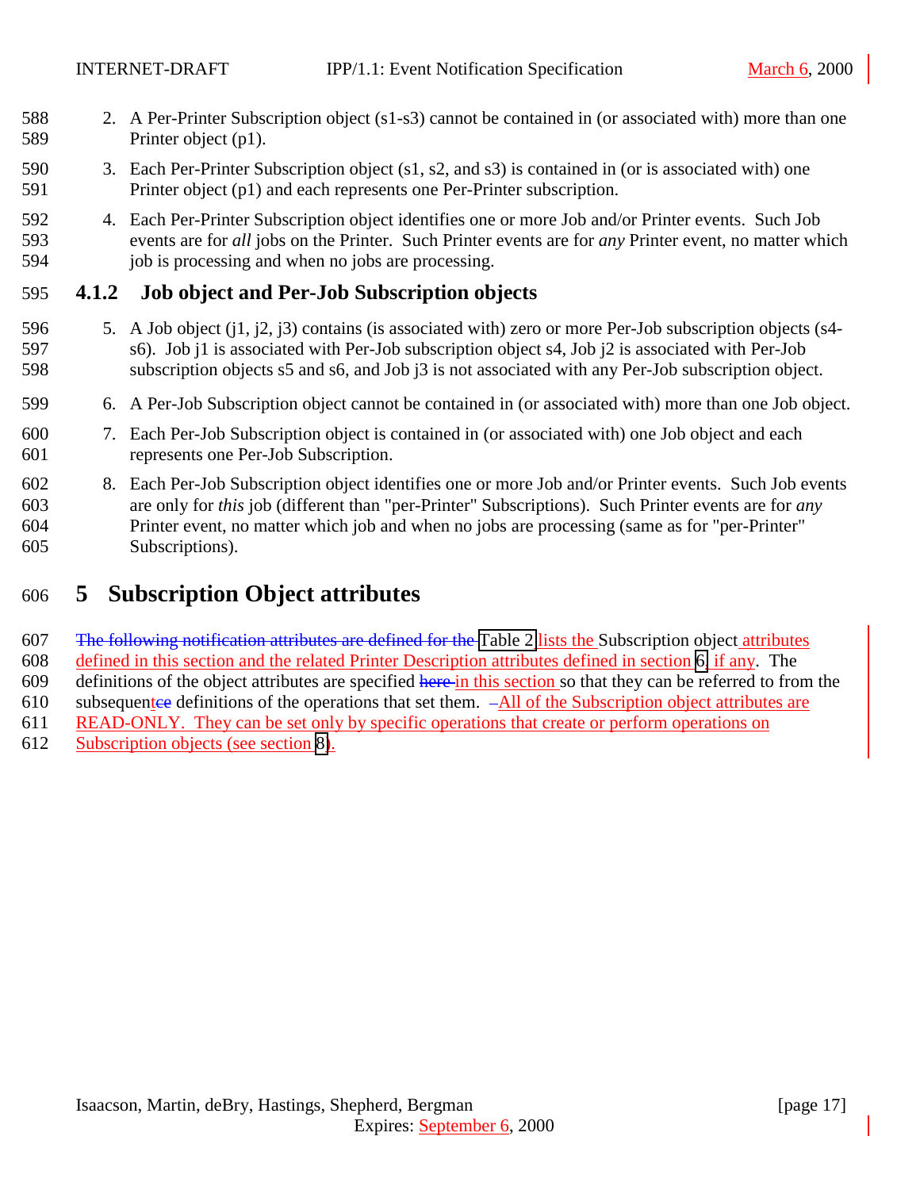2. A Per-Printer Subscription object (s1-s3) cannot be contained in (or associated with) more than one Printer object (p1).

3. Each Per-Printer Subscription object (s1, s2, and s3) is contained in (or is associated with) one Printer object (p1) and each represents one Per-Printer subscription.

4. Each Per-Printer Subscription object identifies one or more Job and/or Printer events. Such Job events are for *all* jobs on the Printer. Such Printer events are for *any* Printer event, no matter which job is processing and when no jobs are processing.

### 4.1.2 Job object and Per-Job Subscription objects

5. A Job object (j1, j2, j3) contains (is associated with) zero or more Per-Job subscription objects (s4-s6). Job j1 is associated with Per-Job subscription object s4, Job j2 is associated with Per-Job subscription objects s5 and s6, and Job j3 is not associated with any Per-Job subscription object.

6. A Per-Job Subscription object cannot be contained in (or associated with) more than one Job object.

7. Each Per-Job Subscription object is contained in (or associated with) one Job object and each represents one Per-Job Subscription.

8. Each Per-Job Subscription object identifies one or more Job and/or Printer events. Such Job events are only for *this* job (different than "per-Printer" Subscriptions). Such Printer events are for *any* Printer event, no matter which job and when no jobs are processing (same as for "per-Printer" Subscriptions).

# 5 Subscription Object attributes

~~The following notification attributes are defined for the~~ Table 2 lists the Subscription object attributes defined in this section and the related Printer Description attributes defined in section 6, if any. The definitions of the object attributes are specified ~~here~~ in this section so that they can be referred to from the subsequent~~ce~~ definitions of the operations that set them. All of the Subscription object attributes are READ-ONLY. They can be set only by specific operations that create or perform operations on Subscription objects (see section 8).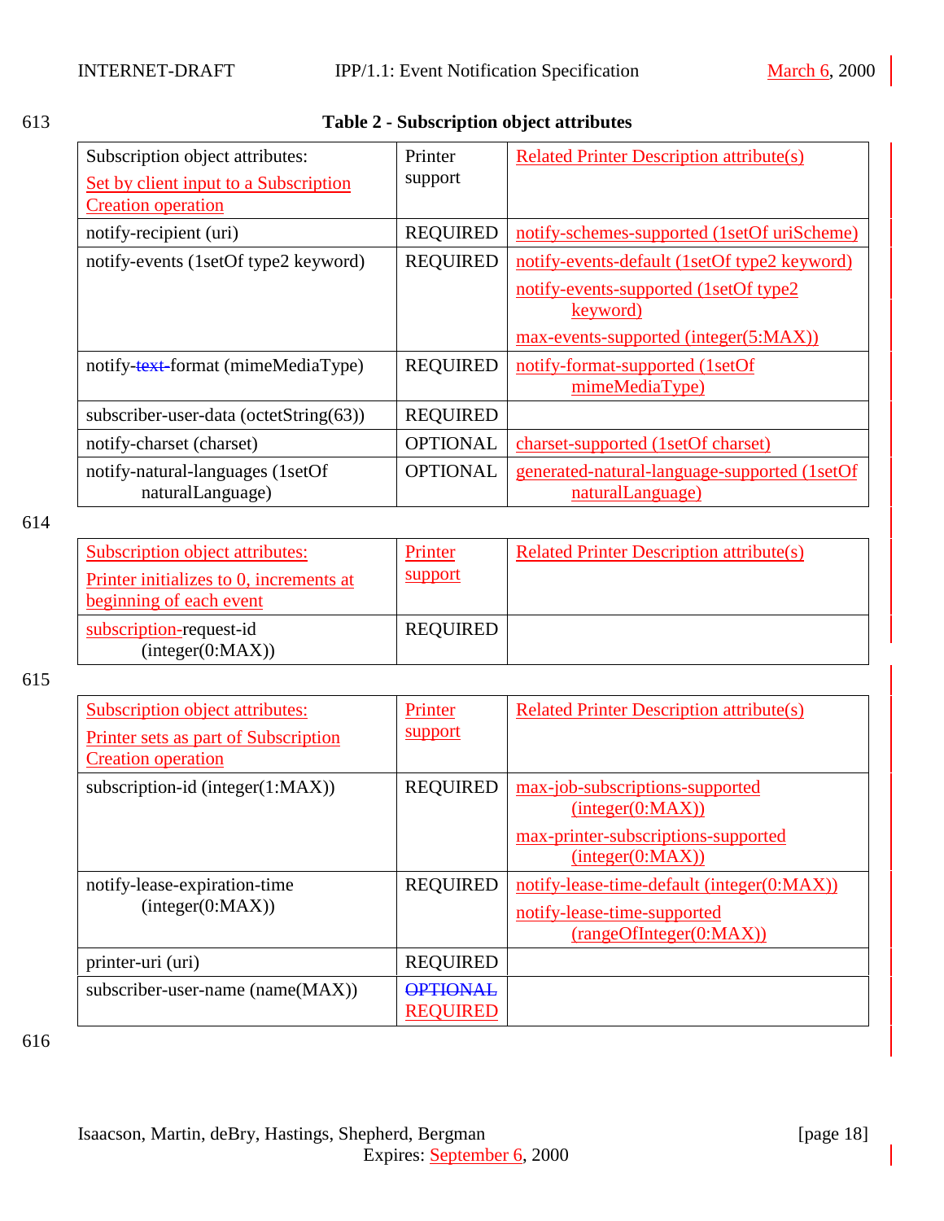**Table 2 - Subscription object attributes**

| Subscription object attributes: Set by client input to a Subscription Creation operation | Printer support | Related Printer Description attribute(s) |
|---|---|---|
| notify-recipient (uri) | REQUIRED | notify-schemes-supported (1setOf uriScheme) |
| notify-events (1setOf type2 keyword) | REQUIRED | notify-events-default (1setOf type2 keyword) notify-events-supported (1setOf type2 keyword) max-events-supported (integer(5:MAX)) |
| notify-~~text-~~format (mimeMediaType) | REQUIRED | notify-format-supported (1setOf mimeMediaType) |
| subscriber-user-data (octetString(63)) | REQUIRED | |
| notify-charset (charset) | OPTIONAL | charset-supported (1setOf charset) |
| notify-natural-languages (1setOf naturalLanguage) | OPTIONAL | generated-natural-language-supported (1setOf naturalLanguage) |

| Subscription object attributes: Printer initializes to 0, increments at beginning of each event | Printer support | Related Printer Description attribute(s) |
|---|---|---|
| subscription-request-id (integer(0:MAX)) | REQUIRED | |

| Subscription object attributes: Printer sets as part of Subscription Creation operation | Printer support | Related Printer Description attribute(s) |
|---|---|---|
| subscription-id (integer(1:MAX)) | REQUIRED | max-job-subscriptions-supported (integer(0:MAX)) max-printer-subscriptions-supported (integer(0:MAX)) |
| notify-lease-expiration-time (integer(0:MAX)) | REQUIRED | notify-lease-time-default (integer(0:MAX)) notify-lease-time-supported (rangeOfInteger(0:MAX)) |
| printer-uri (uri) | REQUIRED | |
| subscriber-user-name (name(MAX)) | ~~OPTIONAL~~ REQUIRED | |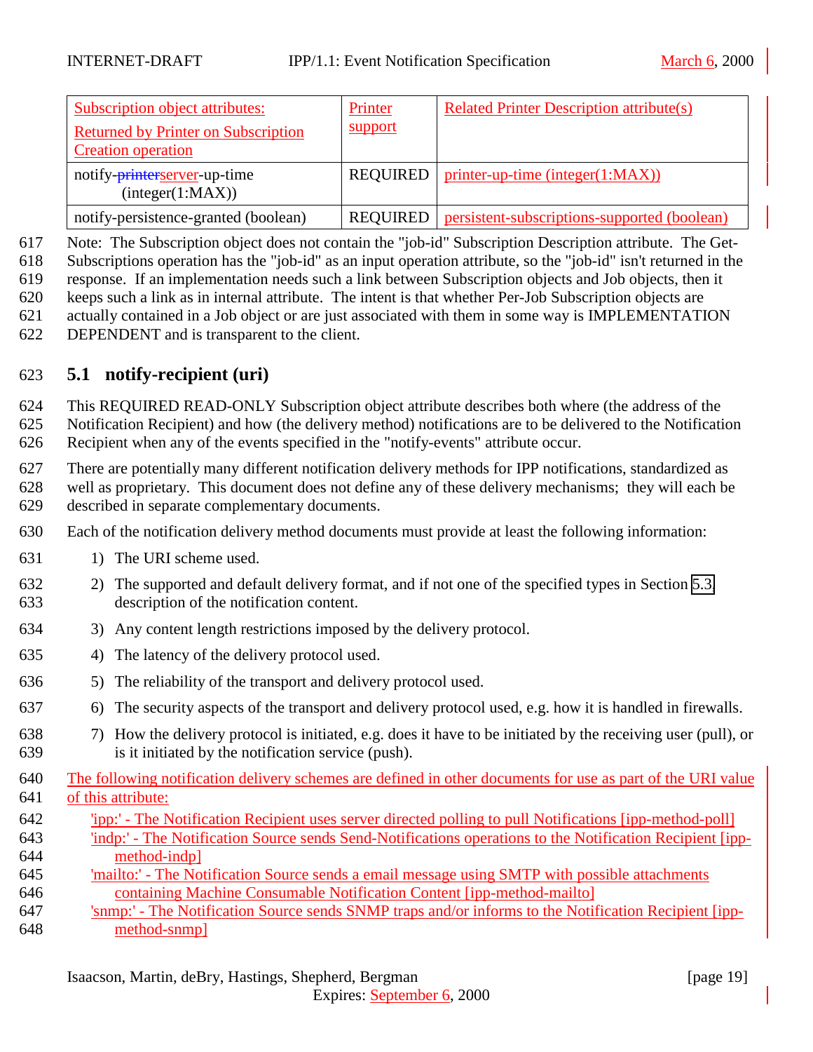| Subscription object attributes: Returned by Printer on Subscription Creation operation | Printer support | Related Printer Description attribute(s) |
|---|---|---|
| notify-~~printer~~server-up-time (integer(1:MAX)) | REQUIRED | printer-up-time (integer(1:MAX)) |
| notify-persistence-granted (boolean) | REQUIRED | persistent-subscriptions-supported (boolean) |

Note: The Subscription object does not contain the "job-id" Subscription Description attribute. The Get-Subscriptions operation has the "job-id" as an input operation attribute, so the "job-id" isn't returned in the response. If an implementation needs such a link between Subscription objects and Job objects, then it keeps such a link as in internal attribute. The intent is that whether Per-Job Subscription objects are actually contained in a Job object or are just associated with them in some way is IMPLEMENTATION DEPENDENT and is transparent to the client.

## 5.1 notify-recipient (uri)

This REQUIRED READ-ONLY Subscription object attribute describes both where (the address of the Notification Recipient) and how (the delivery method) notifications are to be delivered to the Notification Recipient when any of the events specified in the "notify-events" attribute occur.

There are potentially many different notification delivery methods for IPP notifications, standardized as well as proprietary. This document does not define any of these delivery mechanisms; they will each be described in separate complementary documents.

Each of the notification delivery method documents must provide at least the following information:

1) The URI scheme used.
2) The supported and default delivery format, and if not one of the specified types in Section 5.3 description of the notification content.
3) Any content length restrictions imposed by the delivery protocol.
4) The latency of the delivery protocol used.
5) The reliability of the transport and delivery protocol used.
6) The security aspects of the transport and delivery protocol used, e.g. how it is handled in firewalls.
7) How the delivery protocol is initiated, e.g. does it have to be initiated by the receiving user (pull), or is it initiated by the notification service (push).

The following notification delivery schemes are defined in other documents for use as part of the URI value of this attribute:

'ipp:' - The Notification Recipient uses server directed polling to pull Notifications [ipp-method-poll]
'indp:' - The Notification Source sends Send-Notifications operations to the Notification Recipient [ipp-method-indp]
'mailto:' - The Notification Source sends a email message using SMTP with possible attachments containing Machine Consumable Notification Content [ipp-method-mailto]
'snmp:' - The Notification Source sends SNMP traps and/or informs to the Notification Recipient [ipp-method-snmp]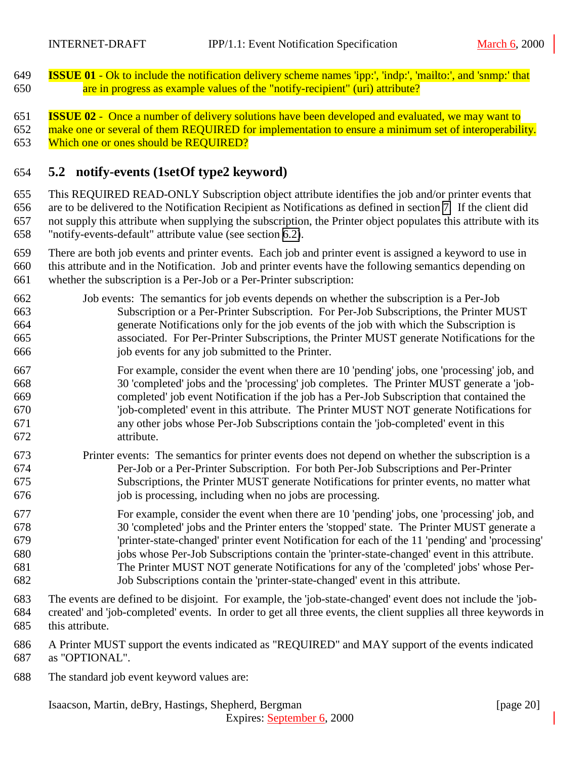**ISSUE 01** - Ok to include the notification delivery scheme names 'ipp:', 'indp:', 'mailto:', and 'snmp:' that are in progress as example values of the "notify-recipient" (uri) attribute?

**ISSUE 02** - Once a number of delivery solutions have been developed and evaluated, we may want to make one or several of them REQUIRED for implementation to ensure a minimum set of interoperability. Which one or ones should be REQUIRED?

## 5.2 notify-events (1setOf type2 keyword)

This REQUIRED READ-ONLY Subscription object attribute identifies the job and/or printer events that are to be delivered to the Notification Recipient as Notifications as defined in section 7. If the client did not supply this attribute when supplying the subscription, the Printer object populates this attribute with its "notify-events-default" attribute value (see section 6.2).

There are both job events and printer events. Each job and printer event is assigned a keyword to use in this attribute and in the Notification. Job and printer events have the following semantics depending on whether the subscription is a Per-Job or a Per-Printer subscription:

Job events: The semantics for job events depends on whether the subscription is a Per-Job Subscription or a Per-Printer Subscription. For Per-Job Subscriptions, the Printer MUST generate Notifications only for the job events of the job with which the Subscription is associated. For Per-Printer Subscriptions, the Printer MUST generate Notifications for the job events for any job submitted to the Printer.

For example, consider the event when there are 10 'pending' jobs, one 'processing' job, and 30 'completed' jobs and the 'processing' job completes. The Printer MUST generate a 'job-completed' job event Notification if the job has a Per-Job Subscription that contained the 'job-completed' event in this attribute. The Printer MUST NOT generate Notifications for any other jobs whose Per-Job Subscriptions contain the 'job-completed' event in this attribute.

Printer events: The semantics for printer events does not depend on whether the subscription is a Per-Job or a Per-Printer Subscription. For both Per-Job Subscriptions and Per-Printer Subscriptions, the Printer MUST generate Notifications for printer events, no matter what job is processing, including when no jobs are processing.

For example, consider the event when there are 10 'pending' jobs, one 'processing' job, and 30 'completed' jobs and the Printer enters the 'stopped' state. The Printer MUST generate a 'printer-state-changed' printer event Notification for each of the 11 'pending' and 'processing' jobs whose Per-Job Subscriptions contain the 'printer-state-changed' event in this attribute. The Printer MUST NOT generate Notifications for any of the 'completed' jobs' whose Per-Job Subscriptions contain the 'printer-state-changed' event in this attribute.

The events are defined to be disjoint. For example, the 'job-state-changed' event does not include the 'job-created' and 'job-completed' events. In order to get all three events, the client supplies all three keywords in this attribute.

A Printer MUST support the events indicated as "REQUIRED" and MAY support of the events indicated as "OPTIONAL".

The standard job event keyword values are: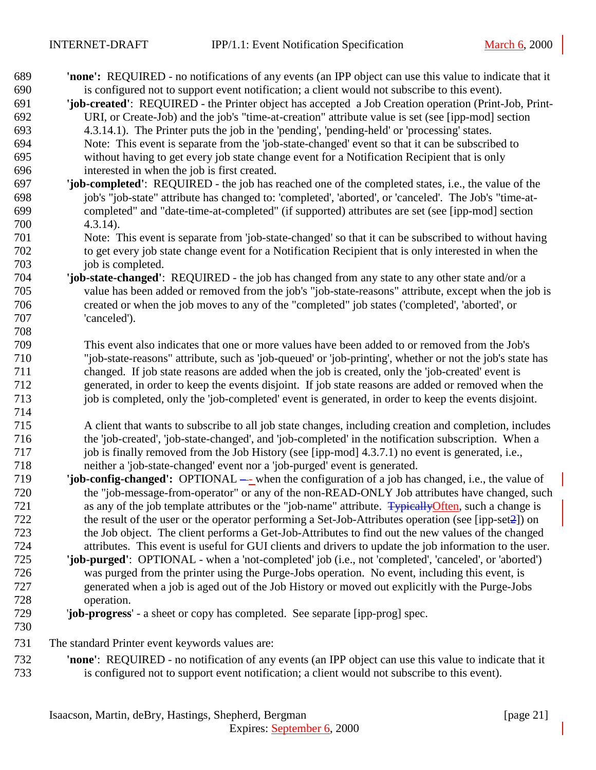**'none':** REQUIRED - no notifications of any events (an IPP object can use this value to indicate that it is configured not to support event notification; a client would not subscribe to this event).

**'job-created'**: REQUIRED - the Printer object has accepted a Job Creation operation (Print-Job, Print-URI, or Create-Job) and the job's "time-at-creation" attribute value is set (see [ipp-mod] section 4.3.14.1). The Printer puts the job in the 'pending', 'pending-held' or 'processing' states.
Note: This event is separate from the 'job-state-changed' event so that it can be subscribed to without having to get every job state change event for a Notification Recipient that is only interested in when the job is first created.

**'job-completed'**: REQUIRED - the job has reached one of the completed states, i.e., the value of the job's "job-state" attribute has changed to: 'completed', 'aborted', or 'canceled'. The Job's "time-at-completed" and "date-time-at-completed" (if supported) attributes are set (see [ipp-mod] section 4.3.14).
Note: This event is separate from 'job-state-changed' so that it can be subscribed to without having to get every job state change event for a Notification Recipient that is only interested in when the job is completed.

**'job-state-changed'**: REQUIRED - the job has changed from any state to any other state and/or a value has been added or removed from the job's "job-state-reasons" attribute, except when the job is created or when the job moves to any of the "completed" job states ('completed', 'aborted', or 'canceled').

This event also indicates that one or more values have been added to or removed from the Job's "job-state-reasons" attribute, such as 'job-queued' or 'job-printing', whether or not the job's state has changed. If job state reasons are added when the job is created, only the 'job-created' event is generated, in order to keep the events disjoint. If job state reasons are added or removed when the job is completed, only the 'job-completed' event is generated, in order to keep the events disjoint.

A client that wants to subscribe to all job state changes, including creation and completion, includes the 'job-created', 'job-state-changed', and 'job-completed' in the notification subscription. When a job is finally removed from the Job History (see [ipp-mod] 4.3.7.1) no event is generated, i.e., neither a 'job-state-changed' event nor a 'job-purged' event is generated.

**'job-config-changed':** OPTIONAL - when the configuration of a job has changed, i.e., the value of the "job-message-from-operator" or any of the non-READ-ONLY Job attributes have changed, such as any of the job template attributes or the "job-name" attribute. ~~Typically~~Often, such a change is the result of the user or the operator performing a Set-Job-Attributes operation (see [ipp-set2]) on the Job object. The client performs a Get-Job-Attributes to find out the new values of the changed attributes. This event is useful for GUI clients and drivers to update the job information to the user.

**'job-purged'**: OPTIONAL - when a 'not-completed' job (i.e., not 'completed', 'canceled', or 'aborted') was purged from the printer using the Purge-Jobs operation. No event, including this event, is generated when a job is aged out of the Job History or moved out explicitly with the Purge-Jobs operation.

'**job-progress**' - a sheet or copy has completed. See separate [ipp-prog] spec.

The standard Printer event keywords values are:

**'none'**: REQUIRED - no notification of any events (an IPP object can use this value to indicate that it is configured not to support event notification; a client would not subscribe to this event).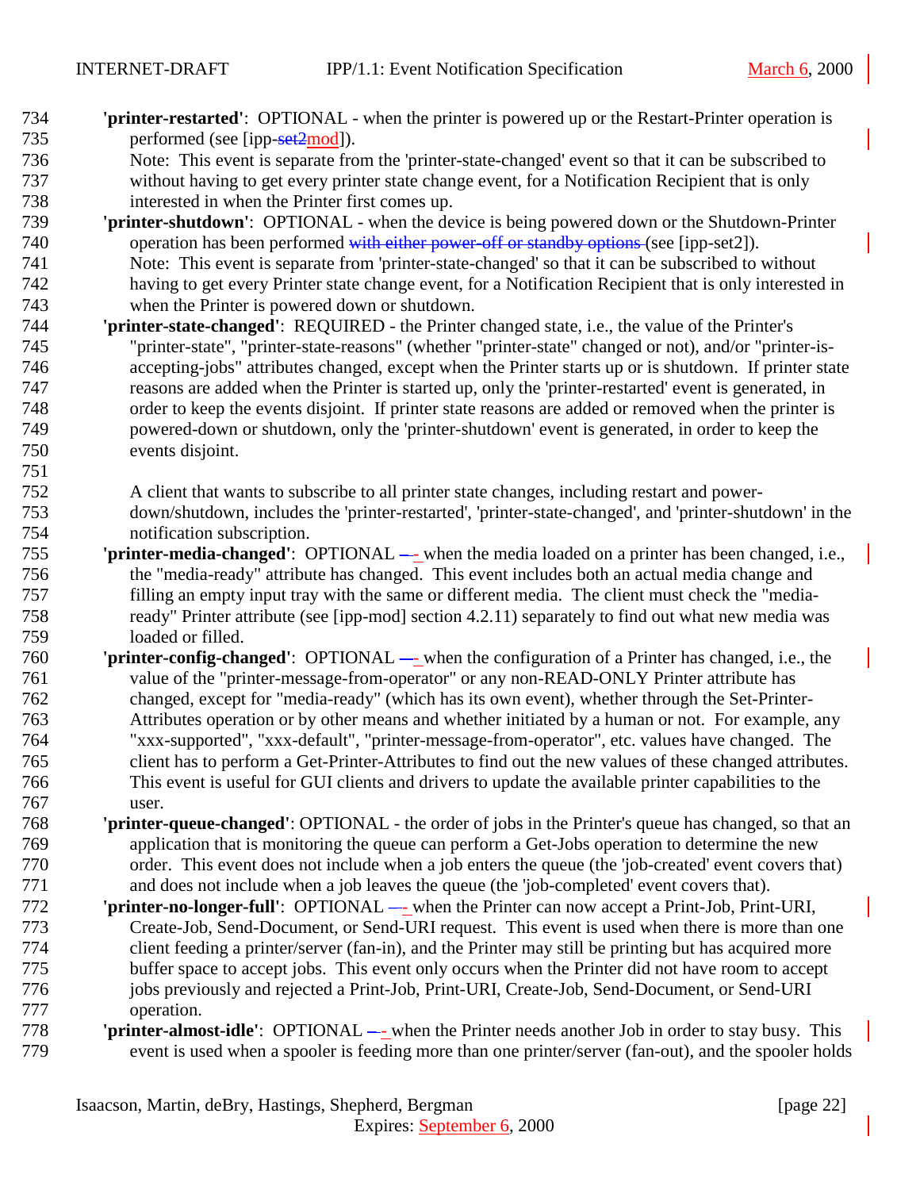'**printer-restarted**': OPTIONAL - when the printer is powered up or the Restart-Printer operation is performed (see [ipp-mod]).

Note: This event is separate from the 'printer-state-changed' event so that it can be subscribed to without having to get every printer state change event, for a Notification Recipient that is only interested in when the Printer first comes up.

'**printer-shutdown**': OPTIONAL - when the device is being powered down or the Shutdown-Printer operation has been performed (see [ipp-set2]).

Note: This event is separate from 'printer-state-changed' so that it can be subscribed to without having to get every Printer state change event, for a Notification Recipient that is only interested in when the Printer is powered down or shutdown.

'**printer-state-changed**': REQUIRED - the Printer changed state, i.e., the value of the Printer's "printer-state", "printer-state-reasons" (whether "printer-state" changed or not), and/or "printer-is-accepting-jobs" attributes changed, except when the Printer starts up or is shutdown. If printer state reasons are added when the Printer is started up, only the 'printer-restarted' event is generated, in order to keep the events disjoint. If printer state reasons are added or removed when the printer is powered-down or shutdown, only the 'printer-shutdown' event is generated, in order to keep the events disjoint.

A client that wants to subscribe to all printer state changes, including restart and power-down/shutdown, includes the 'printer-restarted', 'printer-state-changed', and 'printer-shutdown' in the notification subscription.

'**printer-media-changed**': OPTIONAL - when the media loaded on a printer has been changed, i.e., the "media-ready" attribute has changed. This event includes both an actual media change and filling an empty input tray with the same or different media. The client must check the "media-ready" Printer attribute (see [ipp-mod] section 4.2.11) separately to find out what new media was loaded or filled.

'**printer-config-changed**': OPTIONAL - when the configuration of a Printer has changed, i.e., the value of the "printer-message-from-operator" or any non-READ-ONLY Printer attribute has changed, except for "media-ready" (which has its own event), whether through the Set-Printer-Attributes operation or by other means and whether initiated by a human or not. For example, any "xxx-supported", "xxx-default", "printer-message-from-operator", etc. values have changed. The client has to perform a Get-Printer-Attributes to find out the new values of these changed attributes. This event is useful for GUI clients and drivers to update the available printer capabilities to the user.

'**printer-queue-changed**': OPTIONAL - the order of jobs in the Printer's queue has changed, so that an application that is monitoring the queue can perform a Get-Jobs operation to determine the new order. This event does not include when a job enters the queue (the 'job-created' event covers that) and does not include when a job leaves the queue (the 'job-completed' event covers that).

'**printer-no-longer-full**': OPTIONAL - when the Printer can now accept a Print-Job, Print-URI, Create-Job, Send-Document, or Send-URI request. This event is used when there is more than one client feeding a printer/server (fan-in), and the Printer may still be printing but has acquired more buffer space to accept jobs. This event only occurs when the Printer did not have room to accept jobs previously and rejected a Print-Job, Print-URI, Create-Job, Send-Document, or Send-URI operation.

'**printer-almost-idle**': OPTIONAL - when the Printer needs another Job in order to stay busy. This event is used when a spooler is feeding more than one printer/server (fan-out), and the spooler holds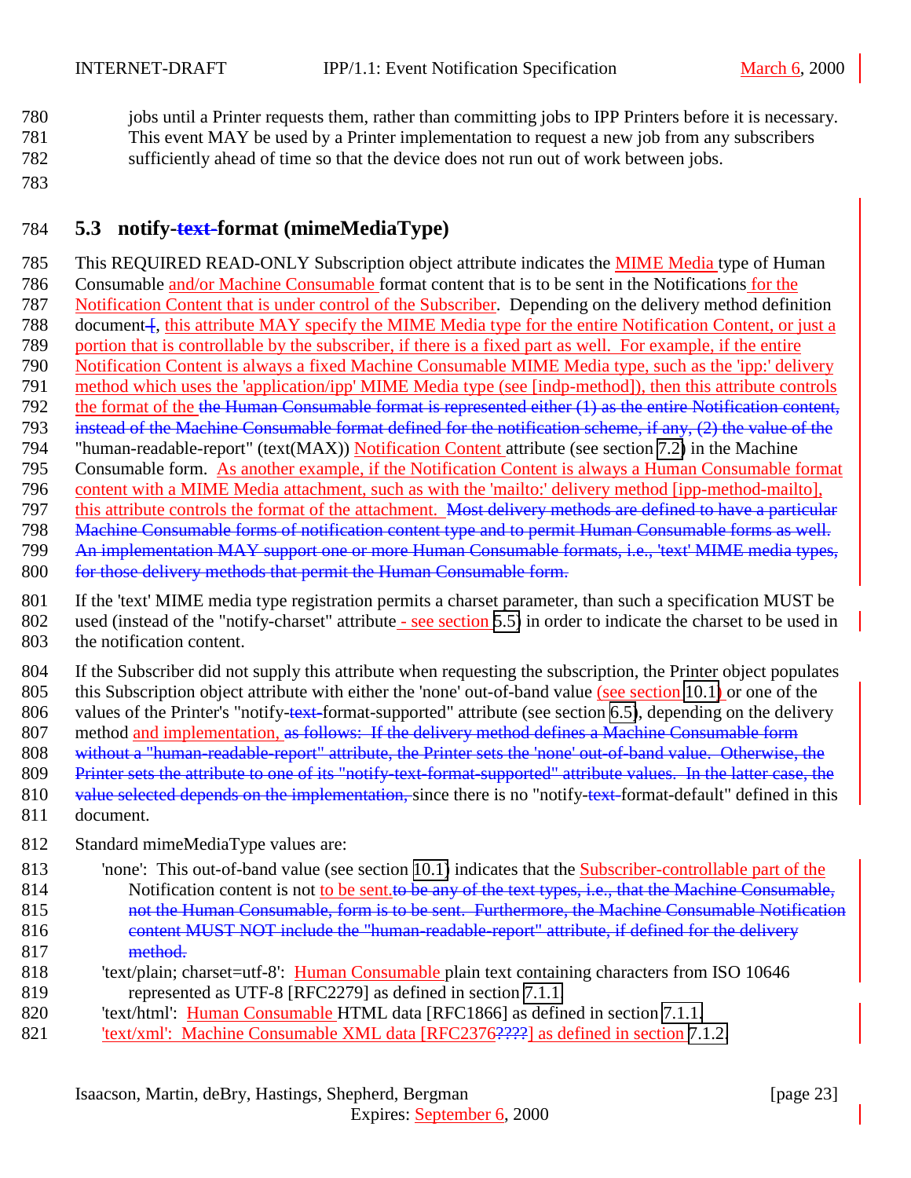jobs until a Printer requests them, rather than committing jobs to IPP Printers before it is necessary. This event MAY be used by a Printer implementation to request a new job from any subscribers sufficiently ahead of time so that the device does not run out of work between jobs.

## 5.3 notify-~~text-~~format (mimeMediaType)

This REQUIRED READ-ONLY Subscription object attribute indicates the MIME Media type of Human Consumable and/or Machine Consumable format content that is to be sent in the Notifications for the Notification Content that is under control of the Subscriber. Depending on the delivery method definition document~~:~~, this attribute MAY specify the MIME Media type for the entire Notification Content, or just a portion that is controllable by the subscriber, if there is a fixed part as well. For example, if the entire Notification Content is always a fixed Machine Consumable MIME Media type, such as the 'ipp:' delivery method which uses the 'application/ipp' MIME Media type (see [indp-method]), then this attribute controls the format of the ~~the Human Consumable format is represented either (1) as the entire Notification content, instead of the Machine Consumable format defined for the notification scheme, if any, (2) the value of the~~ "human-readable-report" (text(MAX)) Notification Content attribute (see section 7.2) in the Machine Consumable form. As another example, if the Notification Content is always a Human Consumable format content with a MIME Media attachment, such as with the 'mailto:' delivery method [ipp-method-mailto], this attribute controls the format of the attachment. ~~Most delivery methods are defined to have a particular Machine Consumable forms of notification content type and to permit Human Consumable forms as well. An implementation MAY support one or more Human Consumable formats, i.e., 'text' MIME media types, for those delivery methods that permit the Human Consumable form.~~

If the 'text' MIME media type registration permits a charset parameter, than such a specification MUST be used (instead of the "notify-charset" attribute - see section 5.5) in order to indicate the charset to be used in the notification content.

If the Subscriber did not supply this attribute when requesting the subscription, the Printer object populates this Subscription object attribute with either the 'none' out-of-band value (see section 10.1) or one of the values of the Printer's "notify-~~text-~~format-supported" attribute (see section 6.5), depending on the delivery method and implementation, ~~as follows: If the delivery method defines a Machine Consumable form without a "human-readable-report" attribute, the Printer sets the 'none' out-of-band value. Otherwise, the Printer sets the attribute to one of its "notify-text-format-supported" attribute values. In the latter case, the value selected depends on the implementation,~~ since there is no "notify-~~text-~~format-default" defined in this document.

Standard mimeMediaType values are:

'none': This out-of-band value (see section 10.1) indicates that the Subscriber-controllable part of the Notification content is not to be sent.~~to be any of the text types, i.e., that the Machine Consumable, not the Human Consumable, form is to be sent. Furthermore, the Machine Consumable Notification content MUST NOT include the "human-readable-report" attribute, if defined for the delivery method.~~

'text/plain; charset=utf-8': Human Consumable plain text containing characters from ISO 10646 represented as UTF-8 [RFC2279] as defined in section 7.1.1.

'text/html': Human Consumable HTML data [RFC1866] as defined in section 7.1.1.

'text/xml': Machine Consumable XML data [RFC2376~~????~~] as defined in section 7.1.2.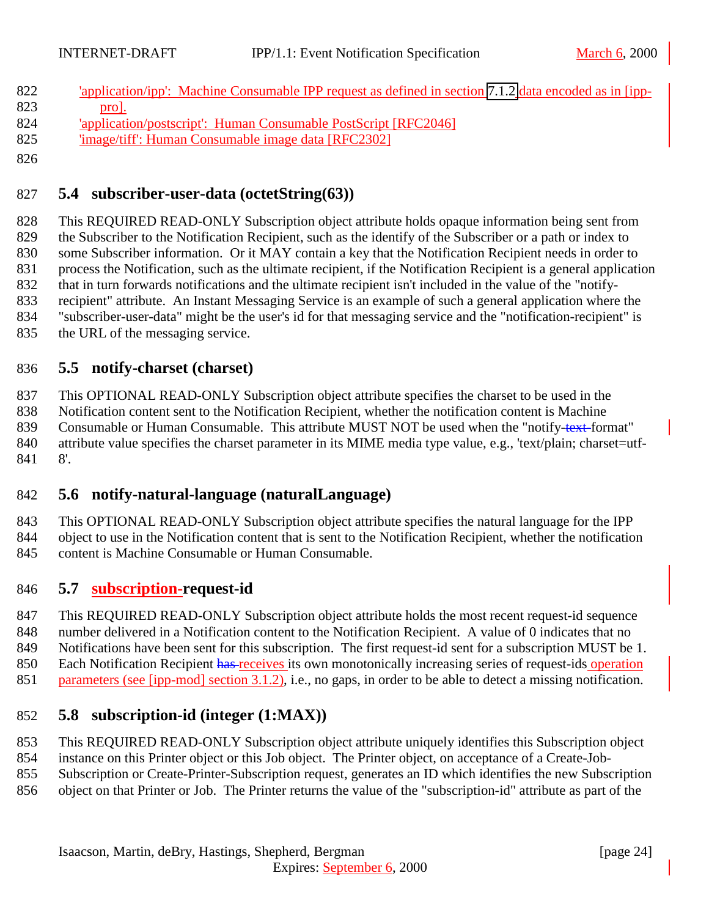'application/ipp': Machine Consumable IPP request as defined in section 7.1.2 data encoded as in [ipp-pro].
'application/postscript': Human Consumable PostScript [RFC2046]
'image/tiff': Human Consumable image data [RFC2302]

## 5.4 subscriber-user-data (octetString(63))

This REQUIRED READ-ONLY Subscription object attribute holds opaque information being sent from the Subscriber to the Notification Recipient, such as the identify of the Subscriber or a path or index to some Subscriber information. Or it MAY contain a key that the Notification Recipient needs in order to process the Notification, such as the ultimate recipient, if the Notification Recipient is a general application that in turn forwards notifications and the ultimate recipient isn't included in the value of the "notify-recipient" attribute. An Instant Messaging Service is an example of such a general application where the "subscriber-user-data" might be the user's id for that messaging service and the "notification-recipient" is the URL of the messaging service.

## 5.5 notify-charset (charset)

This OPTIONAL READ-ONLY Subscription object attribute specifies the charset to be used in the Notification content sent to the Notification Recipient, whether the notification content is Machine Consumable or Human Consumable. This attribute MUST NOT be used when the "notify-text-format" attribute value specifies the charset parameter in its MIME media type value, e.g., 'text/plain; charset=utf-8'.

## 5.6 notify-natural-language (naturalLanguage)

This OPTIONAL READ-ONLY Subscription object attribute specifies the natural language for the IPP object to use in the Notification content that is sent to the Notification Recipient, whether the notification content is Machine Consumable or Human Consumable.

## 5.7 subscription-request-id

This REQUIRED READ-ONLY Subscription object attribute holds the most recent request-id sequence number delivered in a Notification content to the Notification Recipient. A value of 0 indicates that no Notifications have been sent for this subscription. The first request-id sent for a subscription MUST be 1. Each Notification Recipient has receives its own monotonically increasing series of request-ids operation parameters (see [ipp-mod] section 3.1.2), i.e., no gaps, in order to be able to detect a missing notification.

## 5.8 subscription-id (integer (1:MAX))

This REQUIRED READ-ONLY Subscription object attribute uniquely identifies this Subscription object instance on this Printer object or this Job object. The Printer object, on acceptance of a Create-Job-Subscription or Create-Printer-Subscription request, generates an ID which identifies the new Subscription object on that Printer or Job. The Printer returns the value of the "subscription-id" attribute as part of the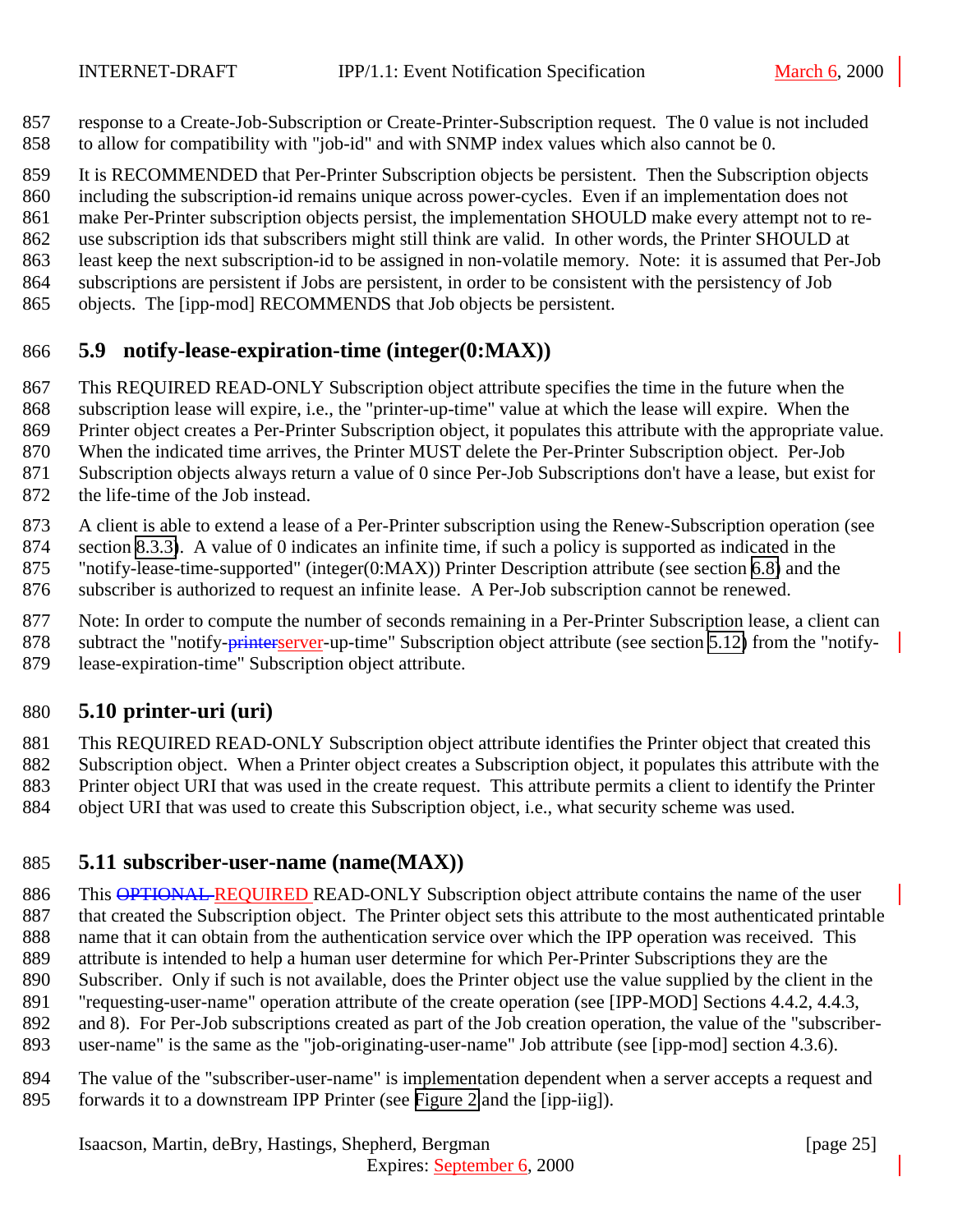response to a Create-Job-Subscription or Create-Printer-Subscription request. The 0 value is not included to allow for compatibility with "job-id" and with SNMP index values which also cannot be 0.

It is RECOMMENDED that Per-Printer Subscription objects be persistent. Then the Subscription objects including the subscription-id remains unique across power-cycles. Even if an implementation does not make Per-Printer subscription objects persist, the implementation SHOULD make every attempt not to re-use subscription ids that subscribers might still think are valid. In other words, the Printer SHOULD at least keep the next subscription-id to be assigned in non-volatile memory. Note: it is assumed that Per-Job subscriptions are persistent if Jobs are persistent, in order to be consistent with the persistency of Job objects. The [ipp-mod] RECOMMENDS that Job objects be persistent.

## 5.9 notify-lease-expiration-time (integer(0:MAX))

This REQUIRED READ-ONLY Subscription object attribute specifies the time in the future when the subscription lease will expire, i.e., the "printer-up-time" value at which the lease will expire. When the Printer object creates a Per-Printer Subscription object, it populates this attribute with the appropriate value. When the indicated time arrives, the Printer MUST delete the Per-Printer Subscription object. Per-Job Subscription objects always return a value of 0 since Per-Job Subscriptions don't have a lease, but exist for the life-time of the Job instead.

A client is able to extend a lease of a Per-Printer subscription using the Renew-Subscription operation (see section 8.3.3). A value of 0 indicates an infinite time, if such a policy is supported as indicated in the "notify-lease-time-supported" (integer(0:MAX)) Printer Description attribute (see section 6.8) and the subscriber is authorized to request an infinite lease. A Per-Job subscription cannot be renewed.

Note: In order to compute the number of seconds remaining in a Per-Printer Subscription lease, a client can subtract the "notify-~~printer~~server-up-time" Subscription object attribute (see section 5.12) from the "notify-lease-expiration-time" Subscription object attribute.

## 5.10 printer-uri (uri)

This REQUIRED READ-ONLY Subscription object attribute identifies the Printer object that created this Subscription object. When a Printer object creates a Subscription object, it populates this attribute with the Printer object URI that was used in the create request. This attribute permits a client to identify the Printer object URI that was used to create this Subscription object, i.e., what security scheme was used.

## 5.11 subscriber-user-name (name(MAX))

This ~~OPTIONAL~~ REQUIRED READ-ONLY Subscription object attribute contains the name of the user that created the Subscription object. The Printer object sets this attribute to the most authenticated printable name that it can obtain from the authentication service over which the IPP operation was received. This attribute is intended to help a human user determine for which Per-Printer Subscriptions they are the Subscriber. Only if such is not available, does the Printer object use the value supplied by the client in the "requesting-user-name" operation attribute of the create operation (see [IPP-MOD] Sections 4.4.2, 4.4.3, and 8). For Per-Job subscriptions created as part of the Job creation operation, the value of the "subscriber-user-name" is the same as the "job-originating-user-name" Job attribute (see [ipp-mod] section 4.3.6).

The value of the "subscriber-user-name" is implementation dependent when a server accepts a request and forwards it to a downstream IPP Printer (see Figure 2 and the [ipp-iig]).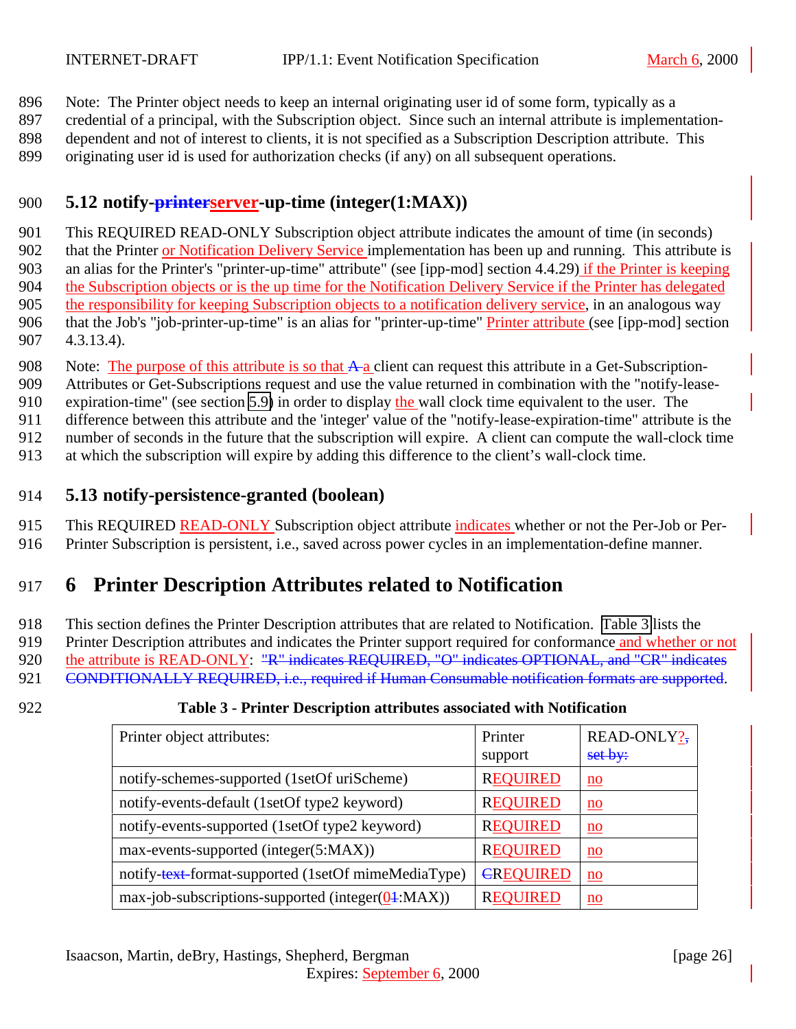Note: The Printer object needs to keep an internal originating user id of some form, typically as a credential of a principal, with the Subscription object. Since such an internal attribute is implementation-dependent and not of interest to clients, it is not specified as a Subscription Description attribute. This originating user id is used for authorization checks (if any) on all subsequent operations.

## 5.12 notify-~~printer~~server-up-time (integer(1:MAX))

This REQUIRED READ-ONLY Subscription object attribute indicates the amount of time (in seconds) that the Printer or Notification Delivery Service implementation has been up and running. This attribute is an alias for the Printer's "printer-up-time" attribute" (see [ipp-mod] section 4.4.29) if the Printer is keeping the Subscription objects or is the up time for the Notification Delivery Service if the Printer has delegated the responsibility for keeping Subscription objects to a notification delivery service, in an analogous way that the Job's "job-printer-up-time" is an alias for "printer-up-time" Printer attribute (see [ipp-mod] section 4.3.13.4).

Note: The purpose of this attribute is so that ~~A~~ a client can request this attribute in a Get-Subscription-Attributes or Get-Subscriptions request and use the value returned in combination with the "notify-lease-expiration-time" (see section 5.9) in order to display the wall clock time equivalent to the user. The difference between this attribute and the 'integer' value of the "notify-lease-expiration-time" attribute is the number of seconds in the future that the subscription will expire. A client can compute the wall-clock time at which the subscription will expire by adding this difference to the client's wall-clock time.

## 5.13 notify-persistence-granted (boolean)

This REQUIRED READ-ONLY Subscription object attribute indicates whether or not the Per-Job or Per-Printer Subscription is persistent, i.e., saved across power cycles in an implementation-define manner.

# 6 Printer Description Attributes related to Notification

This section defines the Printer Description attributes that are related to Notification. Table 3 lists the Printer Description attributes and indicates the Printer support required for conformance and whether or not the attribute is READ-ONLY: ~~"R" indicates REQUIRED, "O" indicates OPTIONAL, and "CR" indicates CONDITIONALLY REQUIRED, i.e., required if Human Consumable notification formats are supported~~.

**Table 3 - Printer Description attributes associated with Notification**

| Printer object attributes: | Printer support | READ-ONLY?~~, set by:~~ |
|---|---|---|
| notify-schemes-supported (1setOf uriScheme) | REQUIRED | no |
| notify-events-default (1setOf type2 keyword) | REQUIRED | no |
| notify-events-supported (1setOf type2 keyword) | REQUIRED | no |
| max-events-supported (integer(5:MAX)) | REQUIRED | no |
| notify-~~text-~~format-supported (1setOf mimeMediaType) | ~~C~~REQUIRED | no |
| max-job-subscriptions-supported (integer(0~~1~~:MAX)) | REQUIRED | no |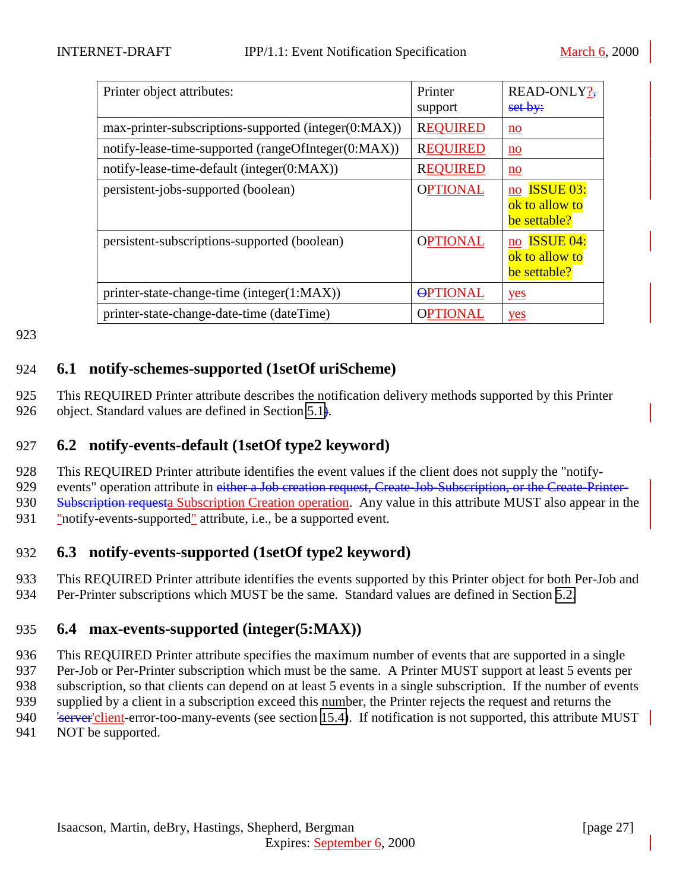| Printer object attributes: | Printer support | READ-ONLY?, set by: |
|---|---|---|
| max-printer-subscriptions-supported (integer(0:MAX)) | REQUIRED | no |
| notify-lease-time-supported (rangeOfInteger(0:MAX)) | REQUIRED | no |
| notify-lease-time-default (integer(0:MAX)) | REQUIRED | no |
| persistent-jobs-supported (boolean) | OPTIONAL | no ISSUE 03: ok to allow to be settable? |
| persistent-subscriptions-supported (boolean) | OPTIONAL | no ISSUE 04: ok to allow to be settable? |
| printer-state-change-time (integer(1:MAX)) | OPTIONAL | yes |
| printer-state-change-date-time (dateTime) | OPTIONAL | yes |

## 6.1 notify-schemes-supported (1setOf uriScheme)

This REQUIRED Printer attribute describes the notification delivery methods supported by this Printer object. Standard values are defined in Section 5.1.

## 6.2 notify-events-default (1setOf type2 keyword)

This REQUIRED Printer attribute identifies the event values if the client does not supply the "notify-events" operation attribute in either a Job creation request, Create-Job-Subscription, or the Create-Printer-Subscription requesta Subscription Creation operation. Any value in this attribute MUST also appear in the "notify-events-supported" attribute, i.e., be a supported event.

## 6.3 notify-events-supported (1setOf type2 keyword)

This REQUIRED Printer attribute identifies the events supported by this Printer object for both Per-Job and Per-Printer subscriptions which MUST be the same. Standard values are defined in Section 5.2.

## 6.4 max-events-supported (integer(5:MAX))

This REQUIRED Printer attribute specifies the maximum number of events that are supported in a single Per-Job or Per-Printer subscription which must be the same. A Printer MUST support at least 5 events per subscription, so that clients can depend on at least 5 events in a single subscription. If the number of events supplied by a client in a subscription exceed this number, the Printer rejects the request and returns the 'server'client-error-too-many-events (see section 15.4). If notification is not supported, this attribute MUST NOT be supported.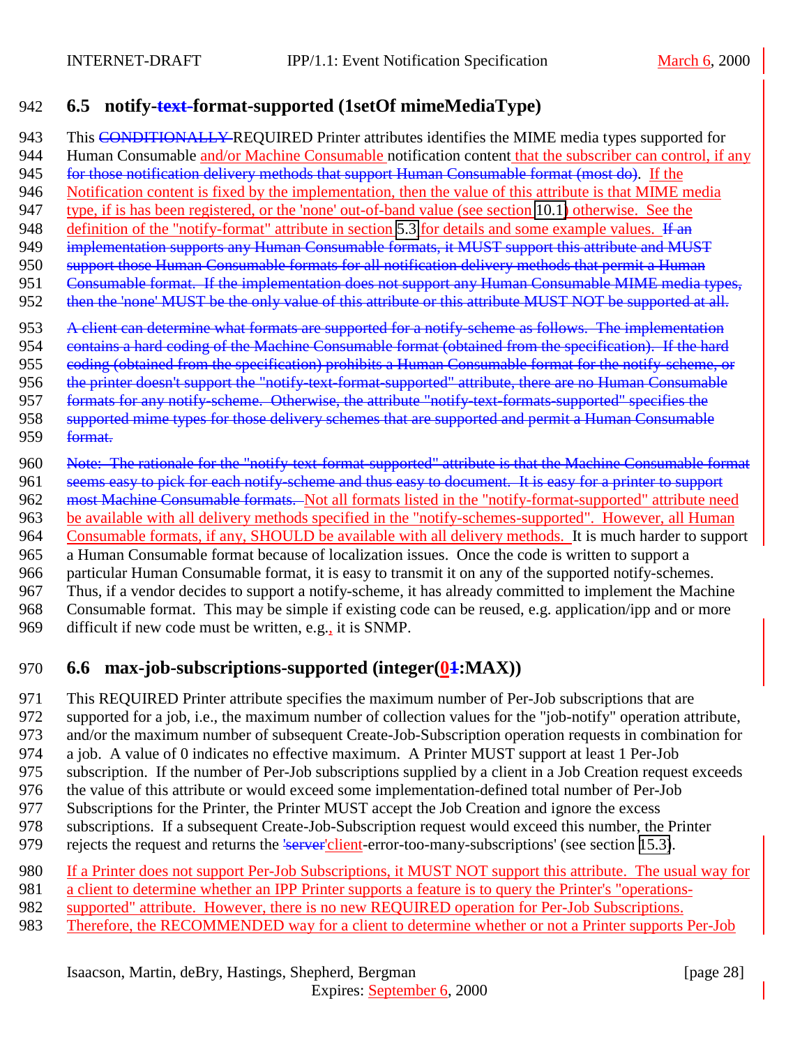## 6.5 notify-~~text-~~format-supported (1setOf mimeMediaType)

This ~~CONDITIONALLY~~ REQUIRED Printer attributes identifies the MIME media types supported for Human Consumable and/or Machine Consumable notification content that the subscriber can control, if any ~~for those notification delivery methods that support Human Consumable format (most do)~~. If the Notification content is fixed by the implementation, then the value of this attribute is that MIME media type, if is has been registered, or the 'none' out-of-band value (see section 10.1) otherwise. See the definition of the "notify-format" attribute in section 5.3 for details and some example values. ~~If an implementation supports any Human Consumable formats, it MUST support this attribute and MUST support those Human Consumable formats for all notification delivery methods that permit a Human Consumable format. If the implementation does not support any Human Consumable MIME media types, then the 'none' MUST be the only value of this attribute or this attribute MUST NOT be supported at all.~~

~~A client can determine what formats are supported for a notify-scheme as follows. The implementation contains a hard coding of the Machine Consumable format (obtained from the specification). If the hard coding (obtained from the specification) prohibits a Human Consumable format for the notify-scheme, or the printer doesn't support the "notify-text-format-supported" attribute, there are no Human Consumable formats for any notify-scheme. Otherwise, the attribute "notify-text-formats-supported" specifies the supported mime types for those delivery schemes that are supported and permit a Human Consumable format.~~

~~Note: The rationale for the "notify-text-format-supported" attribute is that the Machine Consumable format seems easy to pick for each notify-scheme and thus easy to document. It is easy for a printer to support most Machine Consumable formats.~~ Not all formats listed in the "notify-format-supported" attribute need be available with all delivery methods specified in the "notify-schemes-supported". However, all Human Consumable formats, if any, SHOULD be available with all delivery methods. It is much harder to support a Human Consumable format because of localization issues. Once the code is written to support a particular Human Consumable format, it is easy to transmit it on any of the supported notify-schemes. Thus, if a vendor decides to support a notify-scheme, it has already committed to implement the Machine Consumable format. This may be simple if existing code can be reused, e.g. application/ipp and or more difficult if new code must be written, e.g., it is SNMP.

## 6.6 max-job-subscriptions-supported (integer(0~~1~~:MAX))

This REQUIRED Printer attribute specifies the maximum number of Per-Job subscriptions that are supported for a job, i.e., the maximum number of collection values for the "job-notify" operation attribute, and/or the maximum number of subsequent Create-Job-Subscription operation requests in combination for a job. A value of 0 indicates no effective maximum. A Printer MUST support at least 1 Per-Job subscription. If the number of Per-Job subscriptions supplied by a client in a Job Creation request exceeds the value of this attribute or would exceed some implementation-defined total number of Per-Job Subscriptions for the Printer, the Printer MUST accept the Job Creation and ignore the excess subscriptions. If a subsequent Create-Job-Subscription request would exceed this number, the Printer rejects the request and returns the '~~server~~client-error-too-many-subscriptions' (see section 15.3).

If a Printer does not support Per-Job Subscriptions, it MUST NOT support this attribute. The usual way for a client to determine whether an IPP Printer supports a feature is to query the Printer's "operations-supported" attribute. However, there is no new REQUIRED operation for Per-Job Subscriptions. Therefore, the RECOMMENDED way for a client to determine whether or not a Printer supports Per-Job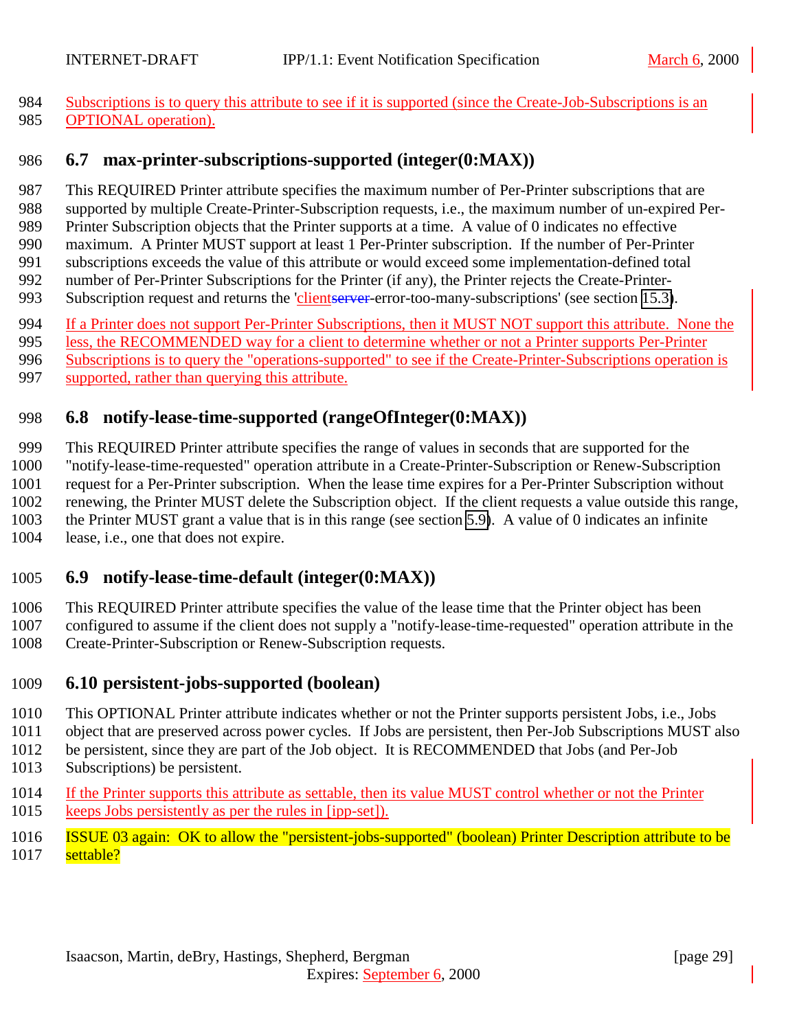Subscriptions is to query this attribute to see if it is supported (since the Create-Job-Subscriptions is an OPTIONAL operation).

## 6.7 max-printer-subscriptions-supported (integer(0:MAX))

This REQUIRED Printer attribute specifies the maximum number of Per-Printer subscriptions that are supported by multiple Create-Printer-Subscription requests, i.e., the maximum number of un-expired Per-Printer Subscription objects that the Printer supports at a time. A value of 0 indicates no effective maximum. A Printer MUST support at least 1 Per-Printer subscription. If the number of Per-Printer subscriptions exceeds the value of this attribute or would exceed some implementation-defined total number of Per-Printer Subscriptions for the Printer (if any), the Printer rejects the Create-Printer-Subscription request and returns the 'clientserver-error-too-many-subscriptions' (see section 15.3).

If a Printer does not support Per-Printer Subscriptions, then it MUST NOT support this attribute. None the less, the RECOMMENDED way for a client to determine whether or not a Printer supports Per-Printer Subscriptions is to query the "operations-supported" to see if the Create-Printer-Subscriptions operation is supported, rather than querying this attribute.

## 6.8 notify-lease-time-supported (rangeOfInteger(0:MAX))

This REQUIRED Printer attribute specifies the range of values in seconds that are supported for the "notify-lease-time-requested" operation attribute in a Create-Printer-Subscription or Renew-Subscription request for a Per-Printer subscription. When the lease time expires for a Per-Printer Subscription without renewing, the Printer MUST delete the Subscription object. If the client requests a value outside this range, the Printer MUST grant a value that is in this range (see section 5.9). A value of 0 indicates an infinite lease, i.e., one that does not expire.

## 6.9 notify-lease-time-default (integer(0:MAX))

This REQUIRED Printer attribute specifies the value of the lease time that the Printer object has been configured to assume if the client does not supply a "notify-lease-time-requested" operation attribute in the Create-Printer-Subscription or Renew-Subscription requests.

## 6.10 persistent-jobs-supported (boolean)

This OPTIONAL Printer attribute indicates whether or not the Printer supports persistent Jobs, i.e., Jobs object that are preserved across power cycles. If Jobs are persistent, then Per-Job Subscriptions MUST also be persistent, since they are part of the Job object. It is RECOMMENDED that Jobs (and Per-Job Subscriptions) be persistent.

If the Printer supports this attribute as settable, then its value MUST control whether or not the Printer keeps Jobs persistently as per the rules in [ipp-set]).

ISSUE 03 again: OK to allow the "persistent-jobs-supported" (boolean) Printer Description attribute to be settable?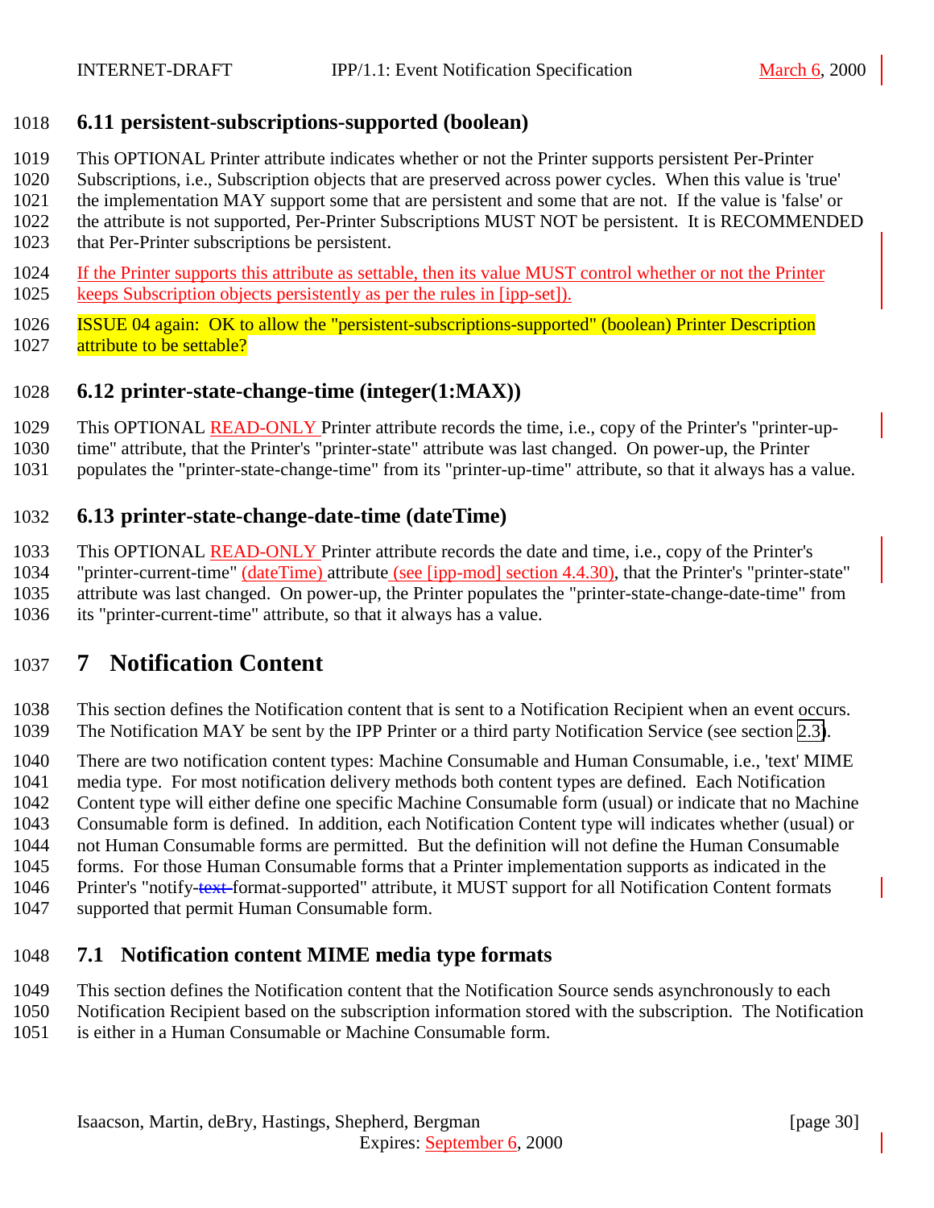## 6.11 persistent-subscriptions-supported (boolean)

This OPTIONAL Printer attribute indicates whether or not the Printer supports persistent Per-Printer Subscriptions, i.e., Subscription objects that are preserved across power cycles. When this value is 'true' the implementation MAY support some that are persistent and some that are not. If the value is 'false' or the attribute is not supported, Per-Printer Subscriptions MUST NOT be persistent. It is RECOMMENDED that Per-Printer subscriptions be persistent.

If the Printer supports this attribute as settable, then its value MUST control whether or not the Printer keeps Subscription objects persistently as per the rules in [ipp-set]).

ISSUE 04 again: OK to allow the "persistent-subscriptions-supported" (boolean) Printer Description attribute to be settable?

## 6.12 printer-state-change-time (integer(1:MAX))

This OPTIONAL READ-ONLY Printer attribute records the time, i.e., copy of the Printer's "printer-up-time" attribute, that the Printer's "printer-state" attribute was last changed. On power-up, the Printer populates the "printer-state-change-time" from its "printer-up-time" attribute, so that it always has a value.

## 6.13 printer-state-change-date-time (dateTime)

This OPTIONAL READ-ONLY Printer attribute records the date and time, i.e., copy of the Printer's "printer-current-time" (dateTime) attribute (see [ipp-mod] section 4.4.30), that the Printer's "printer-state" attribute was last changed. On power-up, the Printer populates the "printer-state-change-date-time" from its "printer-current-time" attribute, so that it always has a value.

# 7 Notification Content

This section defines the Notification content that is sent to a Notification Recipient when an event occurs. The Notification MAY be sent by the IPP Printer or a third party Notification Service (see section 2.3).

There are two notification content types: Machine Consumable and Human Consumable, i.e., 'text' MIME media type. For most notification delivery methods both content types are defined. Each Notification Content type will either define one specific Machine Consumable form (usual) or indicate that no Machine Consumable form is defined. In addition, each Notification Content type will indicates whether (usual) or not Human Consumable forms are permitted. But the definition will not define the Human Consumable forms. For those Human Consumable forms that a Printer implementation supports as indicated in the Printer's "notify-~~text-~~format-supported" attribute, it MUST support for all Notification Content formats supported that permit Human Consumable form.

## 7.1 Notification content MIME media type formats

This section defines the Notification content that the Notification Source sends asynchronously to each Notification Recipient based on the subscription information stored with the subscription. The Notification is either in a Human Consumable or Machine Consumable form.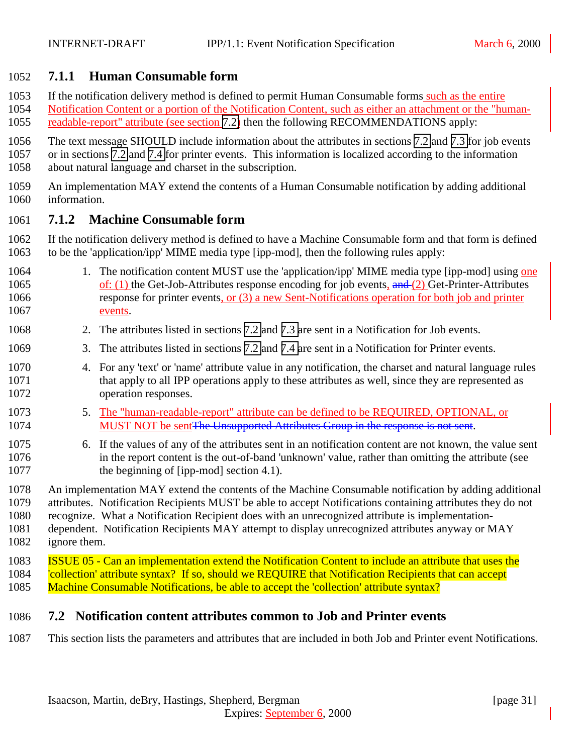### 7.1.1 Human Consumable form

If the notification delivery method is defined to permit Human Consumable forms such as the entire Notification Content or a portion of the Notification Content, such as either an attachment or the "human-readable-report" attribute (see section 7.2), then the following RECOMMENDATIONS apply:

The text message SHOULD include information about the attributes in sections 7.2 and 7.3 for job events or in sections 7.2 and 7.4 for printer events. This information is localized according to the information about natural language and charset in the subscription.

An implementation MAY extend the contents of a Human Consumable notification by adding additional information.

### 7.1.2 Machine Consumable form

If the notification delivery method is defined to have a Machine Consumable form and that form is defined to be the 'application/ipp' MIME media type [ipp-mod], then the following rules apply:

1. The notification content MUST use the 'application/ipp' MIME media type [ipp-mod] using one of: (1) the Get-Job-Attributes response encoding for job events, ~~and~~ (2) Get-Printer-Attributes response for printer events, or (3) a new Sent-Notifications operation for both job and printer events.
2. The attributes listed in sections 7.2 and 7.3 are sent in a Notification for Job events.
3. The attributes listed in sections 7.2 and 7.4 are sent in a Notification for Printer events.
4. For any 'text' or 'name' attribute value in any notification, the charset and natural language rules that apply to all IPP operations apply to these attributes as well, since they are represented as operation responses.
5. The "human-readable-report" attribute can be defined to be REQUIRED, OPTIONAL, or MUST NOT be sent~~The Unsupported Attributes Group in the response is not sent~~.
6. If the values of any of the attributes sent in an notification content are not known, the value sent in the report content is the out-of-band 'unknown' value, rather than omitting the attribute (see the beginning of [ipp-mod] section 4.1).

An implementation MAY extend the contents of the Machine Consumable notification by adding additional attributes. Notification Recipients MUST be able to accept Notifications containing attributes they do not recognize. What a Notification Recipient does with an unrecognized attribute is implementation-dependent. Notification Recipients MAY attempt to display unrecognized attributes anyway or MAY ignore them.

ISSUE 05 - Can an implementation extend the Notification Content to include an attribute that uses the 'collection' attribute syntax? If so, should we REQUIRE that Notification Recipients that can accept Machine Consumable Notifications, be able to accept the 'collection' attribute syntax?

## 7.2 Notification content attributes common to Job and Printer events

This section lists the parameters and attributes that are included in both Job and Printer event Notifications.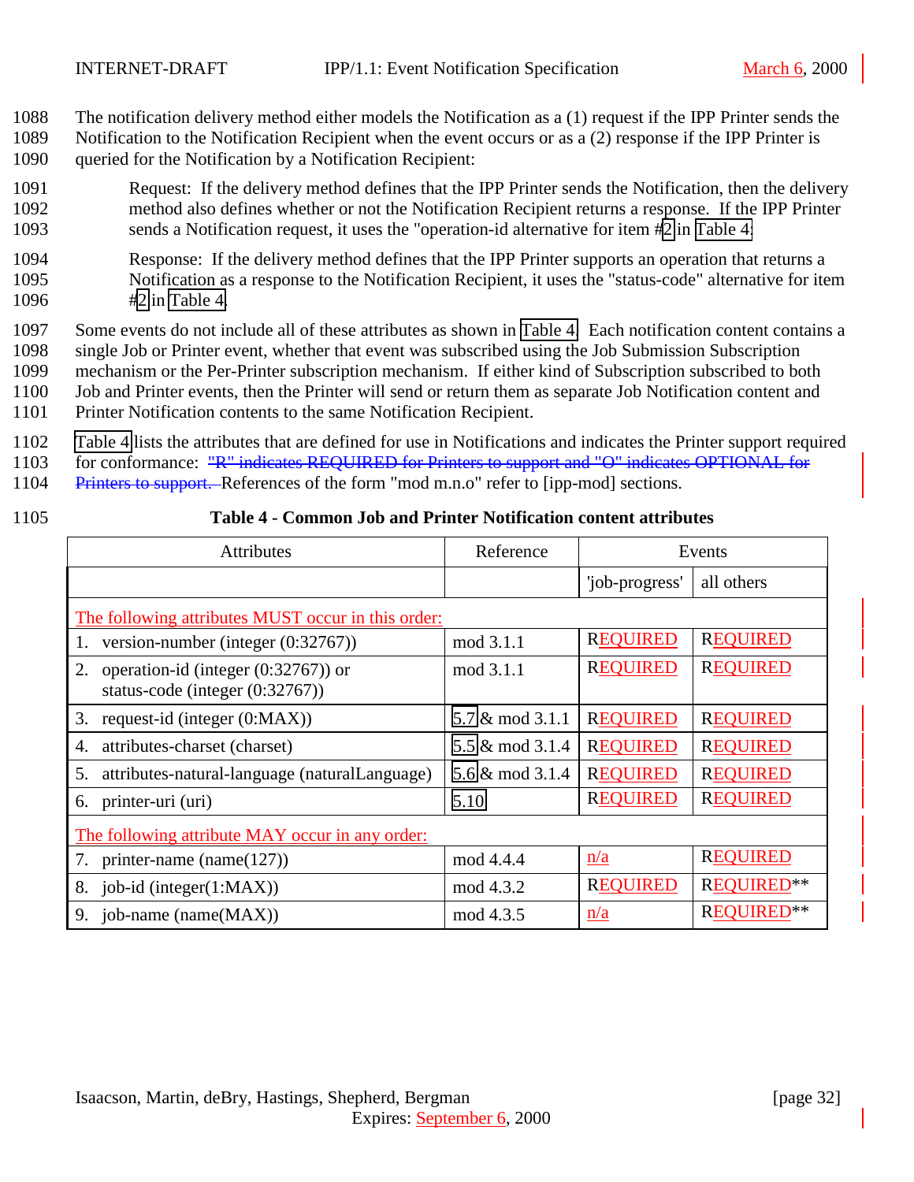1088 The notification delivery method either models the Notification as a (1) request if the IPP Printer sends the
1089 Notification to the Notification Recipient when the event occurs or as a (2) response if the IPP Printer is
1090 queried for the Notification by a Notification Recipient:

1091 Request: If the delivery method defines that the IPP Printer sends the Notification, then the delivery
1092 method also defines whether or not the Notification Recipient returns a response. If the IPP Printer
1093 sends a Notification request, it uses the "operation-id alternative for item #2 in Table 4.

1094 Response: If the delivery method defines that the IPP Printer supports an operation that returns a
1095 Notification as a response to the Notification Recipient, it uses the "status-code" alternative for item
1096 #2 in Table 4.

1097 Some events do not include all of these attributes as shown in Table 4. Each notification content contains a
1098 single Job or Printer event, whether that event was subscribed using the Job Submission Subscription
1099 mechanism or the Per-Printer subscription mechanism. If either kind of Subscription subscribed to both
1100 Job and Printer events, then the Printer will send or return them as separate Job Notification content and
1101 Printer Notification contents to the same Notification Recipient.

1102 Table 4 lists the attributes that are defined for use in Notifications and indicates the Printer support required
1103 for conformance: ~~"R" indicates REQUIRED for Printers to support and "O" indicates OPTIONAL for~~
1104 ~~Printers to support.~~ References of the form "mod m.n.o" refer to [ipp-mod] sections.

1105 **Table 4 - Common Job and Printer Notification content attributes**

| Attributes | Reference | Events | |
|---|---|---|---|
| | | 'job-progress' | all others |
| The following attributes MUST occur in this order: | | | |
| 1. version-number (integer (0:32767)) | mod 3.1.1 | REQUIRED | REQUIRED |
| 2. operation-id (integer (0:32767)) or status-code (integer (0:32767)) | mod 3.1.1 | REQUIRED | REQUIRED |
| 3. request-id (integer (0:MAX)) | 5.7 & mod 3.1.1 | REQUIRED | REQUIRED |
| 4. attributes-charset (charset) | 5.5 & mod 3.1.4 | REQUIRED | REQUIRED |
| 5. attributes-natural-language (naturalLanguage) | 5.6 & mod 3.1.4 | REQUIRED | REQUIRED |
| 6. printer-uri (uri) | 5.10 | REQUIRED | REQUIRED |
| The following attribute MAY occur in any order: | | | |
| 7. printer-name (name(127)) | mod 4.4.4 | n/a | REQUIRED |
| 8. job-id (integer(1:MAX)) | mod 4.3.2 | REQUIRED | REQUIRED** |
| 9. job-name (name(MAX)) | mod 4.3.5 | n/a | REQUIRED** |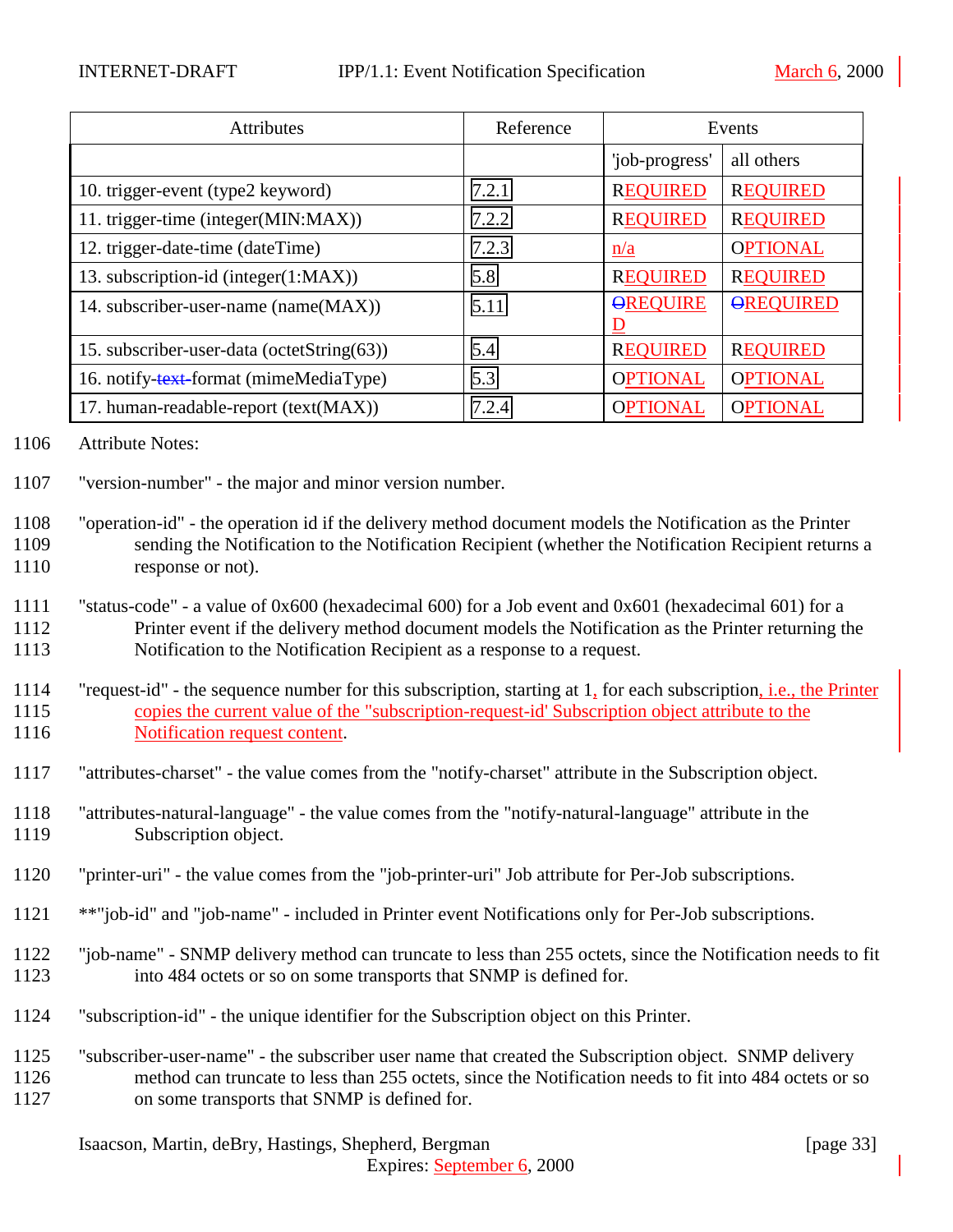| Attributes | Reference | Events | |
|---|---|---|---|
| | | 'job-progress' | all others |
| 10. trigger-event (type2 keyword) | 7.2.1 | REQUIRED | REQUIRED |
| 11. trigger-time (integer(MIN:MAX)) | 7.2.2 | REQUIRED | REQUIRED |
| 12. trigger-date-time (dateTime) | 7.2.3 | n/a | OPTIONAL |
| 13. subscription-id (integer(1:MAX)) | 5.8 | REQUIRED | REQUIRED |
| 14. subscriber-user-name (name(MAX)) | 5.11 | OREQUIRED | OREQUIRED |
| 15. subscriber-user-data (octetString(63)) | 5.4 | REQUIRED | REQUIRED |
| 16. notify-text-format (mimeMediaType) | 5.3 | OPTIONAL | OPTIONAL |
| 17. human-readable-report (text(MAX)) | 7.2.4 | OPTIONAL | OPTIONAL |

1106 Attribute Notes:

1107 "version-number" - the major and minor version number.

1108 "operation-id" - the operation id if the delivery method document models the Notification as the Printer
1109 sending the Notification to the Notification Recipient (whether the Notification Recipient returns a
1110 response or not).

1111 "status-code" - a value of 0x600 (hexadecimal 600) for a Job event and 0x601 (hexadecimal 601) for a
1112 Printer event if the delivery method document models the Notification as the Printer returning the
1113 Notification to the Notification Recipient as a response to a request.

1114 "request-id" - the sequence number for this subscription, starting at 1, for each subscription, i.e., the Printer
1115 copies the current value of the "subscription-request-id' Subscription object attribute to the
1116 Notification request content.

1117 "attributes-charset" - the value comes from the "notify-charset" attribute in the Subscription object.

1118 "attributes-natural-language" - the value comes from the "notify-natural-language" attribute in the
1119 Subscription object.

1120 "printer-uri" - the value comes from the "job-printer-uri" Job attribute for Per-Job subscriptions.

1121 **"job-id" and "job-name" - included in Printer event Notifications only for Per-Job subscriptions.

1122 "job-name" - SNMP delivery method can truncate to less than 255 octets, since the Notification needs to fit
1123 into 484 octets or so on some transports that SNMP is defined for.

1124 "subscription-id" - the unique identifier for the Subscription object on this Printer.

1125 "subscriber-user-name" - the subscriber user name that created the Subscription object. SNMP delivery
1126 method can truncate to less than 255 octets, since the Notification needs to fit into 484 octets or so
1127 on some transports that SNMP is defined for.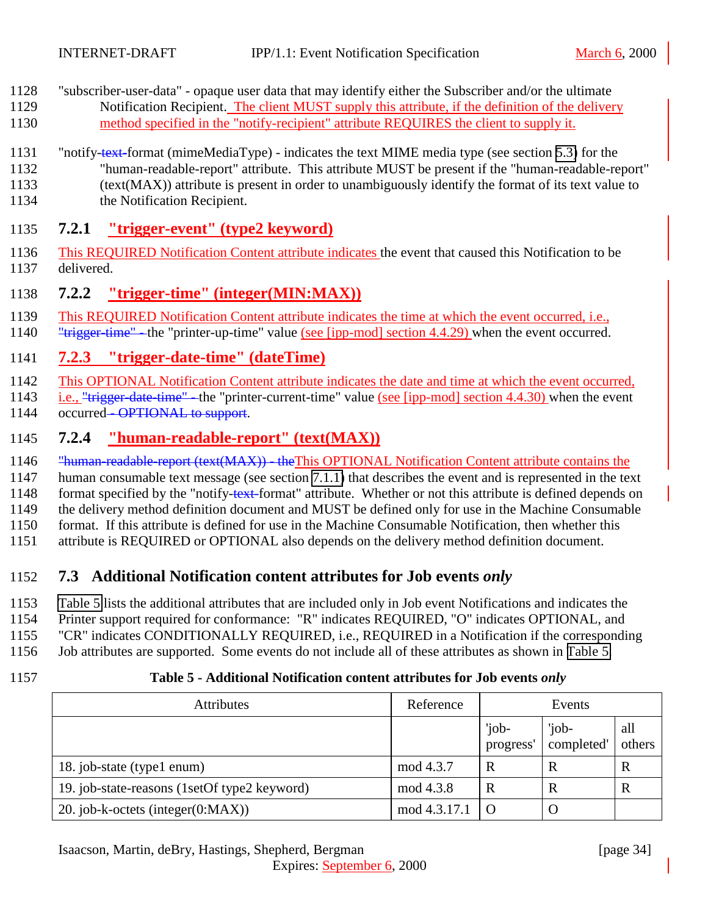"subscriber-user-data" - opaque user data that may identify either the Subscriber and/or the ultimate Notification Recipient. The client MUST supply this attribute, if the definition of the delivery method specified in the "notify-recipient" attribute REQUIRES the client to supply it.

"notify-text-format (mimeMediaType) - indicates the text MIME media type (see section 5.3) for the "human-readable-report" attribute. This attribute MUST be present if the "human-readable-report" (text(MAX)) attribute is present in order to unambiguously identify the format of its text value to the Notification Recipient.

### 7.2.1 "trigger-event" (type2 keyword)

This REQUIRED Notification Content attribute indicates the event that caused this Notification to be delivered.

### 7.2.2 "trigger-time" (integer(MIN:MAX))

This REQUIRED Notification Content attribute indicates the time at which the event occurred, i.e., "trigger-time" - the "printer-up-time" value (see [ipp-mod] section 4.4.29) when the event occurred.

### 7.2.3 "trigger-date-time" (dateTime)

This OPTIONAL Notification Content attribute indicates the date and time at which the event occurred, i.e., "trigger-date-time" - the "printer-current-time" value (see [ipp-mod] section 4.4.30) when the event occurred - OPTIONAL to support.

### 7.2.4 "human-readable-report" (text(MAX))

"human-readable-report (text(MAX)) - theThis OPTIONAL Notification Content attribute contains the human consumable text message (see section 7.1.1) that describes the event and is represented in the text format specified by the "notify-text-format" attribute. Whether or not this attribute is defined depends on the delivery method definition document and MUST be defined only for use in the Machine Consumable format. If this attribute is defined for use in the Machine Consumable Notification, then whether this attribute is REQUIRED or OPTIONAL also depends on the delivery method definition document.

## 7.3 Additional Notification content attributes for Job events *only*

Table 5 lists the additional attributes that are included only in Job event Notifications and indicates the Printer support required for conformance: "R" indicates REQUIRED, "O" indicates OPTIONAL, and "CR" indicates CONDITIONALLY REQUIRED, i.e., REQUIRED in a Notification if the corresponding Job attributes are supported. Some events do not include all of these attributes as shown in Table 5

**Table 5 - Additional Notification content attributes for Job events *only***

| Attributes | Reference | Events | | |
|---|---|---|---|---|
| | | 'job-progress' | 'job-completed' | all others |
| 18. job-state (type1 enum) | mod 4.3.7 | R | R | R |
| 19. job-state-reasons (1setOf type2 keyword) | mod 4.3.8 | R | R | R |
| 20. job-k-octets (integer(0:MAX)) | mod 4.3.17.1 | O | O | |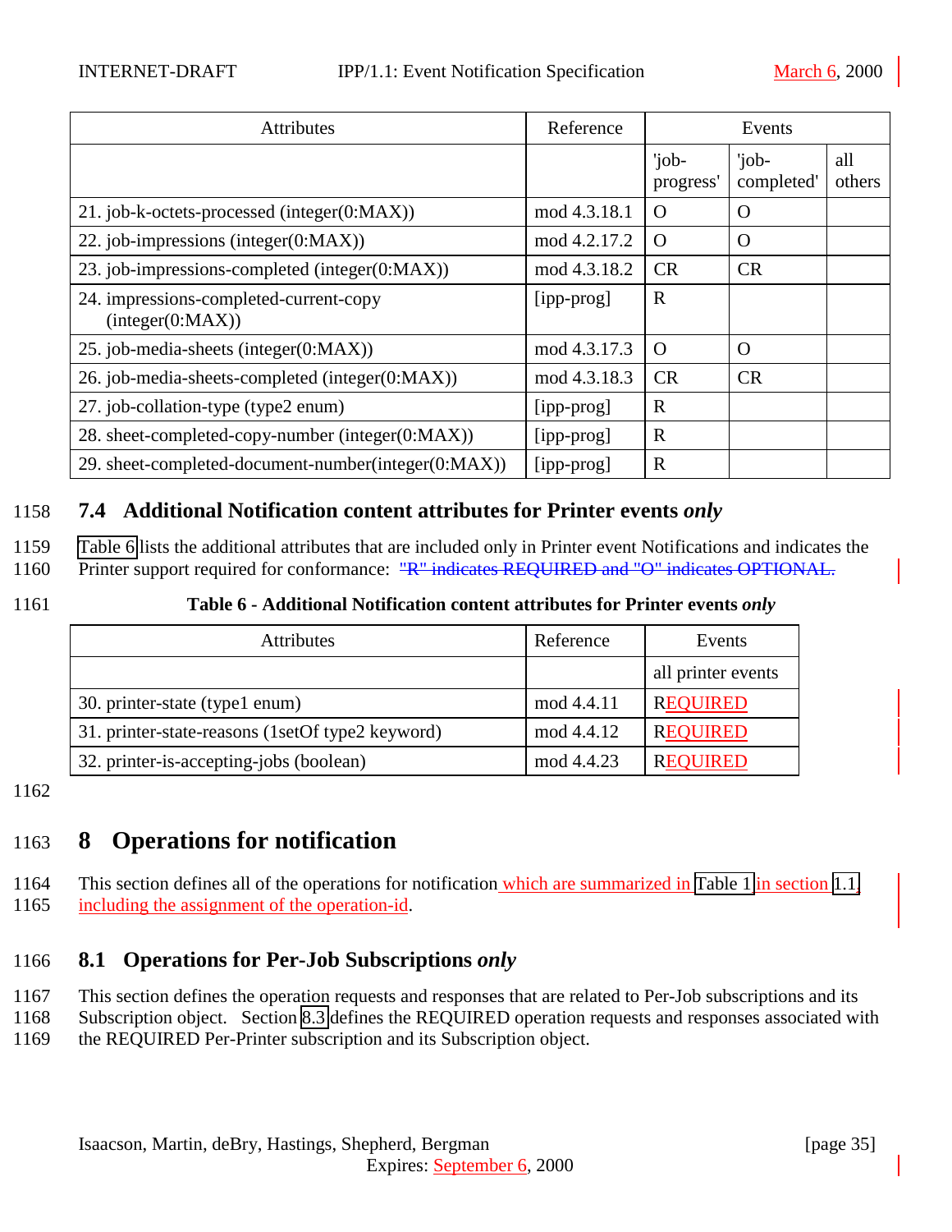| Attributes | Reference | Events | | |
|---|---|---|---|---|
| | | 'job-progress' | 'job-completed' | all others |
| 21. job-k-octets-processed (integer(0:MAX)) | mod 4.3.18.1 | O | O | |
| 22. job-impressions (integer(0:MAX)) | mod 4.2.17.2 | O | O | |
| 23. job-impressions-completed (integer(0:MAX)) | mod 4.3.18.2 | CR | CR | |
| 24. impressions-completed-current-copy (integer(0:MAX)) | [ipp-prog] | R | | |
| 25. job-media-sheets (integer(0:MAX)) | mod 4.3.17.3 | O | O | |
| 26. job-media-sheets-completed (integer(0:MAX)) | mod 4.3.18.3 | CR | CR | |
| 27. job-collation-type (type2 enum) | [ipp-prog] | R | | |
| 28. sheet-completed-copy-number (integer(0:MAX)) | [ipp-prog] | R | | |
| 29. sheet-completed-document-number(integer(0:MAX)) | [ipp-prog] | R | | |

### 7.4 Additional Notification content attributes for Printer events *only*

Table 6 lists the additional attributes that are included only in Printer event Notifications and indicates the Printer support required for conformance: ~~"R" indicates REQUIRED and "O" indicates OPTIONAL.~~

**Table 6 - Additional Notification content attributes for Printer events *only***

| Attributes | Reference | Events |
|---|---|---|
| | | all printer events |
| 30. printer-state (type1 enum) | mod 4.4.11 | REQUIRED |
| 31. printer-state-reasons (1setOf type2 keyword) | mod 4.4.12 | REQUIRED |
| 32. printer-is-accepting-jobs (boolean) | mod 4.4.23 | REQUIRED |

## 8 Operations for notification

This section defines all of the operations for notification which are summarized in Table 1 in section 1.1, including the assignment of the operation-id.

### 8.1 Operations for Per-Job Subscriptions *only*

This section defines the operation requests and responses that are related to Per-Job subscriptions and its Subscription object. Section 8.3 defines the REQUIRED operation requests and responses associated with the REQUIRED Per-Printer subscription and its Subscription object.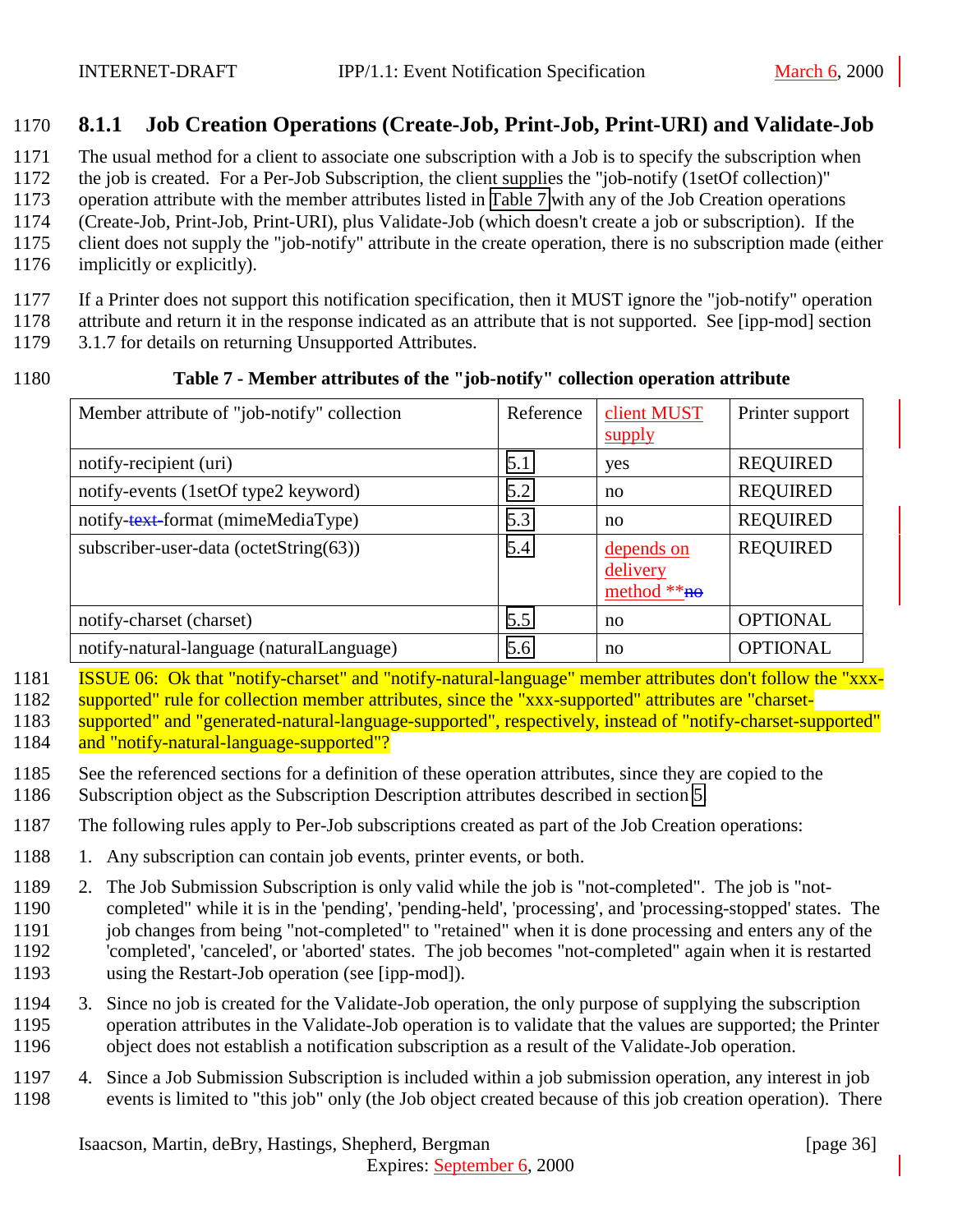### 8.1.1 Job Creation Operations (Create-Job, Print-Job, Print-URI) and Validate-Job

The usual method for a client to associate one subscription with a Job is to specify the subscription when the job is created. For a Per-Job Subscription, the client supplies the "job-notify (1setOf collection)" operation attribute with the member attributes listed in Table 7 with any of the Job Creation operations (Create-Job, Print-Job, Print-URI), plus Validate-Job (which doesn't create a job or subscription). If the client does not supply the "job-notify" attribute in the create operation, there is no subscription made (either implicitly or explicitly).

If a Printer does not support this notification specification, then it MUST ignore the "job-notify" operation attribute and return it in the response indicated as an attribute that is not supported. See [ipp-mod] section 3.1.7 for details on returning Unsupported Attributes.

**Table 7 - Member attributes of the "job-notify" collection operation attribute**

| Member attribute of "job-notify" collection | Reference | client MUST supply | Printer support |
|---|---|---|---|
| notify-recipient (uri) | 5.1 | yes | REQUIRED |
| notify-events (1setOf type2 keyword) | 5.2 | no | REQUIRED |
| notify-~~text-~~format (mimeMediaType) | 5.3 | no | REQUIRED |
| subscriber-user-data (octetString(63)) | 5.4 | depends on delivery method **~~no~~ | REQUIRED |
| notify-charset (charset) | 5.5 | no | OPTIONAL |
| notify-natural-language (naturalLanguage) | 5.6 | no | OPTIONAL |

ISSUE 06: Ok that "notify-charset" and "notify-natural-language" member attributes don't follow the "xxx-supported" rule for collection member attributes, since the "xxx-supported" attributes are "charset-supported" and "generated-natural-language-supported", respectively, instead of "notify-charset-supported" and "notify-natural-language-supported"?

See the referenced sections for a definition of these operation attributes, since they are copied to the Subscription object as the Subscription Description attributes described in section 5.

The following rules apply to Per-Job subscriptions created as part of the Job Creation operations:

1. Any subscription can contain job events, printer events, or both.
2. The Job Submission Subscription is only valid while the job is "not-completed". The job is "not-completed" while it is in the 'pending', 'pending-held', 'processing', and 'processing-stopped' states. The job changes from being "not-completed" to "retained" when it is done processing and enters any of the 'completed', 'canceled', or 'aborted' states. The job becomes "not-completed" again when it is restarted using the Restart-Job operation (see [ipp-mod]).
3. Since no job is created for the Validate-Job operation, the only purpose of supplying the subscription operation attributes in the Validate-Job operation is to validate that the values are supported; the Printer object does not establish a notification subscription as a result of the Validate-Job operation.
4. Since a Job Submission Subscription is included within a job submission operation, any interest in job events is limited to "this job" only (the Job object created because of this job creation operation). There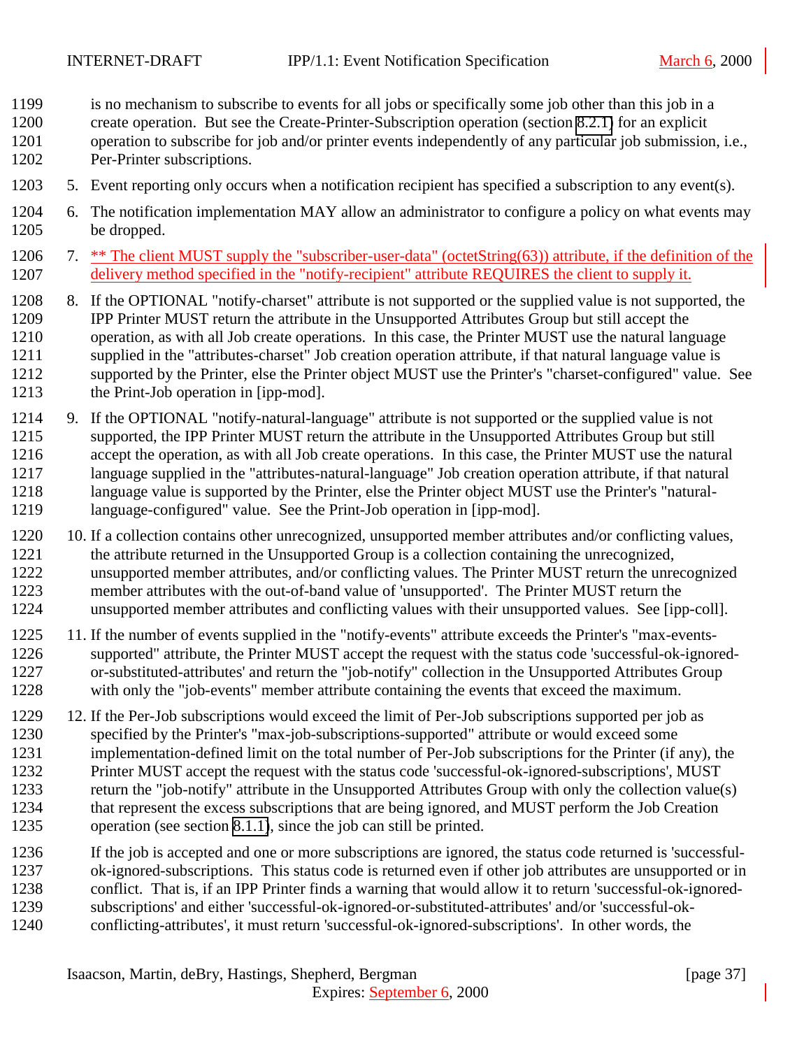is no mechanism to subscribe to events for all jobs or specifically some job other than this job in a create operation. But see the Create-Printer-Subscription operation (section 8.2.1) for an explicit operation to subscribe for job and/or printer events independently of any particular job submission, i.e., Per-Printer subscriptions.

5. Event reporting only occurs when a notification recipient has specified a subscription to any event(s).

6. The notification implementation MAY allow an administrator to configure a policy on what events may be dropped.

7. ** The client MUST supply the "subscriber-user-data" (octetString(63)) attribute, if the definition of the delivery method specified in the "notify-recipient" attribute REQUIRES the client to supply it.

8. If the OPTIONAL "notify-charset" attribute is not supported or the supplied value is not supported, the IPP Printer MUST return the attribute in the Unsupported Attributes Group but still accept the operation, as with all Job create operations. In this case, the Printer MUST use the natural language supplied in the "attributes-charset" Job creation operation attribute, if that natural language value is supported by the Printer, else the Printer object MUST use the Printer's "charset-configured" value. See the Print-Job operation in [ipp-mod].

9. If the OPTIONAL "notify-natural-language" attribute is not supported or the supplied value is not supported, the IPP Printer MUST return the attribute in the Unsupported Attributes Group but still accept the operation, as with all Job create operations. In this case, the Printer MUST use the natural language supplied in the "attributes-natural-language" Job creation operation attribute, if that natural language value is supported by the Printer, else the Printer object MUST use the Printer's "natural-language-configured" value. See the Print-Job operation in [ipp-mod].

10. If a collection contains other unrecognized, unsupported member attributes and/or conflicting values, the attribute returned in the Unsupported Group is a collection containing the unrecognized, unsupported member attributes, and/or conflicting values. The Printer MUST return the unrecognized member attributes with the out-of-band value of 'unsupported'. The Printer MUST return the unsupported member attributes and conflicting values with their unsupported values. See [ipp-coll].

11. If the number of events supplied in the "notify-events" attribute exceeds the Printer's "max-events-supported" attribute, the Printer MUST accept the request with the status code 'successful-ok-ignored-or-substituted-attributes' and return the "job-notify" collection in the Unsupported Attributes Group with only the "job-events" member attribute containing the events that exceed the maximum.

12. If the Per-Job subscriptions would exceed the limit of Per-Job subscriptions supported per job as specified by the Printer's "max-job-subscriptions-supported" attribute or would exceed some implementation-defined limit on the total number of Per-Job subscriptions for the Printer (if any), the Printer MUST accept the request with the status code 'successful-ok-ignored-subscriptions', MUST return the "job-notify" attribute in the Unsupported Attributes Group with only the collection value(s) that represent the excess subscriptions that are being ignored, and MUST perform the Job Creation operation (see section 8.1.1), since the job can still be printed.

    If the job is accepted and one or more subscriptions are ignored, the status code returned is 'successful-ok-ignored-subscriptions. This status code is returned even if other job attributes are unsupported or in conflict. That is, if an IPP Printer finds a warning that would allow it to return 'successful-ok-ignored-subscriptions' and either 'successful-ok-ignored-or-substituted-attributes' and/or 'successful-ok-conflicting-attributes', it must return 'successful-ok-ignored-subscriptions'. In other words, the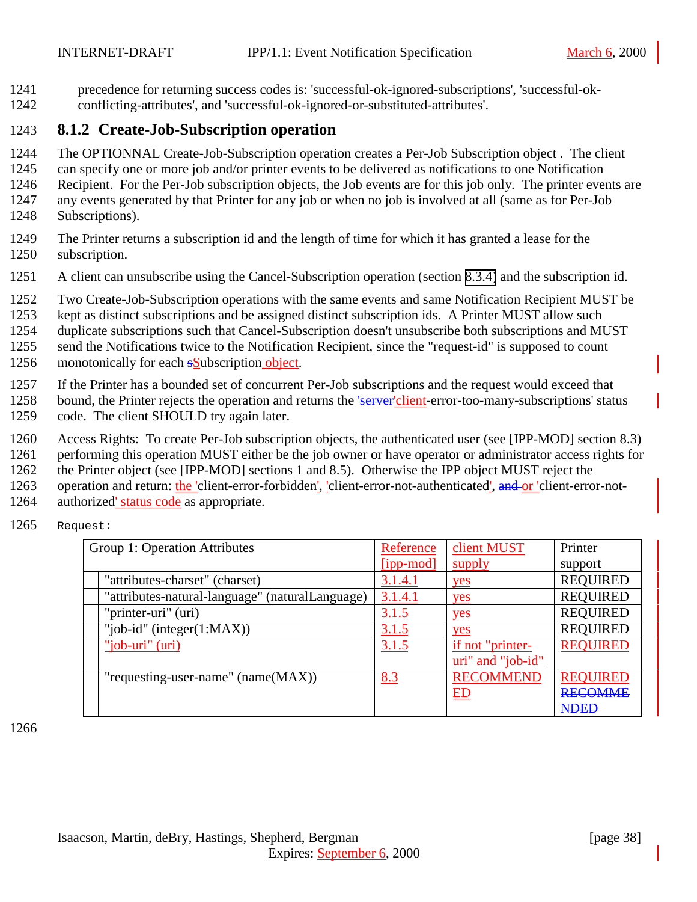precedence for returning success codes is: 'successful-ok-ignored-subscriptions', 'successful-ok-conflicting-attributes', and 'successful-ok-ignored-or-substituted-attributes'.

### 8.1.2 Create-Job-Subscription operation

The OPTIONNAL Create-Job-Subscription operation creates a Per-Job Subscription object . The client can specify one or more job and/or printer events to be delivered as notifications to one Notification Recipient. For the Per-Job subscription objects, the Job events are for this job only. The printer events are any events generated by that Printer for any job or when no job is involved at all (same as for Per-Job Subscriptions).

The Printer returns a subscription id and the length of time for which it has granted a lease for the subscription.

A client can unsubscribe using the Cancel-Subscription operation (section 8.3.4) and the subscription id.

Two Create-Job-Subscription operations with the same events and same Notification Recipient MUST be kept as distinct subscriptions and be assigned distinct subscription ids. A Printer MUST allow such duplicate subscriptions such that Cancel-Subscription doesn't unsubscribe both subscriptions and MUST send the Notifications twice to the Notification Recipient, since the "request-id" is supposed to count monotonically for each sSubscription object.

If the Printer has a bounded set of concurrent Per-Job subscriptions and the request would exceed that bound, the Printer rejects the operation and returns the 'server'client-error-too-many-subscriptions' status code. The client SHOULD try again later.

Access Rights: To create Per-Job subscription objects, the authenticated user (see [IPP-MOD] section 8.3) performing this operation MUST either be the job owner or have operator or administrator access rights for the Printer object (see [IPP-MOD] sections 1 and 8.5). Otherwise the IPP object MUST reject the operation and return: the 'client-error-forbidden', 'client-error-not-authenticated', and or 'client-error-not-authorized' status code as appropriate.

Request:

| Group 1: Operation Attributes | Reference [ipp-mod] | client MUST supply | Printer support |
|---|---|---|---|
| "attributes-charset" (charset) | 3.1.4.1 | yes | REQUIRED |
| "attributes-natural-language" (naturalLanguage) | 3.1.4.1 | yes | REQUIRED |
| "printer-uri" (uri) | 3.1.5 | yes | REQUIRED |
| "job-id" (integer(1:MAX)) | 3.1.5 | yes | REQUIRED |
| "job-uri" (uri) | 3.1.5 | if not "printer-uri" and "job-id" | REQUIRED |
| "requesting-user-name" (name(MAX)) | 8.3 | RECOMMENDED | REQUIRED RECOMMENDED |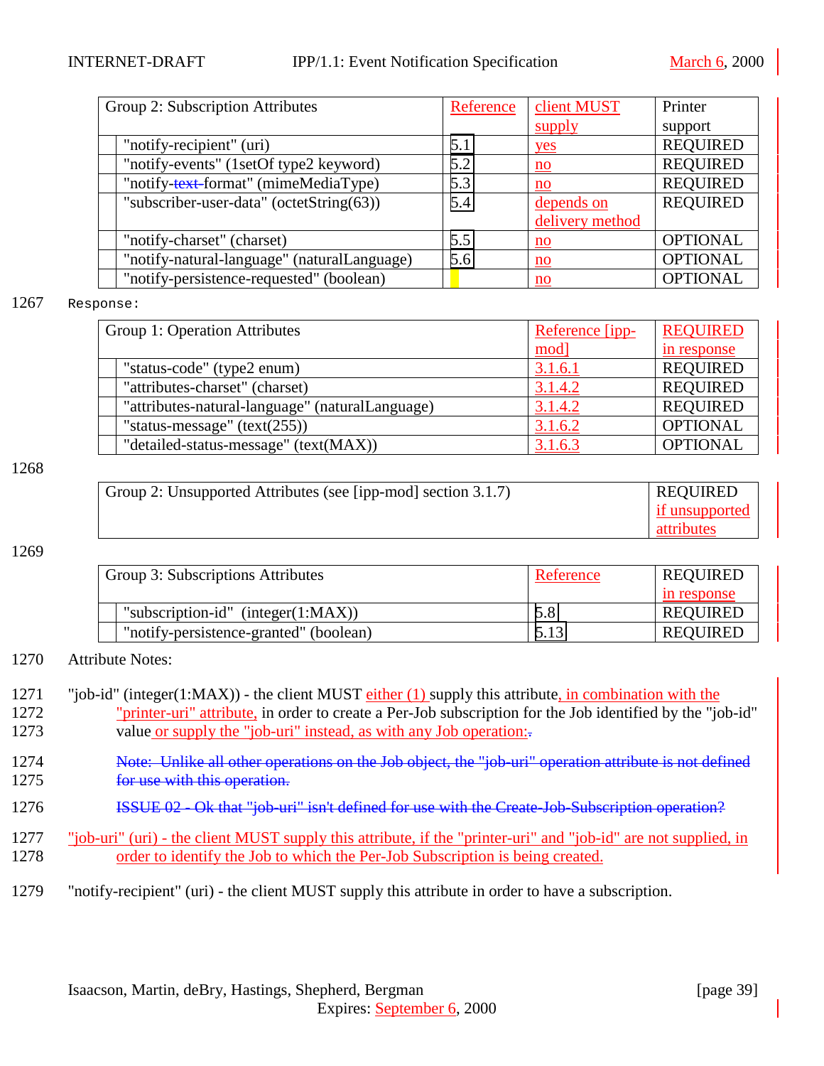| Group 2: Subscription Attributes | Reference | client MUST supply | Printer support |
|---|---|---|---|
| "notify-recipient" (uri) | 5.1 | yes | REQUIRED |
| "notify-events" (1setOf type2 keyword) | 5.2 | no | REQUIRED |
| "notify-text-format" (mimeMediaType) | 5.3 | no | REQUIRED |
| "subscriber-user-data" (octetString(63)) | 5.4 | depends on delivery method | REQUIRED |
| "notify-charset" (charset) | 5.5 | no | OPTIONAL |
| "notify-natural-language" (naturalLanguage) | 5.6 | no | OPTIONAL |
| "notify-persistence-requested" (boolean) | | no | OPTIONAL |

1267 Response:

| Group 1: Operation Attributes | Reference [ipp-mod] | REQUIRED in response |
|---|---|---|
| "status-code" (type2 enum) | 3.1.6.1 | REQUIRED |
| "attributes-charset" (charset) | 3.1.4.2 | REQUIRED |
| "attributes-natural-language" (naturalLanguage) | 3.1.4.2 | REQUIRED |
| "status-message" (text(255)) | 3.1.6.2 | OPTIONAL |
| "detailed-status-message" (text(MAX)) | 3.1.6.3 | OPTIONAL |

1268

| Group 2: Unsupported Attributes (see [ipp-mod] section 3.1.7) | REQUIRED if unsupported attributes |
|---|---|

1269

| Group 3: Subscriptions Attributes | Reference | REQUIRED in response |
|---|---|---|
| "subscription-id" (integer(1:MAX)) | 5.8 | REQUIRED |
| "notify-persistence-granted" (boolean) | 5.13 | REQUIRED |

1270 Attribute Notes:

1271 "job-id" (integer(1:MAX)) - the client MUST either (1) supply this attribute, in combination with the
1272 "printer-uri" attribute, in order to create a Per-Job subscription for the Job identified by the "job-id"
1273 value or supply the "job-uri" instead, as with any Job operation:.

1274 Note: Unlike all other operations on the Job object, the "job-uri" operation attribute is not defined
1275 for use with this operation.

1276 ISSUE 02 - Ok that "job-uri" isn't defined for use with the Create-Job-Subscription operation?

1277 "job-uri" (uri) - the client MUST supply this attribute, if the "printer-uri" and "job-id" are not supplied, in
1278 order to identify the Job to which the Per-Job Subscription is being created.

1279 "notify-recipient" (uri) - the client MUST supply this attribute in order to have a subscription.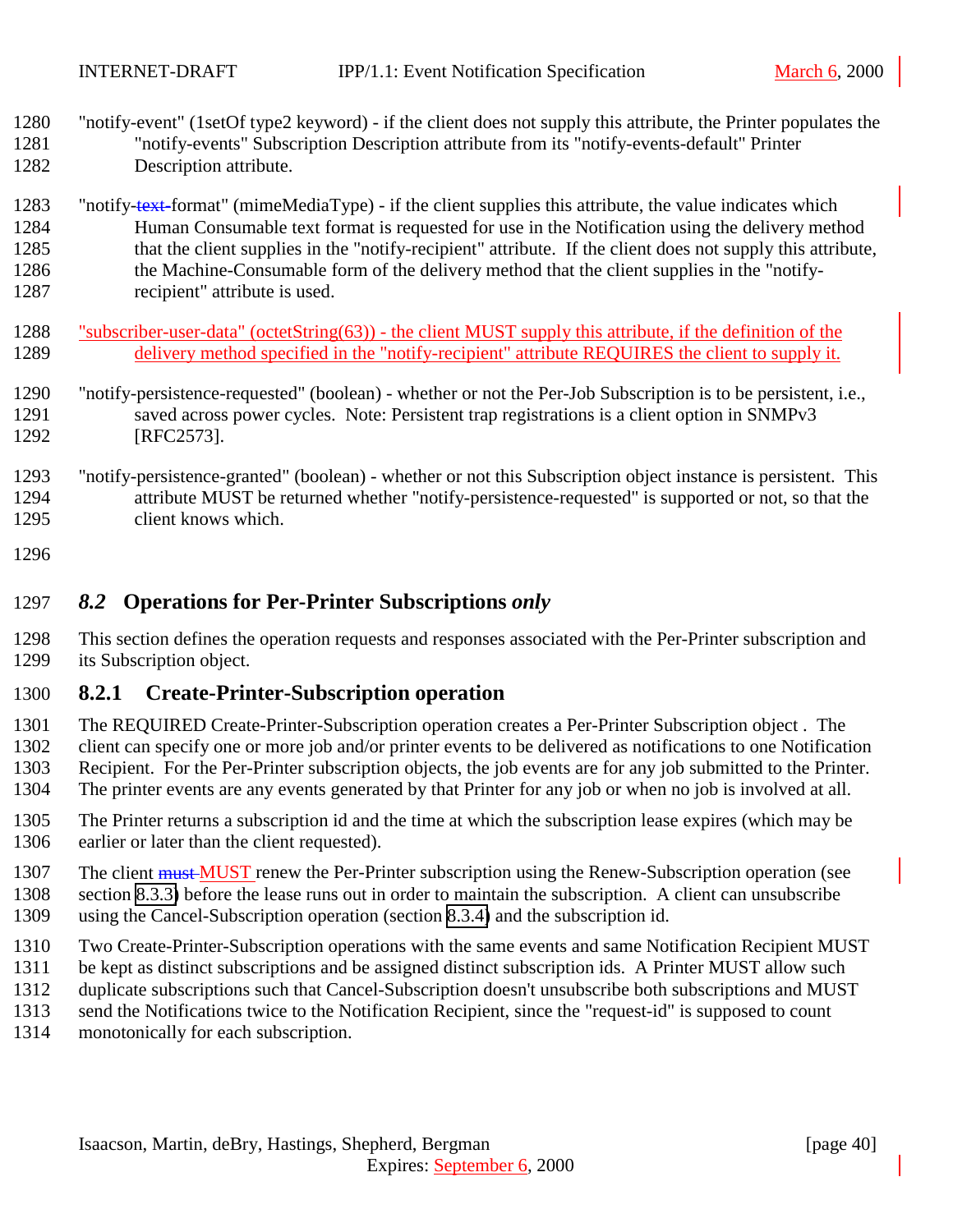"notify-event" (1setOf type2 keyword) - if the client does not supply this attribute, the Printer populates the "notify-events" Subscription Description attribute from its "notify-events-default" Printer Description attribute.

"notify-~~text-~~format" (mimeMediaType) - if the client supplies this attribute, the value indicates which Human Consumable text format is requested for use in the Notification using the delivery method that the client supplies in the "notify-recipient" attribute. If the client does not supply this attribute, the Machine-Consumable form of the delivery method that the client supplies in the "notify-recipient" attribute is used.

"subscriber-user-data" (octetString(63)) - the client MUST supply this attribute, if the definition of the delivery method specified in the "notify-recipient" attribute REQUIRES the client to supply it.

"notify-persistence-requested" (boolean) - whether or not the Per-Job Subscription is to be persistent, i.e., saved across power cycles. Note: Persistent trap registrations is a client option in SNMPv3 [RFC2573].

"notify-persistence-granted" (boolean) - whether or not this Subscription object instance is persistent. This attribute MUST be returned whether "notify-persistence-requested" is supported or not, so that the client knows which.

## *8.2* Operations for Per-Printer Subscriptions *only*

This section defines the operation requests and responses associated with the Per-Printer subscription and its Subscription object.

### 8.2.1 Create-Printer-Subscription operation

The REQUIRED Create-Printer-Subscription operation creates a Per-Printer Subscription object . The client can specify one or more job and/or printer events to be delivered as notifications to one Notification Recipient. For the Per-Printer subscription objects, the job events are for any job submitted to the Printer. The printer events are any events generated by that Printer for any job or when no job is involved at all.

The Printer returns a subscription id and the time at which the subscription lease expires (which may be earlier or later than the client requested).

The client ~~must~~ MUST renew the Per-Printer subscription using the Renew-Subscription operation (see section 8.3.3) before the lease runs out in order to maintain the subscription. A client can unsubscribe using the Cancel-Subscription operation (section 8.3.4) and the subscription id.

Two Create-Printer-Subscription operations with the same events and same Notification Recipient MUST be kept as distinct subscriptions and be assigned distinct subscription ids. A Printer MUST allow such duplicate subscriptions such that Cancel-Subscription doesn't unsubscribe both subscriptions and MUST send the Notifications twice to the Notification Recipient, since the "request-id" is supposed to count monotonically for each subscription.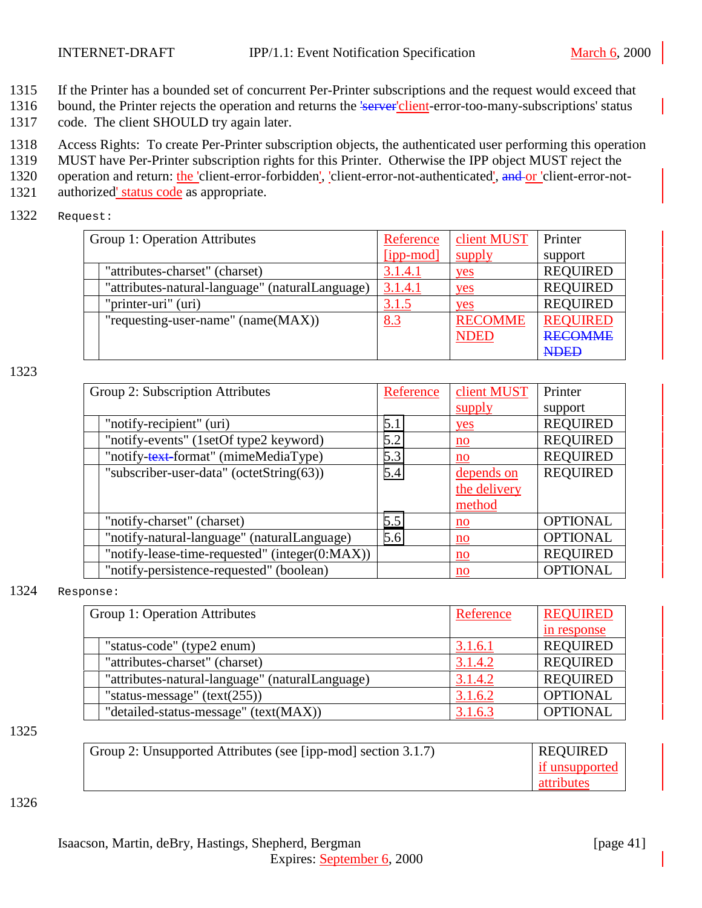1315 If the Printer has a bounded set of concurrent Per-Printer subscriptions and the request would exceed that
1316 bound, the Printer rejects the operation and returns the ~~'server~~'client-error-too-many-subscriptions' status
1317 code. The client SHOULD try again later.

1318 Access Rights: To create Per-Printer subscription objects, the authenticated user performing this operation
1319 MUST have Per-Printer subscription rights for this Printer. Otherwise the IPP object MUST reject the
1320 operation and return: the 'client-error-forbidden', 'client-error-not-authenticated', ~~and~~ or 'client-error-not-
1321 authorized' status code as appropriate.

1322 Request:

| Group 1: Operation Attributes | Reference [ipp-mod] | client MUST supply | Printer support |
|---|---|---|---|
| "attributes-charset" (charset) | 3.1.4.1 | yes | REQUIRED |
| "attributes-natural-language" (naturalLanguage) | 3.1.4.1 | yes | REQUIRED |
| "printer-uri" (uri) | 3.1.5 | yes | REQUIRED |
| "requesting-user-name" (name(MAX)) | 8.3 | RECOMMENDED | REQUIRED ~~RECOMMENDED~~ |

1323

| Group 2: Subscription Attributes | Reference | client MUST supply | Printer support |
|---|---|---|---|
| "notify-recipient" (uri) | 5.1 | yes | REQUIRED |
| "notify-events" (1setOf type2 keyword) | 5.2 | no | REQUIRED |
| "notify-~~text-~~format" (mimeMediaType) | 5.3 | no | REQUIRED |
| "subscriber-user-data" (octetString(63)) | 5.4 | depends on the delivery method | REQUIRED |
| "notify-charset" (charset) | 5.5 | no | OPTIONAL |
| "notify-natural-language" (naturalLanguage) | 5.6 | no | OPTIONAL |
| "notify-lease-time-requested" (integer(0:MAX)) | | no | REQUIRED |
| "notify-persistence-requested" (boolean) | | no | OPTIONAL |

1324 Response:

| Group 1: Operation Attributes | Reference | REQUIRED in response |
|---|---|---|
| "status-code" (type2 enum) | 3.1.6.1 | REQUIRED |
| "attributes-charset" (charset) | 3.1.4.2 | REQUIRED |
| "attributes-natural-language" (naturalLanguage) | 3.1.4.2 | REQUIRED |
| "status-message" (text(255)) | 3.1.6.2 | OPTIONAL |
| "detailed-status-message" (text(MAX)) | 3.1.6.3 | OPTIONAL |

1325

| Group 2: Unsupported Attributes (see [ipp-mod] section 3.1.7) | REQUIRED if unsupported attributes |
|---|---|

1326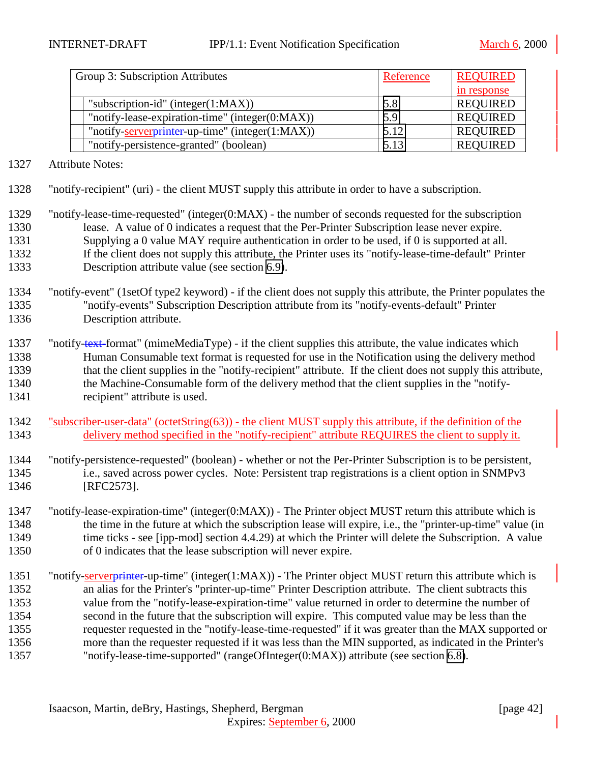| Group 3: Subscription Attributes | Reference | REQUIRED in response |
|---|---|---|
| "subscription-id" (integer(1:MAX)) | 5.8 | REQUIRED |
| "notify-lease-expiration-time" (integer(0:MAX)) | 5.9 | REQUIRED |
| "notify-serverprinter-up-time" (integer(1:MAX)) | 5.12 | REQUIRED |
| "notify-persistence-granted" (boolean) | 5.13 | REQUIRED |

1327 Attribute Notes:

1328 "notify-recipient" (uri) - the client MUST supply this attribute in order to have a subscription.

1329 "notify-lease-time-requested" (integer(0:MAX) - the number of seconds requested for the subscription
1330 lease. A value of 0 indicates a request that the Per-Printer Subscription lease never expire.
1331 Supplying a 0 value MAY require authentication in order to be used, if 0 is supported at all.
1332 If the client does not supply this attribute, the Printer uses its "notify-lease-time-default" Printer
1333 Description attribute value (see section 6.9).

1334 "notify-event" (1setOf type2 keyword) - if the client does not supply this attribute, the Printer populates the
1335 "notify-events" Subscription Description attribute from its "notify-events-default" Printer
1336 Description attribute.

1337 "notify-text-format" (mimeMediaType) - if the client supplies this attribute, the value indicates which
1338 Human Consumable text format is requested for use in the Notification using the delivery method
1339 that the client supplies in the "notify-recipient" attribute. If the client does not supply this attribute,
1340 the Machine-Consumable form of the delivery method that the client supplies in the "notify-
1341 recipient" attribute is used.

1342 "subscriber-user-data" (octetString(63)) - the client MUST supply this attribute, if the definition of the
1343 delivery method specified in the "notify-recipient" attribute REQUIRES the client to supply it.

1344 "notify-persistence-requested" (boolean) - whether or not the Per-Printer Subscription is to be persistent,
1345 i.e., saved across power cycles. Note: Persistent trap registrations is a client option in SNMPv3
1346 [RFC2573].

1347 "notify-lease-expiration-time" (integer(0:MAX)) - The Printer object MUST return this attribute which is
1348 the time in the future at which the subscription lease will expire, i.e., the "printer-up-time" value (in
1349 time ticks - see [ipp-mod] section 4.4.29) at which the Printer will delete the Subscription. A value
1350 of 0 indicates that the lease subscription will never expire.

1351 "notify-serverprinter-up-time" (integer(1:MAX)) - The Printer object MUST return this attribute which is
1352 an alias for the Printer's "printer-up-time" Printer Description attribute. The client subtracts this
1353 value from the "notify-lease-expiration-time" value returned in order to determine the number of
1354 second in the future that the subscription will expire. This computed value may be less than the
1355 requester requested in the "notify-lease-time-requested" if it was greater than the MAX supported or
1356 more than the requester requested if it was less than the MIN supported, as indicated in the Printer's
1357 "notify-lease-time-supported" (rangeOfInteger(0:MAX)) attribute (see section 6.8).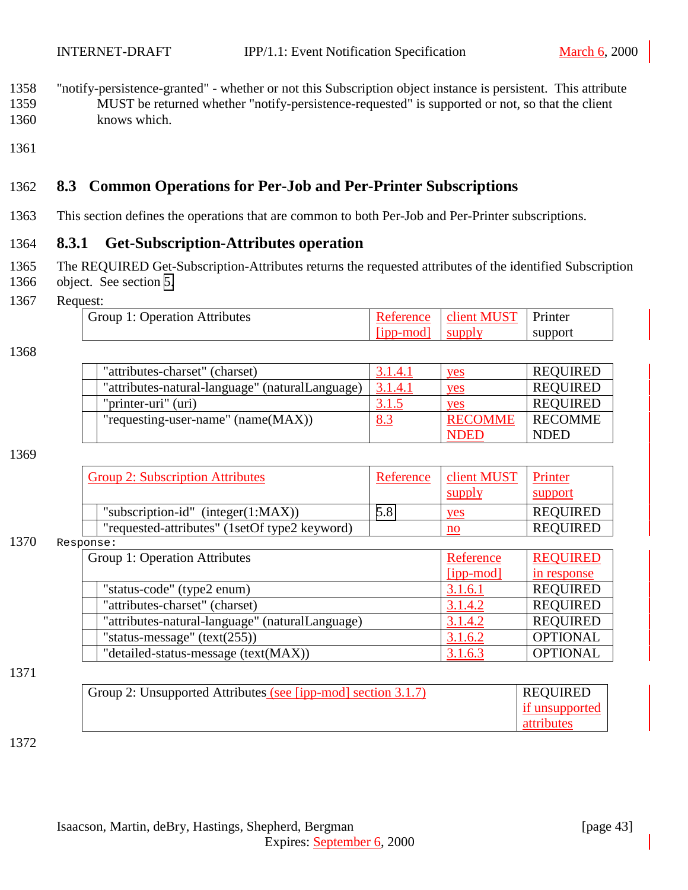"notify-persistence-granted" - whether or not this Subscription object instance is persistent. This attribute MUST be returned whether "notify-persistence-requested" is supported or not, so that the client knows which.

## 8.3 Common Operations for Per-Job and Per-Printer Subscriptions

This section defines the operations that are common to both Per-Job and Per-Printer subscriptions.

### 8.3.1 Get-Subscription-Attributes operation

The REQUIRED Get-Subscription-Attributes returns the requested attributes of the identified Subscription object. See section 5.

Request:

| Group 1: Operation Attributes | Reference [ipp-mod] | client MUST supply | Printer support |
|---|---|---|---|
| "attributes-charset" (charset) | 3.1.4.1 | yes | REQUIRED |
| "attributes-natural-language" (naturalLanguage) | 3.1.4.1 | yes | REQUIRED |
| "printer-uri" (uri) | 3.1.5 | yes | REQUIRED |
| "requesting-user-name" (name(MAX)) | 8.3 | RECOMMENDED | RECOMMENDED |

| Group 2: Subscription Attributes | Reference | client MUST supply | Printer support |
|---|---|---|---|
| "subscription-id" (integer(1:MAX)) | 5.8 | yes | REQUIRED |
| "requested-attributes" (1setOf type2 keyword) | | no | REQUIRED |

Response:

| Group 1: Operation Attributes | Reference [ipp-mod] | REQUIRED in response |
|---|---|---|
| "status-code" (type2 enum) | 3.1.6.1 | REQUIRED |
| "attributes-charset" (charset) | 3.1.4.2 | REQUIRED |
| "attributes-natural-language" (naturalLanguage) | 3.1.4.2 | REQUIRED |
| "status-message" (text(255)) | 3.1.6.2 | OPTIONAL |
| "detailed-status-message (text(MAX)) | 3.1.6.3 | OPTIONAL |

| Group 2: Unsupported Attributes (see [ipp-mod] section 3.1.7) | REQUIRED if unsupported attributes |
|---|---|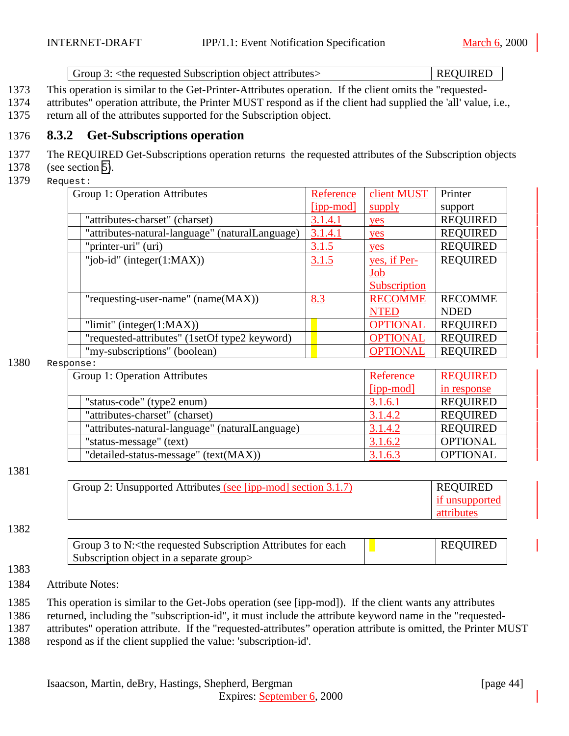| Group 3: <the requested Subscription object attributes> | REQUIRED |
|---|---|

1373 This operation is similar to the Get-Printer-Attributes operation. If the client omits the "requested-
1374 attributes" operation attribute, the Printer MUST respond as if the client had supplied the 'all' value, i.e.,
1375 return all of the attributes supported for the Subscription object.

### 1376 8.3.2 Get-Subscriptions operation

1377 The REQUIRED Get-Subscriptions operation returns the requested attributes of the Subscription objects
1378 (see section 5).

1379 Request:

| Group 1: Operation Attributes | Reference [ipp-mod] | client MUST supply | Printer support |
|---|---|---|---|
| "attributes-charset" (charset) | 3.1.4.1 | yes | REQUIRED |
| "attributes-natural-language" (naturalLanguage) | 3.1.4.1 | yes | REQUIRED |
| "printer-uri" (uri) | 3.1.5 | yes | REQUIRED |
| "job-id" (integer(1:MAX)) | 3.1.5 | yes, if Per-Job Subscription | REQUIRED |
| "requesting-user-name" (name(MAX)) | 8.3 | RECOMMENTED | RECOMMENDED |
| "limit" (integer(1:MAX)) | | OPTIONAL | REQUIRED |
| "requested-attributes" (1setOf type2 keyword) | | OPTIONAL | REQUIRED |
| "my-subscriptions" (boolean) | | OPTIONAL | REQUIRED |

1380 Response:

| Group 1: Operation Attributes | Reference [ipp-mod] | REQUIRED in response |
|---|---|---|
| "status-code" (type2 enum) | 3.1.6.1 | REQUIRED |
| "attributes-charset" (charset) | 3.1.4.2 | REQUIRED |
| "attributes-natural-language" (naturalLanguage) | 3.1.4.2 | REQUIRED |
| "status-message" (text) | 3.1.6.2 | OPTIONAL |
| "detailed-status-message" (text(MAX)) | 3.1.6.3 | OPTIONAL |

1381

| Group 2: Unsupported Attributes (see [ipp-mod] section 3.1.7) | REQUIRED if unsupported attributes |
|---|---|

1382

| Group 3 to N:<the requested Subscription Attributes for each Subscription object in a separate group> | | REQUIRED |
|---|---|---|

1383

1384 Attribute Notes:

1385 This operation is similar to the Get-Jobs operation (see [ipp-mod]). If the client wants any attributes
1386 returned, including the "subscription-id", it must include the attribute keyword name in the "requested-
1387 attributes" operation attribute. If the "requested-attributes" operation attribute is omitted, the Printer MUST
1388 respond as if the client supplied the value: 'subscription-id'.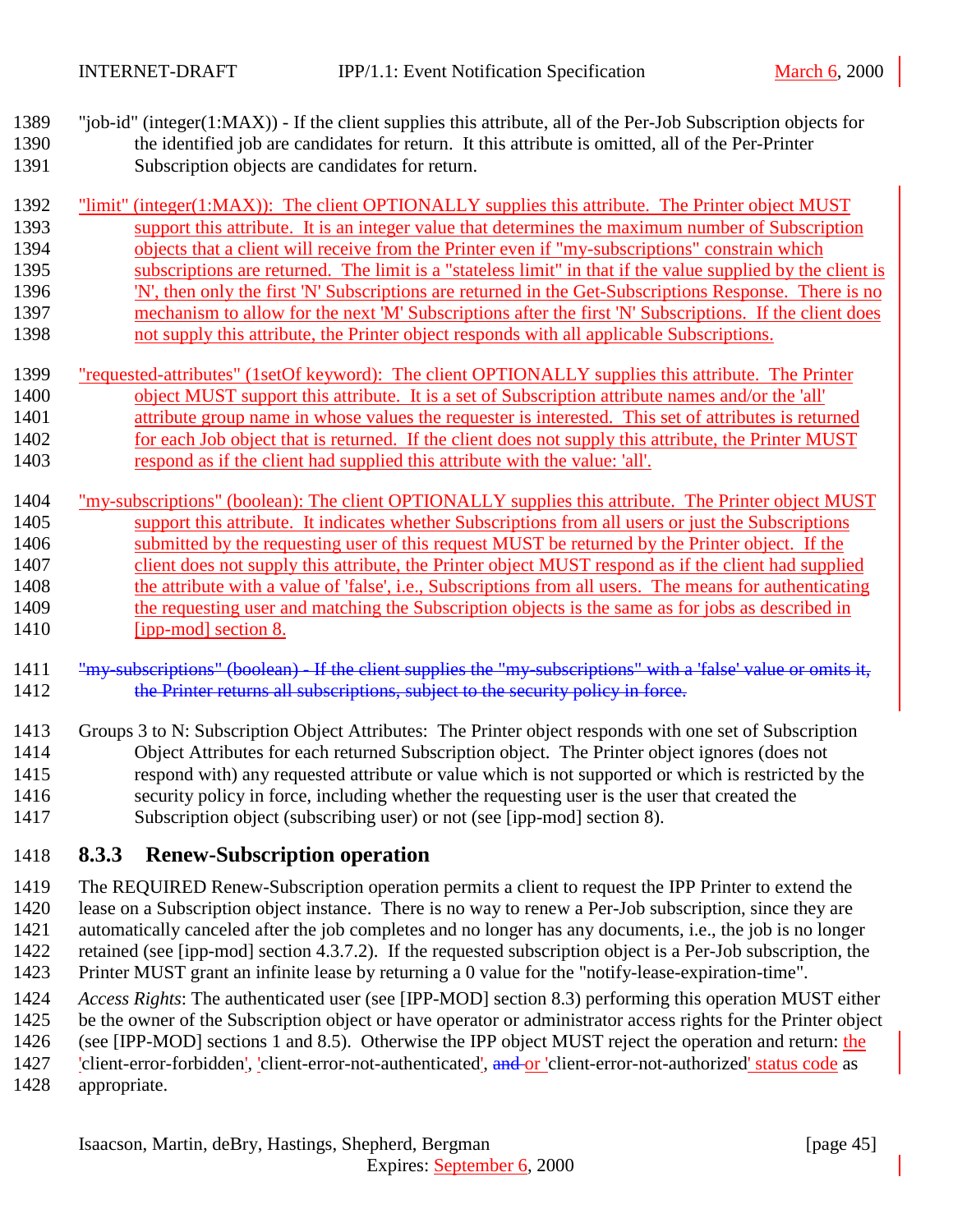"job-id" (integer(1:MAX)) - If the client supplies this attribute, all of the Per-Job Subscription objects for the identified job are candidates for return. It this attribute is omitted, all of the Per-Printer Subscription objects are candidates for return.

"limit" (integer(1:MAX)): The client OPTIONALLY supplies this attribute. The Printer object MUST support this attribute. It is an integer value that determines the maximum number of Subscription objects that a client will receive from the Printer even if "my-subscriptions" constrain which subscriptions are returned. The limit is a "stateless limit" in that if the value supplied by the client is 'N', then only the first 'N' Subscriptions are returned in the Get-Subscriptions Response. There is no mechanism to allow for the next 'M' Subscriptions after the first 'N' Subscriptions. If the client does not supply this attribute, the Printer object responds with all applicable Subscriptions.

"requested-attributes" (1setOf keyword): The client OPTIONALLY supplies this attribute. The Printer object MUST support this attribute. It is a set of Subscription attribute names and/or the 'all' attribute group name in whose values the requester is interested. This set of attributes is returned for each Job object that is returned. If the client does not supply this attribute, the Printer MUST respond as if the client had supplied this attribute with the value: 'all'.

"my-subscriptions" (boolean): The client OPTIONALLY supplies this attribute. The Printer object MUST support this attribute. It indicates whether Subscriptions from all users or just the Subscriptions submitted by the requesting user of this request MUST be returned by the Printer object. If the client does not supply this attribute, the Printer object MUST respond as if the client had supplied the attribute with a value of 'false', i.e., Subscriptions from all users. The means for authenticating the requesting user and matching the Subscription objects is the same as for jobs as described in [ipp-mod] section 8.

~~"my-subscriptions" (boolean) - If the client supplies the "my-subscriptions" with a 'false' value or omits it, the Printer returns all subscriptions, subject to the security policy in force.~~

Groups 3 to N: Subscription Object Attributes: The Printer object responds with one set of Subscription Object Attributes for each returned Subscription object. The Printer object ignores (does not respond with) any requested attribute or value which is not supported or which is restricted by the security policy in force, including whether the requesting user is the user that created the Subscription object (subscribing user) or not (see [ipp-mod] section 8).

### 8.3.3 Renew-Subscription operation

The REQUIRED Renew-Subscription operation permits a client to request the IPP Printer to extend the lease on a Subscription object instance. There is no way to renew a Per-Job subscription, since they are automatically canceled after the job completes and no longer has any documents, i.e., the job is no longer retained (see [ipp-mod] section 4.3.7.2). If the requested subscription object is a Per-Job subscription, the Printer MUST grant an infinite lease by returning a 0 value for the "notify-lease-expiration-time".

*Access Rights*: The authenticated user (see [IPP-MOD] section 8.3) performing this operation MUST either be the owner of the Subscription object or have operator or administrator access rights for the Printer object (see [IPP-MOD] sections 1 and 8.5). Otherwise the IPP object MUST reject the operation and return: the 'client-error-forbidden', 'client-error-not-authenticated', ~~and~~ or 'client-error-not-authorized' status code as appropriate.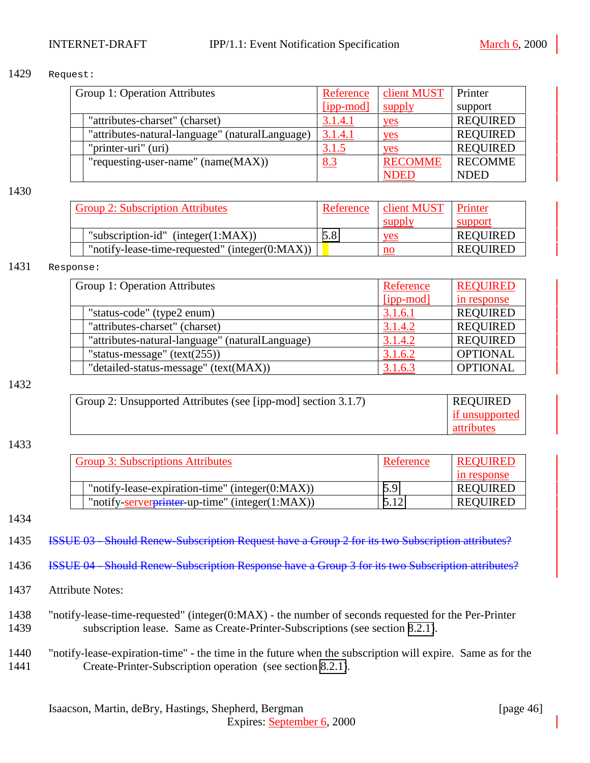1429 Request:

| Group 1: Operation Attributes | Reference [ipp-mod] | client MUST supply | Printer support |
|---|---|---|---|
| "attributes-charset" (charset) | 3.1.4.1 | yes | REQUIRED |
| "attributes-natural-language" (naturalLanguage) | 3.1.4.1 | yes | REQUIRED |
| "printer-uri" (uri) | 3.1.5 | yes | REQUIRED |
| "requesting-user-name" (name(MAX)) | 8.3 | RECOMMENDED | RECOMMENDED |

1430

| Group 2: Subscription Attributes | Reference | client MUST supply | Printer support |
|---|---|---|---|
| "subscription-id" (integer(1:MAX)) | 5.8 | yes | REQUIRED |
| "notify-lease-time-requested" (integer(0:MAX)) | | no | REQUIRED |

1431 Response:

| Group 1: Operation Attributes | Reference [ipp-mod] | REQUIRED in response |
|---|---|---|
| "status-code" (type2 enum) | 3.1.6.1 | REQUIRED |
| "attributes-charset" (charset) | 3.1.4.2 | REQUIRED |
| "attributes-natural-language" (naturalLanguage) | 3.1.4.2 | REQUIRED |
| "status-message" (text(255)) | 3.1.6.2 | OPTIONAL |
| "detailed-status-message" (text(MAX)) | 3.1.6.3 | OPTIONAL |

1432

| Group 2: Unsupported Attributes (see [ipp-mod] section 3.1.7) | REQUIRED if unsupported attributes |
|---|---|

1433

| Group 3: Subscriptions Attributes | Reference | REQUIRED in response |
|---|---|---|
| "notify-lease-expiration-time" (integer(0:MAX)) | 5.9 | REQUIRED |
| "notify-server~~printer~~-up-time" (integer(1:MAX)) | 5.12 | REQUIRED |

1434

1435 ~~ISSUE 03 - Should Renew-Subscription Request have a Group 2 for its two Subscription attributes?~~

1436 ~~ISSUE 04 - Should Renew-Subscription Response have a Group 3 for its two Subscription attributes?~~

1437 Attribute Notes:

1438 "notify-lease-time-requested" (integer(0:MAX) - the number of seconds requested for the Per-Printer
1439 subscription lease. Same as Create-Printer-Subscriptions (see section 8.2.1).

1440 "notify-lease-expiration-time" - the time in the future when the subscription will expire. Same as for the
1441 Create-Printer-Subscription operation (see section 8.2.1).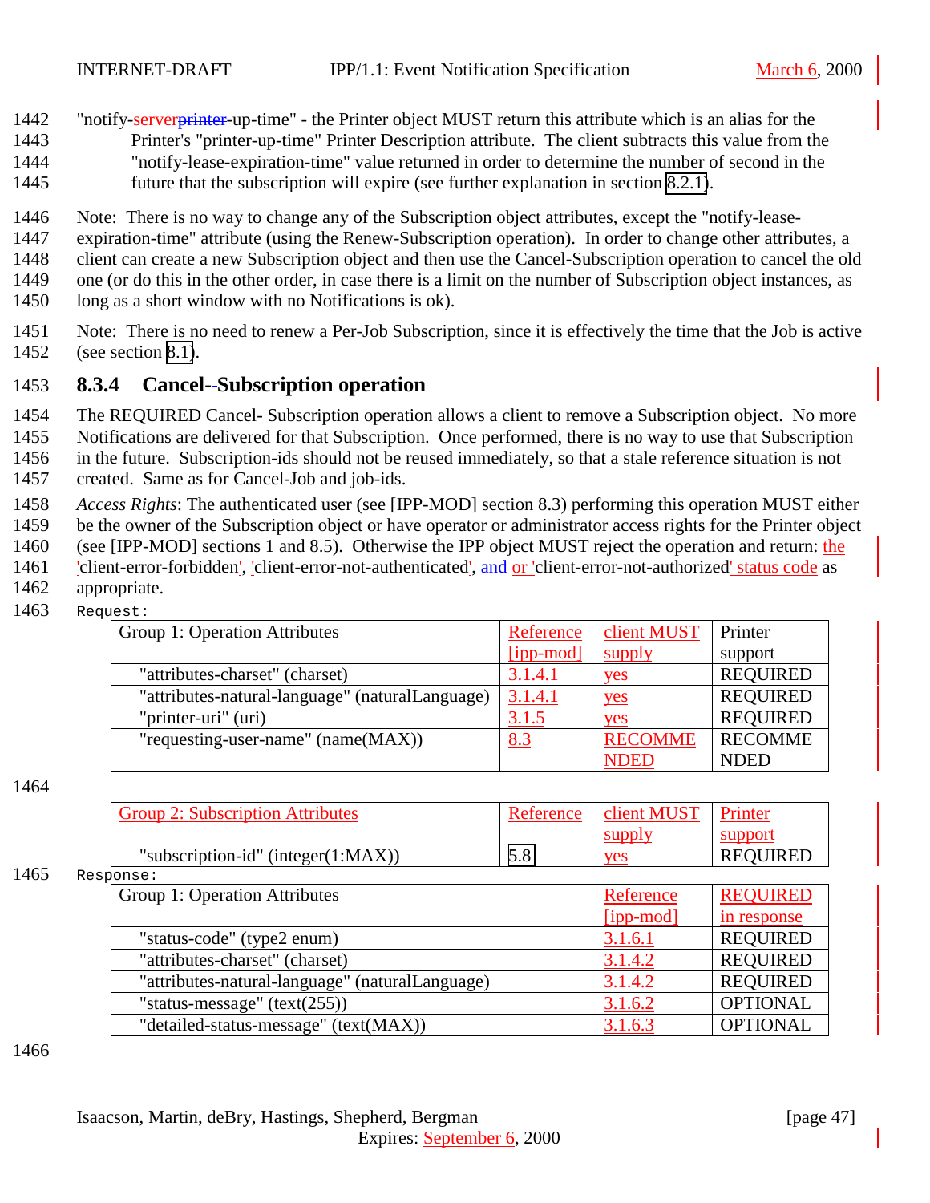"notify-serverprinter-up-time" - the Printer object MUST return this attribute which is an alias for the Printer's "printer-up-time" Printer Description attribute. The client subtracts this value from the "notify-lease-expiration-time" value returned in order to determine the number of second in the future that the subscription will expire (see further explanation in section 8.2.1).

Note: There is no way to change any of the Subscription object attributes, except the "notify-lease-expiration-time" attribute (using the Renew-Subscription operation). In order to change other attributes, a client can create a new Subscription object and then use the Cancel-Subscription operation to cancel the old one (or do this in the other order, in case there is a limit on the number of Subscription object instances, as long as a short window with no Notifications is ok).

Note: There is no need to renew a Per-Job Subscription, since it is effectively the time that the Job is active (see section 8.1).

### 8.3.4 Cancel-Subscription operation

The REQUIRED Cancel- Subscription operation allows a client to remove a Subscription object. No more Notifications are delivered for that Subscription. Once performed, there is no way to use that Subscription in the future. Subscription-ids should not be reused immediately, so that a stale reference situation is not created. Same as for Cancel-Job and job-ids.

*Access Rights*: The authenticated user (see [IPP-MOD] section 8.3) performing this operation MUST either be the owner of the Subscription object or have operator or administrator access rights for the Printer object (see [IPP-MOD] sections 1 and 8.5). Otherwise the IPP object MUST reject the operation and return: the 'client-error-forbidden', 'client-error-not-authenticated', and or 'client-error-not-authorized' status code as appropriate.

Request:

| Group 1: Operation Attributes | Reference [ipp-mod] | client MUST supply | Printer support |
|---|---|---|---|
| "attributes-charset" (charset) | 3.1.4.1 | yes | REQUIRED |
| "attributes-natural-language" (naturalLanguage) | 3.1.4.1 | yes | REQUIRED |
| "printer-uri" (uri) | 3.1.5 | yes | REQUIRED |
| "requesting-user-name" (name(MAX)) | 8.3 | RECOMMENDED | RECOMMENDED |

| Group 2: Subscription Attributes | Reference | client MUST supply | Printer support |
|---|---|---|---|
| "subscription-id" (integer(1:MAX)) | 5.8 | yes | REQUIRED |

Response:

| Group 1: Operation Attributes | Reference [ipp-mod] | REQUIRED in response |
|---|---|---|
| "status-code" (type2 enum) | 3.1.6.1 | REQUIRED |
| "attributes-charset" (charset) | 3.1.4.2 | REQUIRED |
| "attributes-natural-language" (naturalLanguage) | 3.1.4.2 | REQUIRED |
| "status-message" (text(255)) | 3.1.6.2 | OPTIONAL |
| "detailed-status-message" (text(MAX)) | 3.1.6.3 | OPTIONAL |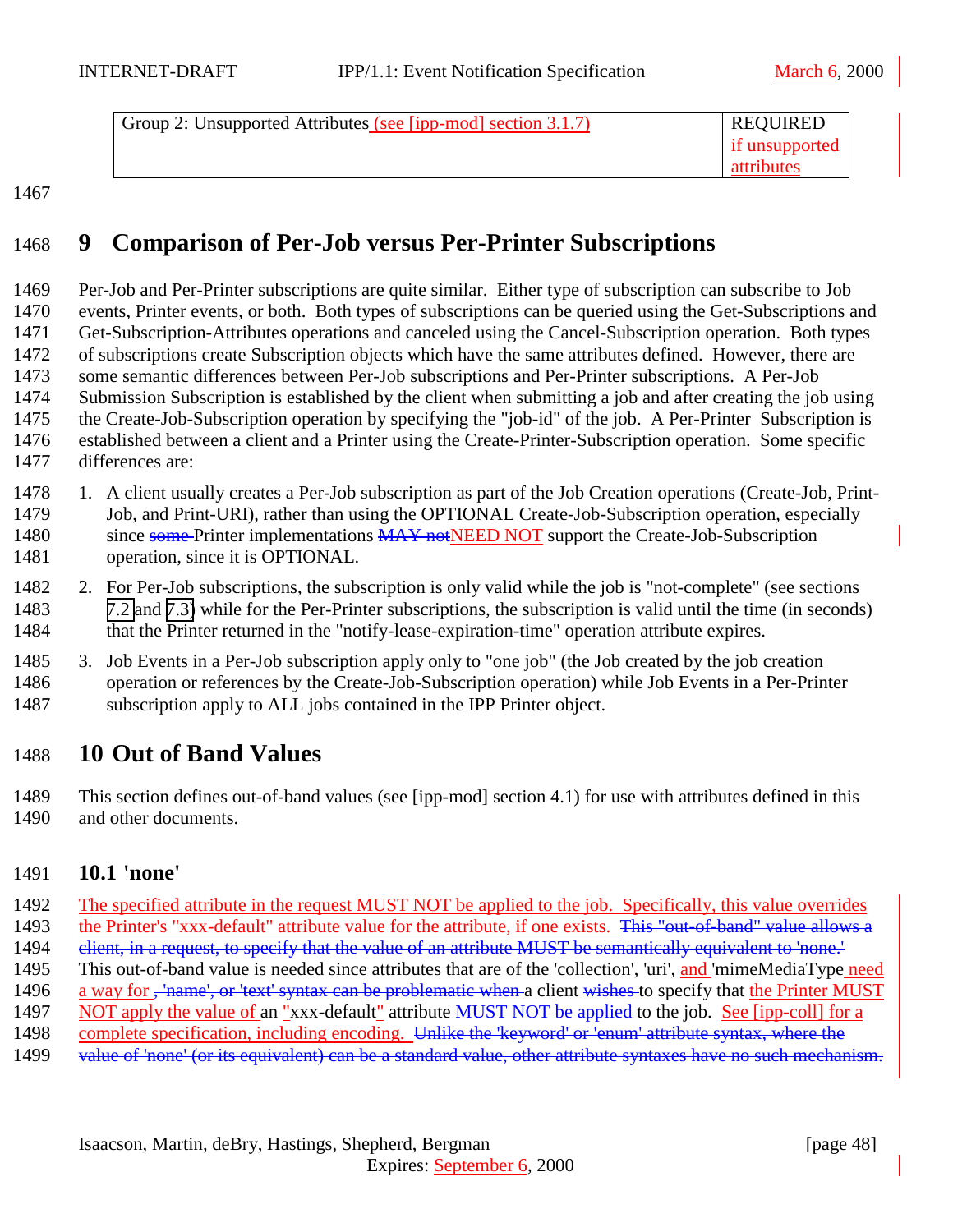| Group 2: Unsupported Attributes (see [ipp-mod] section 3.1.7) | REQUIRED if unsupported attributes |
|---|---|

# 9 Comparison of Per-Job versus Per-Printer Subscriptions

Per-Job and Per-Printer subscriptions are quite similar. Either type of subscription can subscribe to Job events, Printer events, or both. Both types of subscriptions can be queried using the Get-Subscriptions and Get-Subscription-Attributes operations and canceled using the Cancel-Subscription operation. Both types of subscriptions create Subscription objects which have the same attributes defined. However, there are some semantic differences between Per-Job subscriptions and Per-Printer subscriptions. A Per-Job Submission Subscription is established by the client when submitting a job and after creating the job using the Create-Job-Subscription operation by specifying the "job-id" of the job. A Per-Printer Subscription is established between a client and a Printer using the Create-Printer-Subscription operation. Some specific differences are:

1. A client usually creates a Per-Job subscription as part of the Job Creation operations (Create-Job, Print-Job, and Print-URI), rather than using the OPTIONAL Create-Job-Subscription operation, especially since ~~some~~ Printer implementations ~~MAY not~~NEED NOT support the Create-Job-Subscription operation, since it is OPTIONAL.
2. For Per-Job subscriptions, the subscription is only valid while the job is "not-complete" (see sections 7.2 and 7.3) while for the Per-Printer subscriptions, the subscription is valid until the time (in seconds) that the Printer returned in the "notify-lease-expiration-time" operation attribute expires.
3. Job Events in a Per-Job subscription apply only to "one job" (the Job created by the job creation operation or references by the Create-Job-Subscription operation) while Job Events in a Per-Printer subscription apply to ALL jobs contained in the IPP Printer object.

# 10 Out of Band Values

This section defines out-of-band values (see [ipp-mod] section 4.1) for use with attributes defined in this and other documents.

## 10.1 'none'

The specified attribute in the request MUST NOT be applied to the job. Specifically, this value overrides the Printer's "xxx-default" attribute value for the attribute, if one exists. ~~This "out-of-band" value allows a client, in a request, to specify that the value of an attribute MUST be semantically equivalent to 'none.'~~ This out-of-band value is needed since attributes that are of the 'collection', 'uri', and 'mimeMediaType need a way for ~~, 'name', or 'text' syntax can be problematic when~~ a client ~~wishes~~ to specify that the Printer MUST NOT apply the value of an "xxx-default" attribute ~~MUST NOT be applied~~ to the job. See [ipp-coll] for a complete specification, including encoding. ~~Unlike the 'keyword' or 'enum' attribute syntax, where the value of 'none' (or its equivalent) can be a standard value, other attribute syntaxes have no such mechanism.~~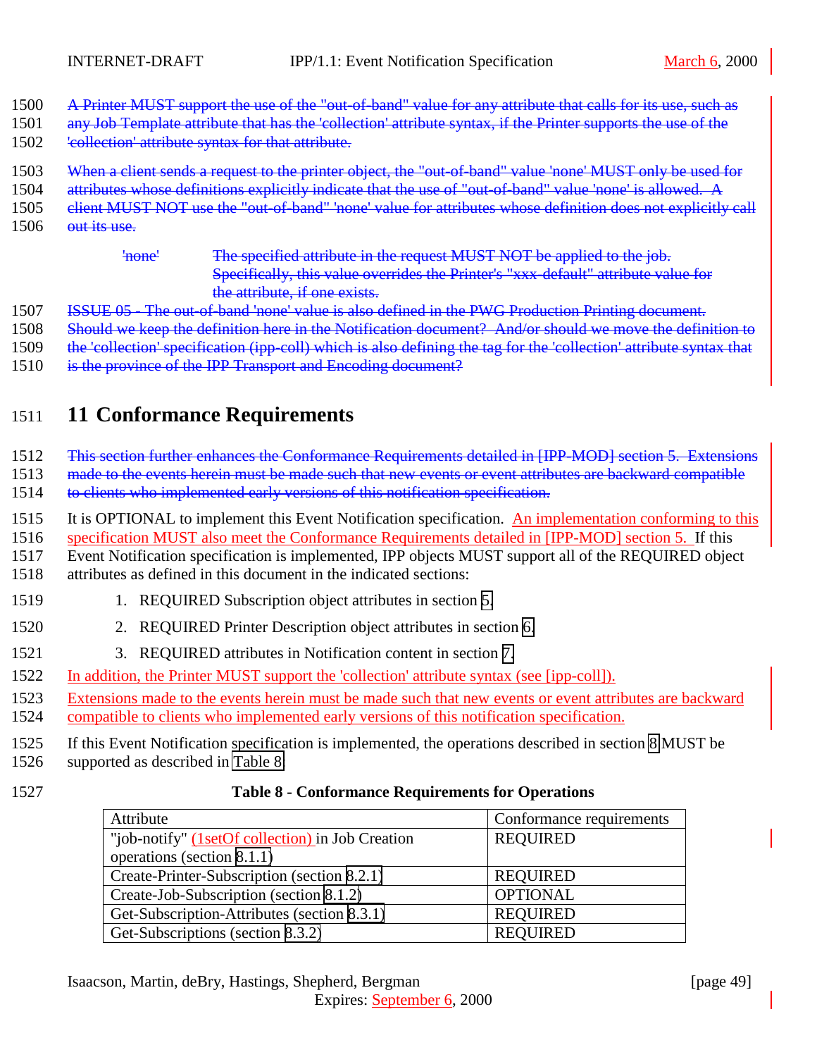A Printer MUST support the use of the "out-of-band" value for any attribute that calls for its use, such as any Job Template attribute that has the 'collection' attribute syntax, if the Printer supports the use of the 'collection' attribute syntax for that attribute.

When a client sends a request to the printer object, the "out-of-band" value 'none' MUST only be used for attributes whose definitions explicitly indicate that the use of "out-of-band" value 'none' is allowed. A client MUST NOT use the "out-of-band" 'none' value for attributes whose definition does not explicitly call out its use.

'none' The specified attribute in the request MUST NOT be applied to the job. Specifically, this value overrides the Printer's "xxx-default" attribute value for the attribute, if one exists.

ISSUE 05 - The out-of-band 'none' value is also defined in the PWG Production Printing document. Should we keep the definition here in the Notification document? And/or should we move the definition to the 'collection' specification (ipp-coll) which is also defining the tag for the 'collection' attribute syntax that is the province of the IPP Transport and Encoding document?

# 11 Conformance Requirements

This section further enhances the Conformance Requirements detailed in [IPP-MOD] section 5. Extensions made to the events herein must be made such that new events or event attributes are backward compatible to clients who implemented early versions of this notification specification.

It is OPTIONAL to implement this Event Notification specification. An implementation conforming to this specification MUST also meet the Conformance Requirements detailed in [IPP-MOD] section 5. If this Event Notification specification is implemented, IPP objects MUST support all of the REQUIRED object attributes as defined in this document in the indicated sections:

1. REQUIRED Subscription object attributes in section 5.
2. REQUIRED Printer Description object attributes in section 6.
3. REQUIRED attributes in Notification content in section 7.

In addition, the Printer MUST support the 'collection' attribute syntax (see [ipp-coll]).

Extensions made to the events herein must be made such that new events or event attributes are backward compatible to clients who implemented early versions of this notification specification.

If this Event Notification specification is implemented, the operations described in section 8 MUST be supported as described in Table 8.

**Table 8 - Conformance Requirements for Operations**

| Attribute | Conformance requirements |
|---|---|
| "job-notify" (1setOf collection) in Job Creation operations (section 8.1.1) | REQUIRED |
| Create-Printer-Subscription (section 8.2.1) | REQUIRED |
| Create-Job-Subscription (section 8.1.2) | OPTIONAL |
| Get-Subscription-Attributes (section 8.3.1) | REQUIRED |
| Get-Subscriptions (section 8.3.2) | REQUIRED |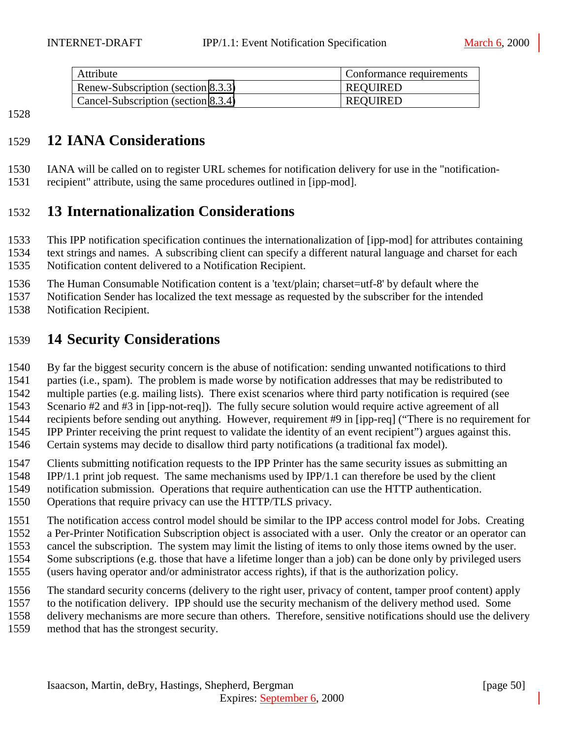| Attribute | Conformance requirements |
|---|---|
| Renew-Subscription (section 8.3.3) | REQUIRED |
| Cancel-Subscription (section 8.3.4) | REQUIRED |

# 12 IANA Considerations

IANA will be called on to register URL schemes for notification delivery for use in the "notification-recipient" attribute, using the same procedures outlined in [ipp-mod].

# 13 Internationalization Considerations

This IPP notification specification continues the internationalization of [ipp-mod] for attributes containing text strings and names. A subscribing client can specify a different natural language and charset for each Notification content delivered to a Notification Recipient.

The Human Consumable Notification content is a 'text/plain; charset=utf-8' by default where the Notification Sender has localized the text message as requested by the subscriber for the intended Notification Recipient.

# 14 Security Considerations

By far the biggest security concern is the abuse of notification: sending unwanted notifications to third parties (i.e., spam). The problem is made worse by notification addresses that may be redistributed to multiple parties (e.g. mailing lists). There exist scenarios where third party notification is required (see Scenario #2 and #3 in [ipp-not-req]). The fully secure solution would require active agreement of all recipients before sending out anything. However, requirement #9 in [ipp-req] ("There is no requirement for IPP Printer receiving the print request to validate the identity of an event recipient") argues against this. Certain systems may decide to disallow third party notifications (a traditional fax model).

Clients submitting notification requests to the IPP Printer has the same security issues as submitting an IPP/1.1 print job request. The same mechanisms used by IPP/1.1 can therefore be used by the client notification submission. Operations that require authentication can use the HTTP authentication. Operations that require privacy can use the HTTP/TLS privacy.

The notification access control model should be similar to the IPP access control model for Jobs. Creating a Per-Printer Notification Subscription object is associated with a user. Only the creator or an operator can cancel the subscription. The system may limit the listing of items to only those items owned by the user. Some subscriptions (e.g. those that have a lifetime longer than a job) can be done only by privileged users (users having operator and/or administrator access rights), if that is the authorization policy.

The standard security concerns (delivery to the right user, privacy of content, tamper proof content) apply to the notification delivery. IPP should use the security mechanism of the delivery method used. Some delivery mechanisms are more secure than others. Therefore, sensitive notifications should use the delivery method that has the strongest security.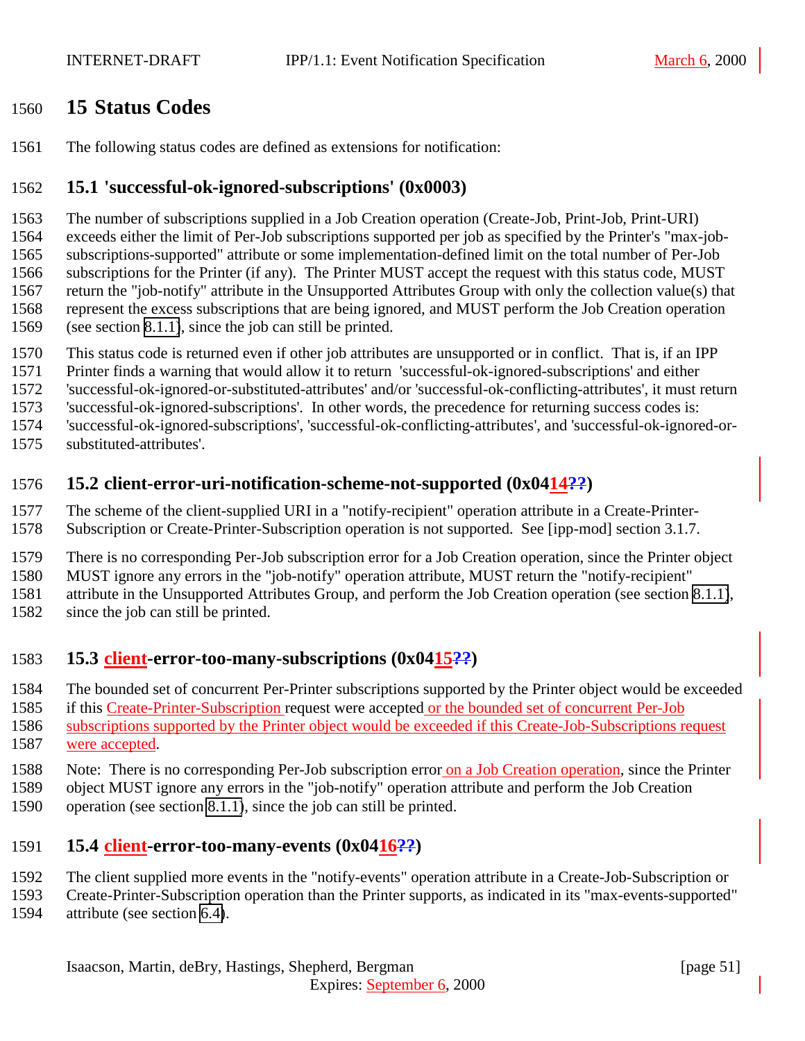# 15 Status Codes

The following status codes are defined as extensions for notification:

## 15.1 'successful-ok-ignored-subscriptions' (0x0003)

The number of subscriptions supplied in a Job Creation operation (Create-Job, Print-Job, Print-URI) exceeds either the limit of Per-Job subscriptions supported per job as specified by the Printer's "max-job-subscriptions-supported" attribute or some implementation-defined limit on the total number of Per-Job subscriptions for the Printer (if any). The Printer MUST accept the request with this status code, MUST return the "job-notify" attribute in the Unsupported Attributes Group with only the collection value(s) that represent the excess subscriptions that are being ignored, and MUST perform the Job Creation operation (see section 8.1.1), since the job can still be printed.

This status code is returned even if other job attributes are unsupported or in conflict. That is, if an IPP Printer finds a warning that would allow it to return 'successful-ok-ignored-subscriptions' and either 'successful-ok-ignored-or-substituted-attributes' and/or 'successful-ok-conflicting-attributes', it must return 'successful-ok-ignored-subscriptions'. In other words, the precedence for returning success codes is: 'successful-ok-ignored-subscriptions', 'successful-ok-conflicting-attributes', and 'successful-ok-ignored-or-substituted-attributes'.

## 15.2 client-error-uri-notification-scheme-not-supported (0x0414??)

The scheme of the client-supplied URI in a "notify-recipient" operation attribute in a Create-Printer-Subscription or Create-Printer-Subscription operation is not supported. See [ipp-mod] section 3.1.7.

There is no corresponding Per-Job subscription error for a Job Creation operation, since the Printer object MUST ignore any errors in the "job-notify" operation attribute, MUST return the "notify-recipient" attribute in the Unsupported Attributes Group, and perform the Job Creation operation (see section 8.1.1), since the job can still be printed.

## 15.3 client-error-too-many-subscriptions (0x0415??)

The bounded set of concurrent Per-Printer subscriptions supported by the Printer object would be exceeded if this Create-Printer-Subscription request were accepted or the bounded set of concurrent Per-Job subscriptions supported by the Printer object would be exceeded if this Create-Job-Subscriptions request were accepted.

Note: There is no corresponding Per-Job subscription error on a Job Creation operation, since the Printer object MUST ignore any errors in the "job-notify" operation attribute and perform the Job Creation operation (see section 8.1.1), since the job can still be printed.

## 15.4 client-error-too-many-events (0x0416??)

The client supplied more events in the "notify-events" operation attribute in a Create-Job-Subscription or Create-Printer-Subscription operation than the Printer supports, as indicated in its "max-events-supported" attribute (see section 6.4).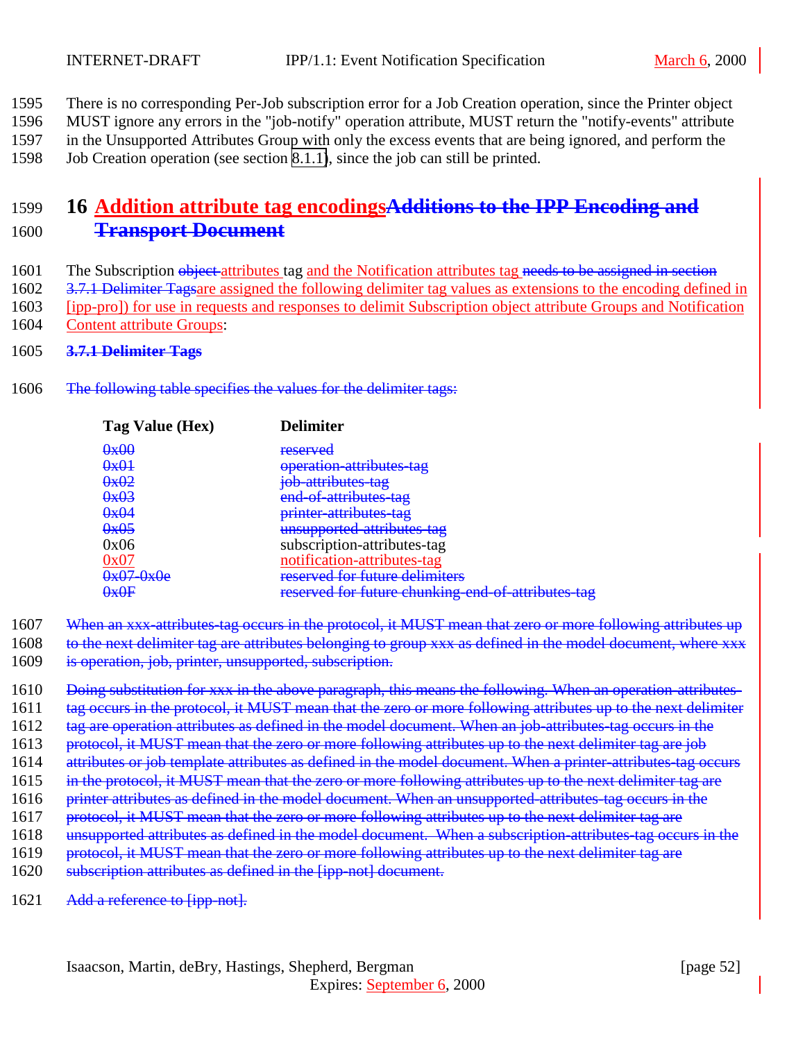There is no corresponding Per-Job subscription error for a Job Creation operation, since the Printer object MUST ignore any errors in the "job-notify" operation attribute, MUST return the "notify-events" attribute in the Unsupported Attributes Group with only the excess events that are being ignored, and perform the Job Creation operation (see section 8.1.1), since the job can still be printed.

# 16 Addition attribute tag encodings~~Additions to the IPP Encoding and Transport Document~~

The Subscription ~~object~~ attributes tag and the Notification attributes tag ~~needs to be assigned in section 3.7.1 Delimiter Tags~~are assigned the following delimiter tag values as extensions to the encoding defined in [ipp-pro]) for use in requests and responses to delimit Subscription object attribute Groups and Notification Content attribute Groups:

~~**3.7.1 Delimiter Tags**~~

~~The following table specifies the values for the delimiter tags:~~

| Tag Value (Hex) | Delimiter |
|---|---|
| ~~0x00~~ | ~~reserved~~ |
| ~~0x01~~ | ~~operation-attributes-tag~~ |
| ~~0x02~~ | ~~job-attributes-tag~~ |
| ~~0x03~~ | ~~end-of-attributes-tag~~ |
| ~~0x04~~ | ~~printer-attributes-tag~~ |
| ~~0x05~~ | ~~unsupported-attributes-tag~~ |
| 0x06 | subscription-attributes-tag |
| 0x07 | notification-attributes-tag |
| ~~0x07-0x0e~~ | ~~reserved for future delimiters~~ |
| ~~0x0F~~ | ~~reserved for future chunking-end-of-attributes-tag~~ |

~~When an xxx-attributes-tag occurs in the protocol, it MUST mean that zero or more following attributes up to the next delimiter tag are attributes belonging to group xxx as defined in the model document, where xxx is operation, job, printer, unsupported, subscription.~~

~~Doing substitution for xxx in the above paragraph, this means the following. When an operation-attributes-tag occurs in the protocol, it MUST mean that the zero or more following attributes up to the next delimiter tag are operation attributes as defined in the model document. When an job-attributes-tag occurs in the protocol, it MUST mean that the zero or more following attributes up to the next delimiter tag are job attributes or job template attributes as defined in the model document. When a printer-attributes-tag occurs in the protocol, it MUST mean that the zero or more following attributes up to the next delimiter tag are printer attributes as defined in the model document. When an unsupported-attributes-tag occurs in the protocol, it MUST mean that the zero or more following attributes up to the next delimiter tag are unsupported attributes as defined in the model document. When a subscription-attributes-tag occurs in the protocol, it MUST mean that the zero or more following attributes up to the next delimiter tag are subscription attributes as defined in the [ipp-not] document.~~

~~Add a reference to [ipp-not].~~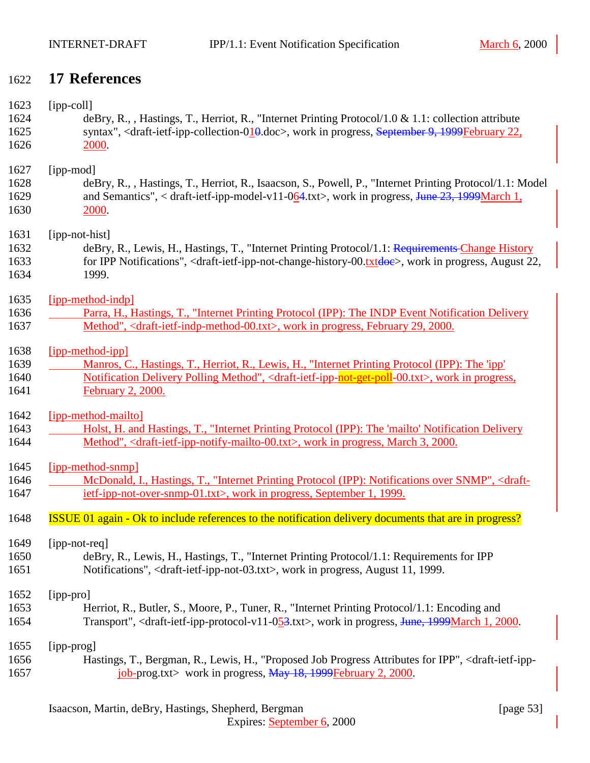# 17 References

[ipp-coll]
deBry, R., , Hastings, T., Herriot, R., "Internet Printing Protocol/1.0 & 1.1: collection attribute syntax", <draft-ietf-ipp-collection-010.doc>, work in progress, September 9, 1999February 22, 2000.

[ipp-mod]
deBry, R., , Hastings, T., Herriot, R., Isaacson, S., Powell, P., "Internet Printing Protocol/1.1: Model and Semantics", < draft-ietf-ipp-model-v11-064.txt>, work in progress, June 23, 1999March 1, 2000.

[ipp-not-hist]
deBry, R., Lewis, H., Hastings, T., "Internet Printing Protocol/1.1: Requirements Change History for IPP Notifications", <draft-ietf-ipp-not-change-history-00.txtdoc>, work in progress, August 22, 1999.

[ipp-method-indp]
Parra, H., Hastings, T., "Internet Printing Protocol (IPP): The INDP Event Notification Delivery Method", <draft-ietf-indp-method-00.txt>, work in progress, February 29, 2000.

[ipp-method-ipp]
Manros, C., Hastings, T., Herriot, R., Lewis, H., "Internet Printing Protocol (IPP): The 'ipp' Notification Delivery Polling Method", <draft-ietf-ipp-not-get-poll-00.txt>, work in progress, February 2, 2000.

[ipp-method-mailto]
Holst, H. and Hastings, T., "Internet Printing Protocol (IPP): The 'mailto' Notification Delivery Method", <draft-ietf-ipp-notify-mailto-00.txt>, work in progress, March 3, 2000.

[ipp-method-snmp]
McDonald, I., Hastings, T., "Internet Printing Protocol (IPP): Notifications over SNMP", <draft-ietf-ipp-not-over-snmp-01.txt>, work in progress, September 1, 1999.

ISSUE 01 again - Ok to include references to the notification delivery documents that are in progress?

[ipp-not-req]
deBry, R., Lewis, H., Hastings, T., "Internet Printing Protocol/1.1: Requirements for IPP Notifications", <draft-ietf-ipp-not-03.txt>, work in progress, August 11, 1999.

[ipp-pro]
Herriot, R., Butler, S., Moore, P., Tuner, R., "Internet Printing Protocol/1.1: Encoding and Transport", <draft-ietf-ipp-protocol-v11-053.txt>, work in progress, June, 1999March 1, 2000.

[ipp-prog]
Hastings, T., Bergman, R., Lewis, H., "Proposed Job Progress Attributes for IPP", <draft-ietf-ipp-job-prog.txt> work in progress, May 18, 1999February 2, 2000.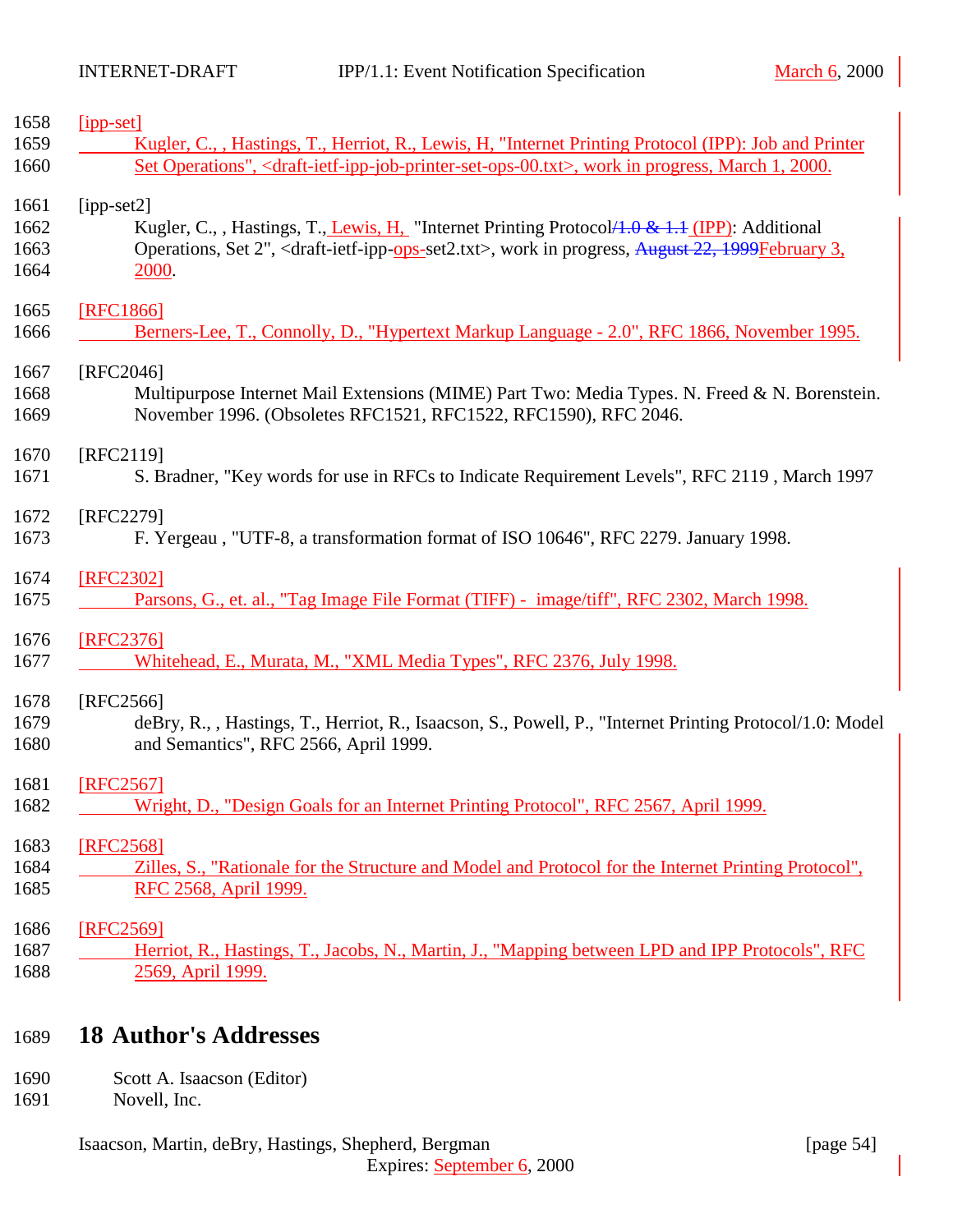[ipp-set]
Kugler, C., , Hastings, T., Herriot, R., Lewis, H, "Internet Printing Protocol (IPP): Job and Printer Set Operations", <draft-ietf-ipp-job-printer-set-ops-00.txt>, work in progress, March 1, 2000.

[ipp-set2]
Kugler, C., , Hastings, T., Lewis, H, "Internet Printing Protocol/1.0 & 1.1 (IPP): Additional Operations, Set 2", <draft-ietf-ipp-ops-set2.txt>, work in progress, August 22, 1999February 3, 2000.

[RFC1866]
Berners-Lee, T., Connolly, D., "Hypertext Markup Language - 2.0", RFC 1866, November 1995.

[RFC2046]
Multipurpose Internet Mail Extensions (MIME) Part Two: Media Types. N. Freed & N. Borenstein. November 1996. (Obsoletes RFC1521, RFC1522, RFC1590), RFC 2046.

[RFC2119]
S. Bradner, "Key words for use in RFCs to Indicate Requirement Levels", RFC 2119 , March 1997

[RFC2279]
F. Yergeau , "UTF-8, a transformation format of ISO 10646", RFC 2279. January 1998.

[RFC2302]
Parsons, G., et. al., "Tag Image File Format (TIFF) - image/tiff", RFC 2302, March 1998.

[RFC2376]
Whitehead, E., Murata, M., "XML Media Types", RFC 2376, July 1998.

[RFC2566]
deBry, R., , Hastings, T., Herriot, R., Isaacson, S., Powell, P., "Internet Printing Protocol/1.0: Model and Semantics", RFC 2566, April 1999.

[RFC2567]
Wright, D., "Design Goals for an Internet Printing Protocol", RFC 2567, April 1999.

[RFC2568]
Zilles, S., "Rationale for the Structure and Model and Protocol for the Internet Printing Protocol", RFC 2568, April 1999.

[RFC2569]
Herriot, R., Hastings, T., Jacobs, N., Martin, J., "Mapping between LPD and IPP Protocols", RFC 2569, April 1999.

# 18 Author's Addresses

Scott A. Isaacson (Editor)
Novell, Inc.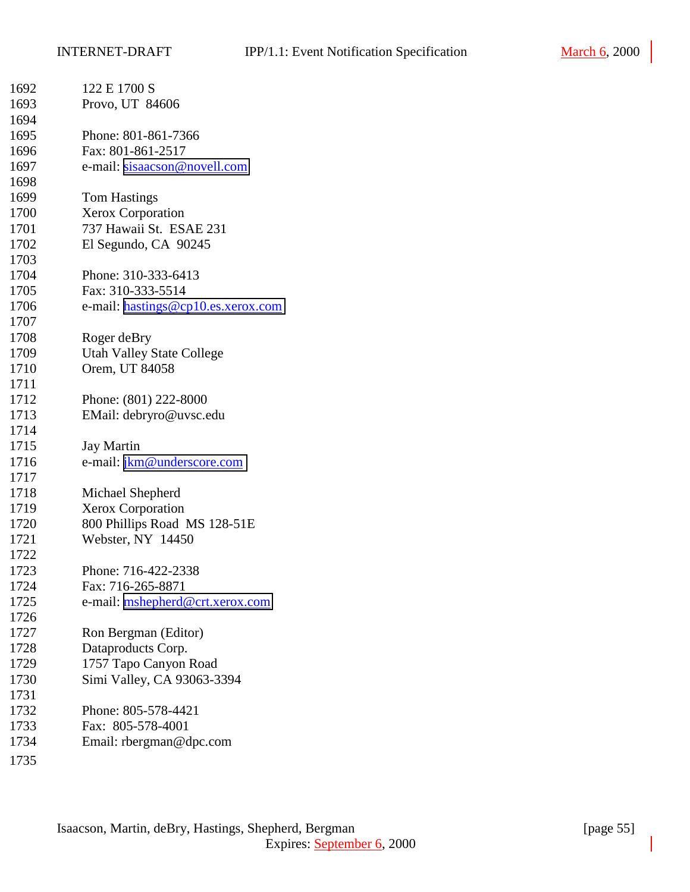122 E 1700 S
Provo, UT  84606

Phone: 801-861-7366
Fax: 801-861-2517
e-mail: sisaacson@novell.com

Tom Hastings
Xerox Corporation
737 Hawaii St.  ESAE 231
El Segundo, CA  90245

Phone: 310-333-6413
Fax: 310-333-5514
e-mail: hastings@cp10.es.xerox.com

Roger deBry
Utah Valley State College
Orem, UT 84058

Phone: (801) 222-8000
EMail: debryro@uvsc.edu

Jay Martin
e-mail: jkm@underscore.com

Michael Shepherd
Xerox Corporation
800 Phillips Road  MS 128-51E
Webster, NY  14450

Phone: 716-422-2338
Fax: 716-265-8871
e-mail: mshepherd@crt.xerox.com

Ron Bergman (Editor)
Dataproducts Corp.
1757 Tapo Canyon Road
Simi Valley, CA 93063-3394

Phone: 805-578-4421
Fax:  805-578-4001
Email: rbergman@dpc.com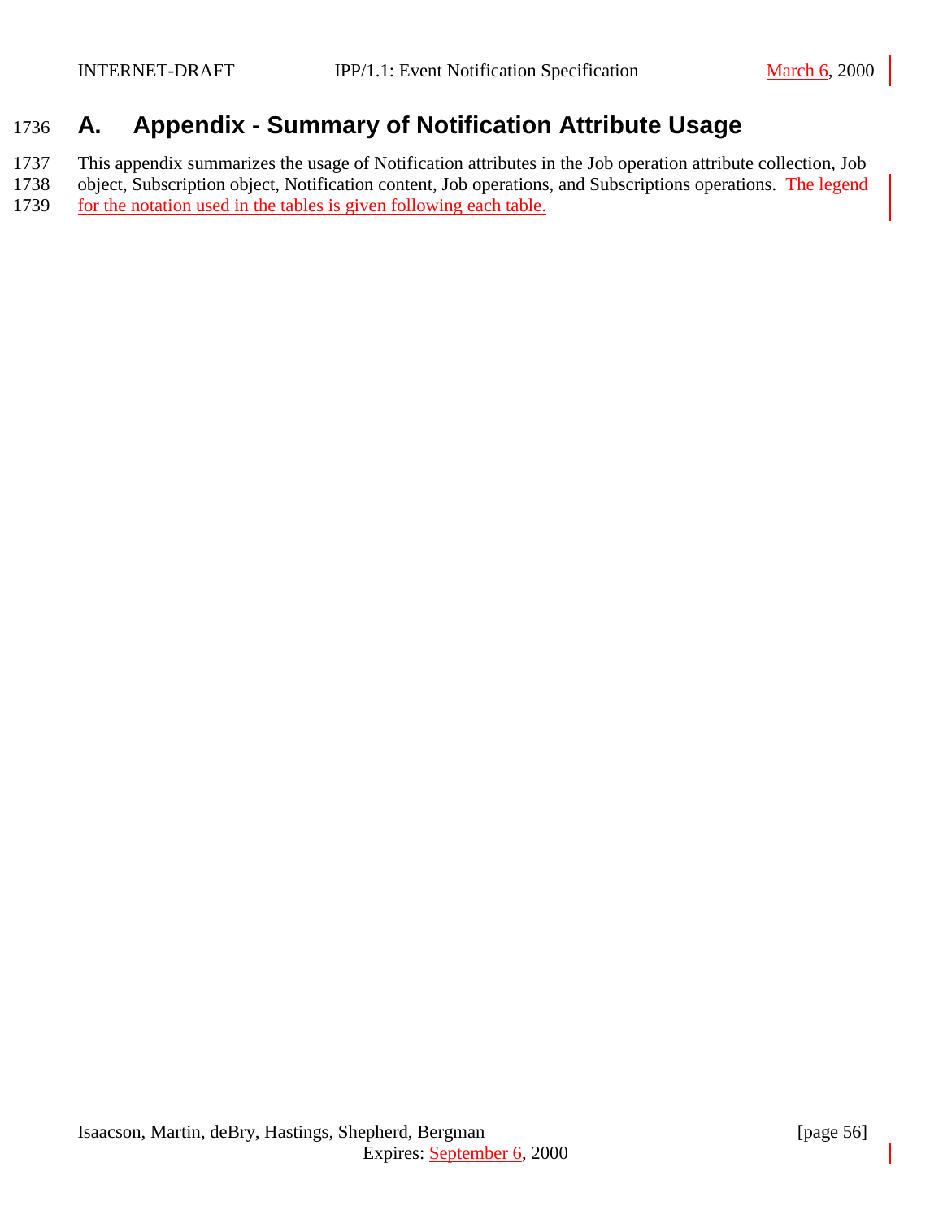# A. Appendix - Summary of Notification Attribute Usage

This appendix summarizes the usage of Notification attributes in the Job operation attribute collection, Job object, Subscription object, Notification content, Job operations, and Subscriptions operations. The legend for the notation used in the tables is given following each table.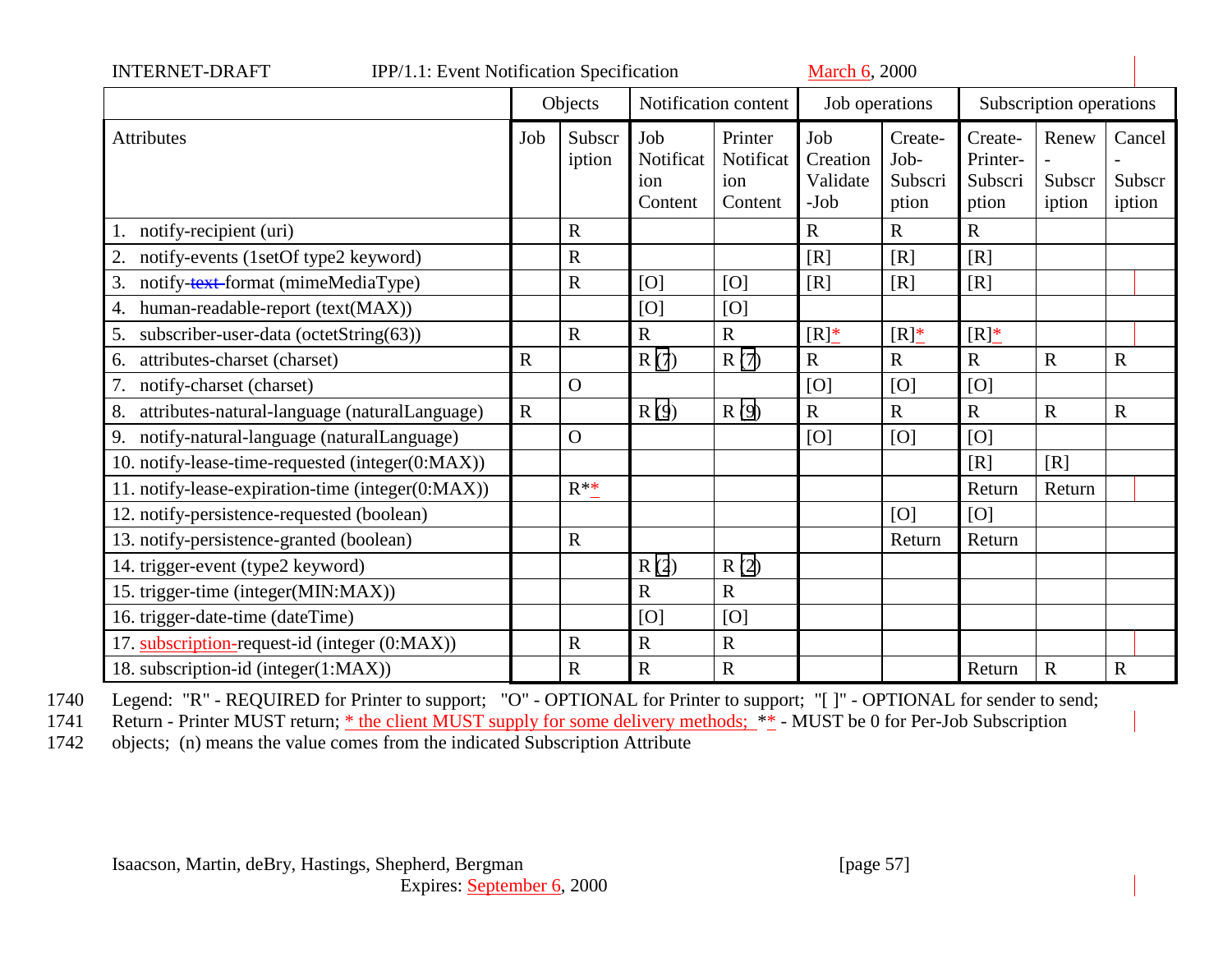| | Objects | | Notification content | | Job operations | | Subscription operations | | |
|---|---|---|---|---|---|---|---|---|---|
| Attributes | Job | Subscription | Job Notification Content | Printer Notification Content | Job Creation Validate-Job | Create-Job-Subscription | Create-Printer-Subscription | Renew-Subscription | Cancel-Subscription |
| 1. notify-recipient (uri) | | R | | | R | R | R | | |
| 2. notify-events (1setOf type2 keyword) | | R | | | [R] | [R] | [R] | | |
| 3. notify-text-format (mimeMediaType) | | R | [O] | [O] | [R] | [R] | [R] | | |
| 4. human-readable-report (text(MAX)) | | | [O] | [O] | | | | | |
| 5. subscriber-user-data (octetString(63)) | | R | R | R | [R]* | [R]* | [R]* | | |
| 6. attributes-charset (charset) | R | | R (7) | R (7) | R | R | R | R | R |
| 7. notify-charset (charset) | | O | | | [O] | [O] | [O] | | |
| 8. attributes-natural-language (naturalLanguage) | R | | R (9) | R (9) | R | R | R | R | R |
| 9. notify-natural-language (naturalLanguage) | | O | | | [O] | [O] | [O] | | |
| 10. notify-lease-time-requested (integer(0:MAX)) | | | | | | | [R] | [R] | |
| 11. notify-lease-expiration-time (integer(0:MAX)) | | R** | | | | | Return | Return | |
| 12. notify-persistence-requested (boolean) | | | | | | [O] | [O] | | |
| 13. notify-persistence-granted (boolean) | | R | | | | Return | Return | | |
| 14. trigger-event (type2 keyword) | | | R (2) | R (2) | | | | | |
| 15. trigger-time (integer(MIN:MAX)) | | | R | R | | | | | |
| 16. trigger-date-time (dateTime) | | | [O] | [O] | | | | | |
| 17. subscription-request-id (integer (0:MAX)) | | R | R | R | | | | | |
| 18. subscription-id (integer(1:MAX)) | | R | R | R | | | Return | R | R |

Legend: "R" - REQUIRED for Printer to support; "O" - OPTIONAL for Printer to support; "[ ]" - OPTIONAL for sender to send; Return - Printer MUST return; * the client MUST supply for some delivery methods; ** - MUST be 0 for Per-Job Subscription objects; (n) means the value comes from the indicated Subscription Attribute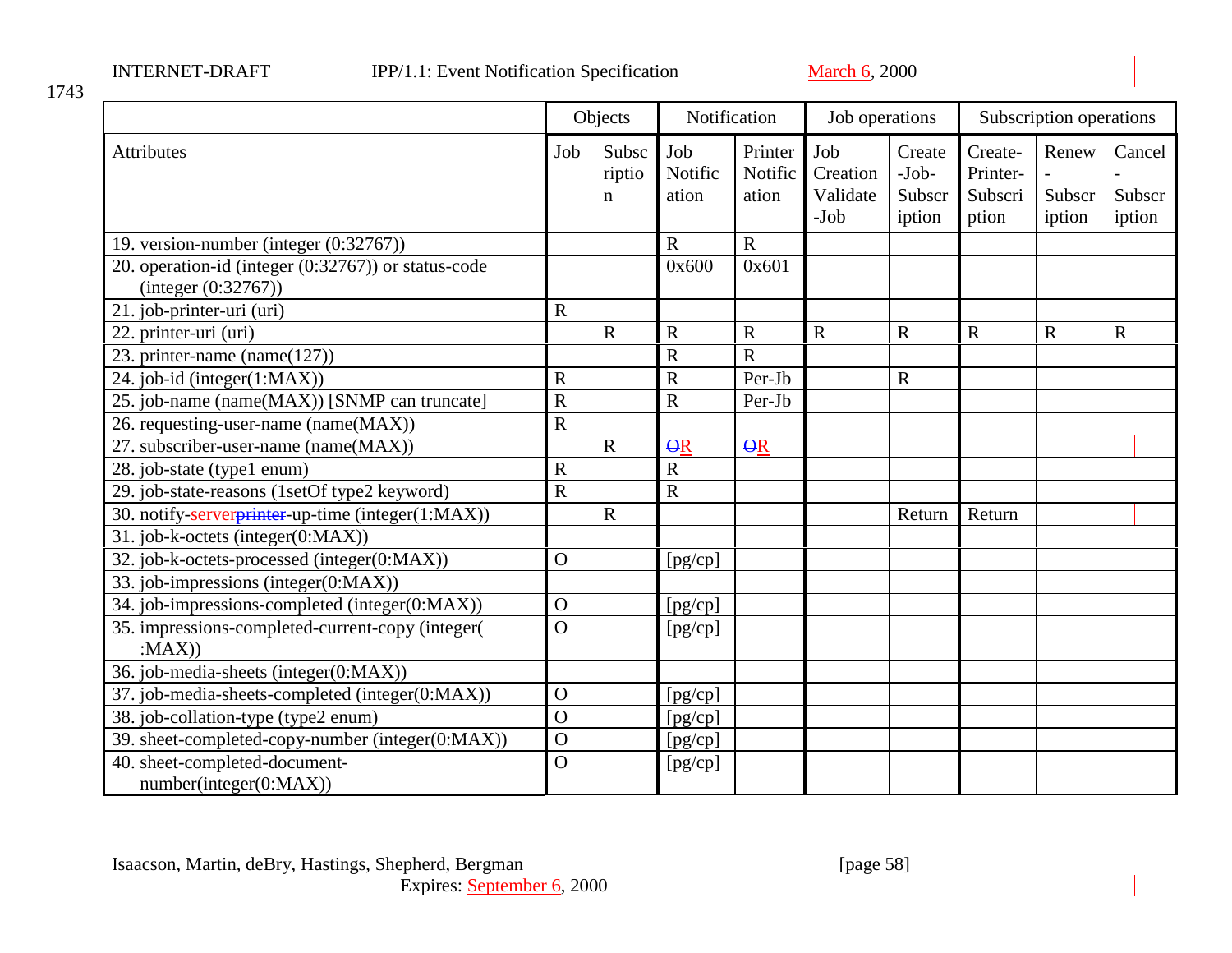1743

| Attributes | Objects | | Notification | | Job operations | | Subscription operations | | |
|---|---|---|---|---|---|---|---|---|---|
| | Job | Subscription | Job Notification | Printer Notification | Job Creation Validate -Job | Create -Job-Subscription | Create-Printer-Subscription | Renew - Subscription | Cancel - Subscription |
| 19. version-number (integer (0:32767)) | | | R | R | | | | | |
| 20. operation-id (integer (0:32767)) or status-code (integer (0:32767)) | | | 0x600 | 0x601 | | | | | |
| 21. job-printer-uri (uri) | R | | | | | | | | |
| 22. printer-uri (uri) | | R | R | R | R | R | R | R | R |
| 23. printer-name (name(127)) | | | R | R | | | | | |
| 24. job-id (integer(1:MAX)) | R | | R | Per-Jb | | R | | | |
| 25. job-name (name(MAX)) [SNMP can truncate] | R | | R | Per-Jb | | | | | |
| 26. requesting-user-name (name(MAX)) | R | | | | | | | | |
| 27. subscriber-user-name (name(MAX)) | | R | ~~O~~R | ~~O~~R | | | | | |
| 28. job-state (type1 enum) | R | | R | | | | | | |
| 29. job-state-reasons (1setOf type2 keyword) | R | | R | | | | | | |
| 30. notify-server~~printer~~-up-time (integer(1:MAX)) | | R | | | | Return | Return | | |
| 31. job-k-octets (integer(0:MAX)) | | | | | | | | | |
| 32. job-k-octets-processed (integer(0:MAX)) | O | | [pg/cp] | | | | | | |
| 33. job-impressions (integer(0:MAX)) | | | | | | | | | |
| 34. job-impressions-completed (integer(0:MAX)) | O | | [pg/cp] | | | | | | |
| 35. impressions-completed-current-copy (integer( :MAX)) | O | | [pg/cp] | | | | | | |
| 36. job-media-sheets (integer(0:MAX)) | | | | | | | | | |
| 37. job-media-sheets-completed (integer(0:MAX)) | O | | [pg/cp] | | | | | | |
| 38. job-collation-type (type2 enum) | O | | [pg/cp] | | | | | | |
| 39. sheet-completed-copy-number (integer(0:MAX)) | O | | [pg/cp] | | | | | | |
| 40. sheet-completed-document-number(integer(0:MAX)) | O | | [pg/cp] | | | | | | |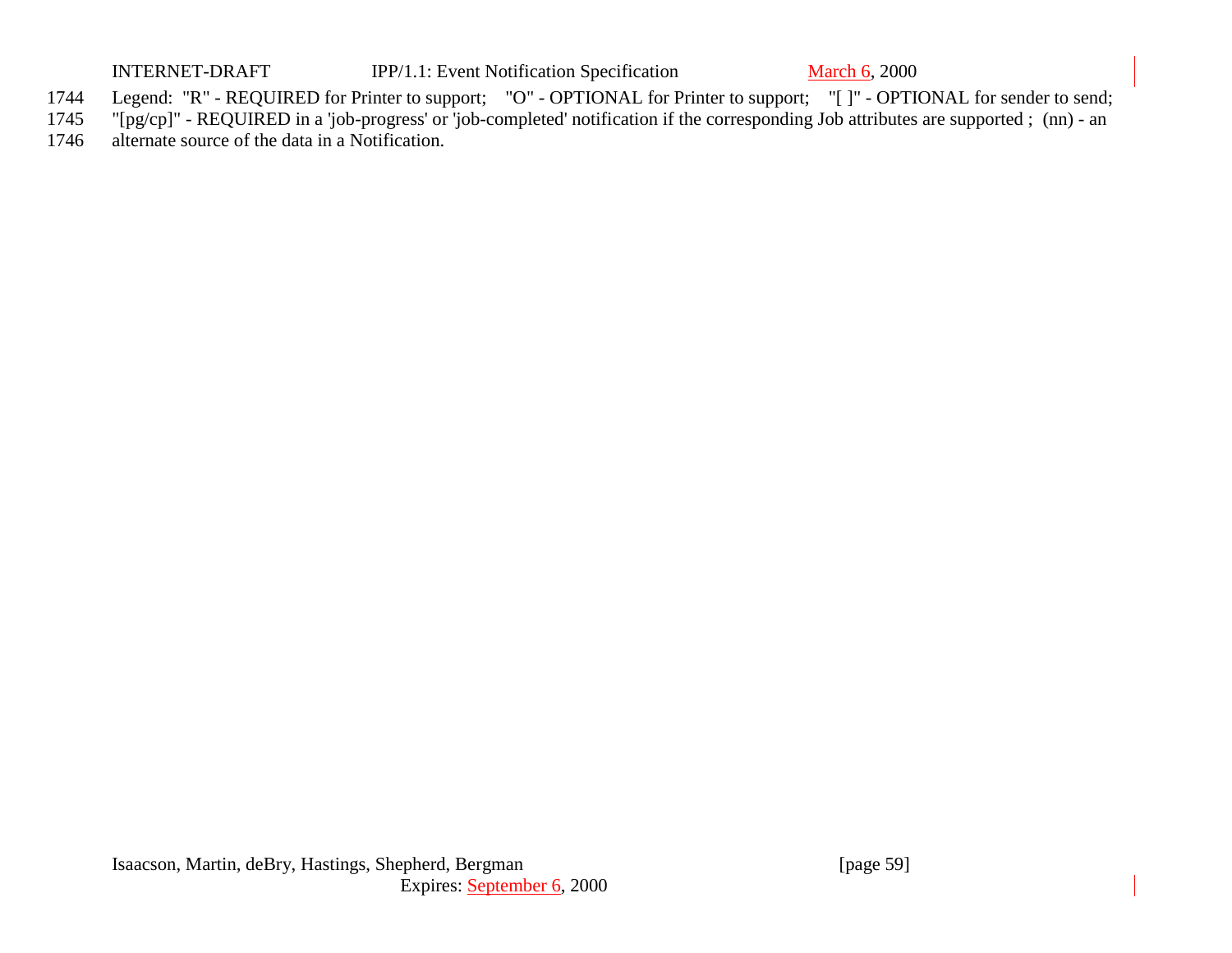Legend: "R" - REQUIRED for Printer to support; "O" - OPTIONAL for Printer to support; "[ ]" - OPTIONAL for sender to send; "[pg/cp]" - REQUIRED in a 'job-progress' or 'job-completed' notification if the corresponding Job attributes are supported ; (nn) - an alternate source of the data in a Notification.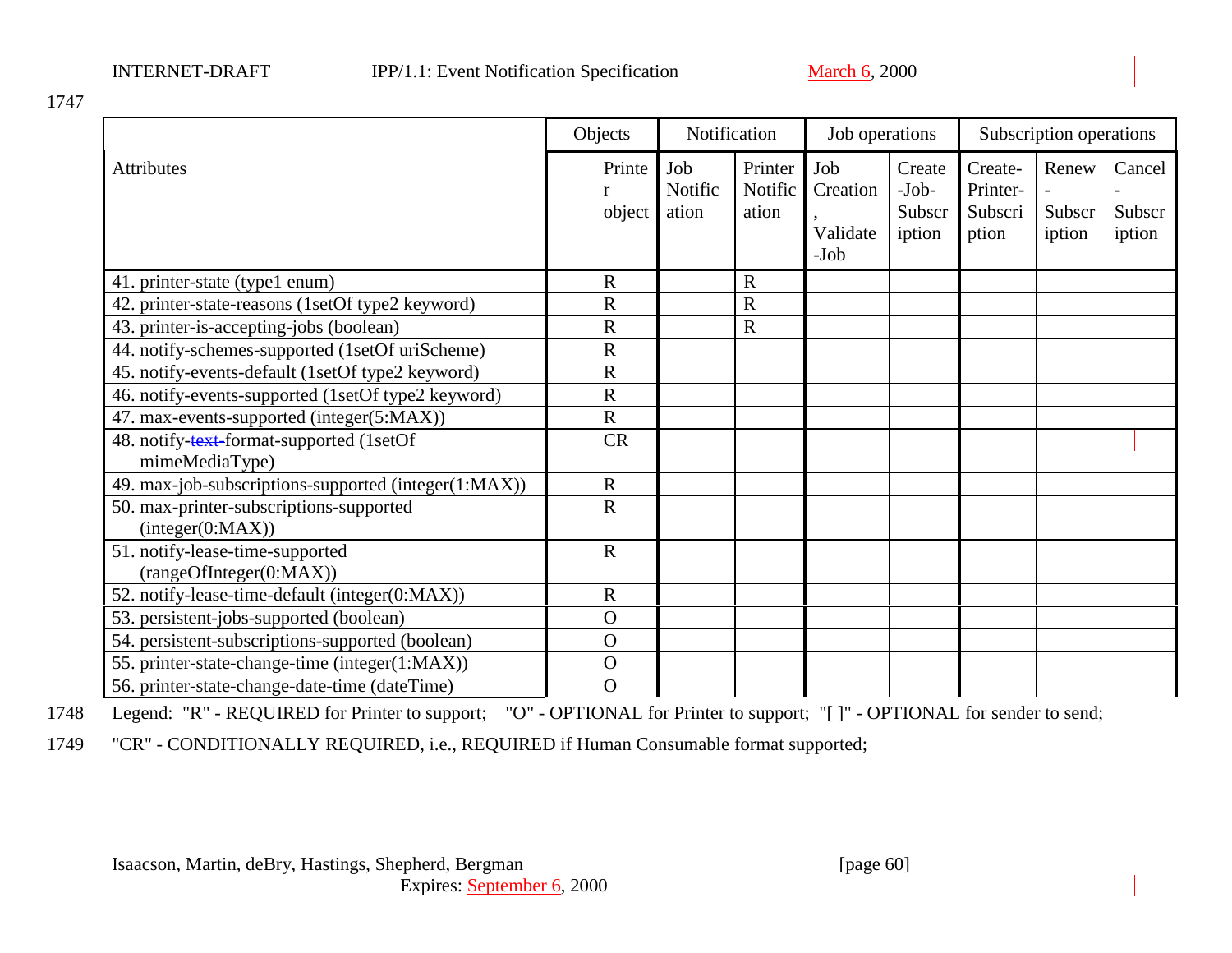1747

| | Objects | | Notification | | Job operations | | Subscription operations | | |
|---|---|---|---|---|---|---|---|---|---|
| Attributes | | Printer object | Job Notification | Printer Notification | Job Creation, Validate-Job | Create-Job-Subscription | Create-Printer-Subscription | Renew-Subscription | Cancel-Subscription |
| 41. printer-state (type1 enum) | | R | | R | | | | | |
| 42. printer-state-reasons (1setOf type2 keyword) | | R | | R | | | | | |
| 43. printer-is-accepting-jobs (boolean) | | R | | R | | | | | |
| 44. notify-schemes-supported (1setOf uriScheme) | | R | | | | | | | |
| 45. notify-events-default (1setOf type2 keyword) | | R | | | | | | | |
| 46. notify-events-supported (1setOf type2 keyword) | | R | | | | | | | |
| 47. max-events-supported (integer(5:MAX)) | | R | | | | | | | |
| 48. notify-~~text-~~format-supported (1setOf mimeMediaType) | | CR | | | | | | | |
| 49. max-job-subscriptions-supported (integer(1:MAX)) | | R | | | | | | | |
| 50. max-printer-subscriptions-supported (integer(0:MAX)) | | R | | | | | | | |
| 51. notify-lease-time-supported (rangeOfInteger(0:MAX)) | | R | | | | | | | |
| 52. notify-lease-time-default (integer(0:MAX)) | | R | | | | | | | |
| 53. persistent-jobs-supported (boolean) | | O | | | | | | | |
| 54. persistent-subscriptions-supported (boolean) | | O | | | | | | | |
| 55. printer-state-change-time (integer(1:MAX)) | | O | | | | | | | |
| 56. printer-state-change-date-time (dateTime) | | O | | | | | | | |

1748 Legend: "R" - REQUIRED for Printer to support; "O" - OPTIONAL for Printer to support; "[ ]" - OPTIONAL for sender to send;

1749 "CR" - CONDITIONALLY REQUIRED, i.e., REQUIRED if Human Consumable format supported;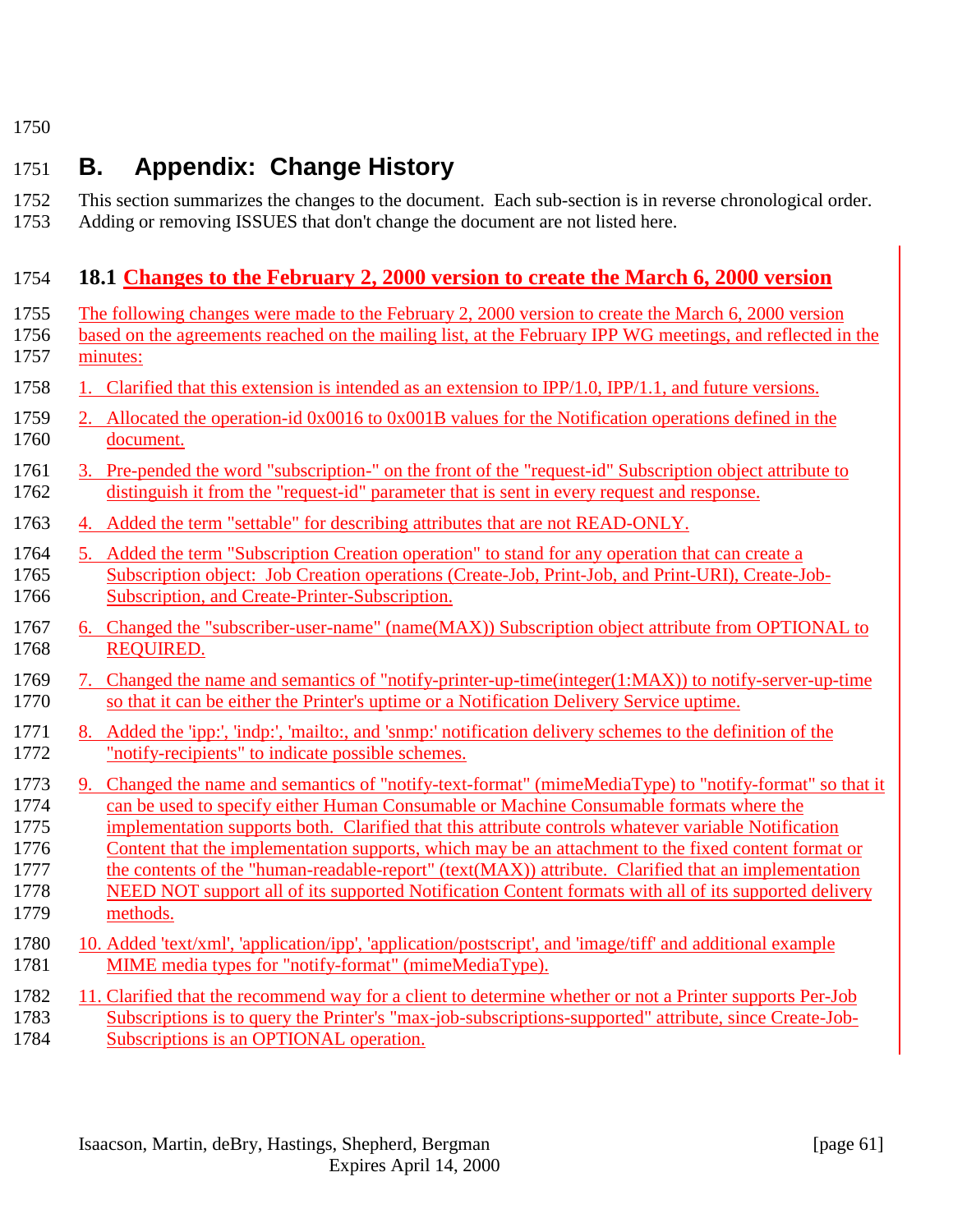# B. Appendix: Change History

This section summarizes the changes to the document. Each sub-section is in reverse chronological order. Adding or removing ISSUES that don't change the document are not listed here.

## 18.1 Changes to the February 2, 2000 version to create the March 6, 2000 version

The following changes were made to the February 2, 2000 version to create the March 6, 2000 version based on the agreements reached on the mailing list, at the February IPP WG meetings, and reflected in the minutes:

1. Clarified that this extension is intended as an extension to IPP/1.0, IPP/1.1, and future versions.
2. Allocated the operation-id 0x0016 to 0x001B values for the Notification operations defined in the document.
3. Pre-pended the word "subscription-" on the front of the "request-id" Subscription object attribute to distinguish it from the "request-id" parameter that is sent in every request and response.
4. Added the term "settable" for describing attributes that are not READ-ONLY.
5. Added the term "Subscription Creation operation" to stand for any operation that can create a Subscription object: Job Creation operations (Create-Job, Print-Job, and Print-URI), Create-Job-Subscription, and Create-Printer-Subscription.
6. Changed the "subscriber-user-name" (name(MAX)) Subscription object attribute from OPTIONAL to REQUIRED.
7. Changed the name and semantics of "notify-printer-up-time(integer(1:MAX)) to notify-server-up-time so that it can be either the Printer's uptime or a Notification Delivery Service uptime.
8. Added the 'ipp:', 'indp:', 'mailto:, and 'snmp:' notification delivery schemes to the definition of the "notify-recipients" to indicate possible schemes.
9. Changed the name and semantics of "notify-text-format" (mimeMediaType) to "notify-format" so that it can be used to specify either Human Consumable or Machine Consumable formats where the implementation supports both. Clarified that this attribute controls whatever variable Notification Content that the implementation supports, which may be an attachment to the fixed content format or the contents of the "human-readable-report" (text(MAX)) attribute. Clarified that an implementation NEED NOT support all of its supported Notification Content formats with all of its supported delivery methods.
10. Added 'text/xml', 'application/ipp', 'application/postscript', and 'image/tiff' and additional example MIME media types for "notify-format" (mimeMediaType).
11. Clarified that the recommend way for a client to determine whether or not a Printer supports Per-Job Subscriptions is to query the Printer's "max-job-subscriptions-supported" attribute, since Create-Job-Subscriptions is an OPTIONAL operation.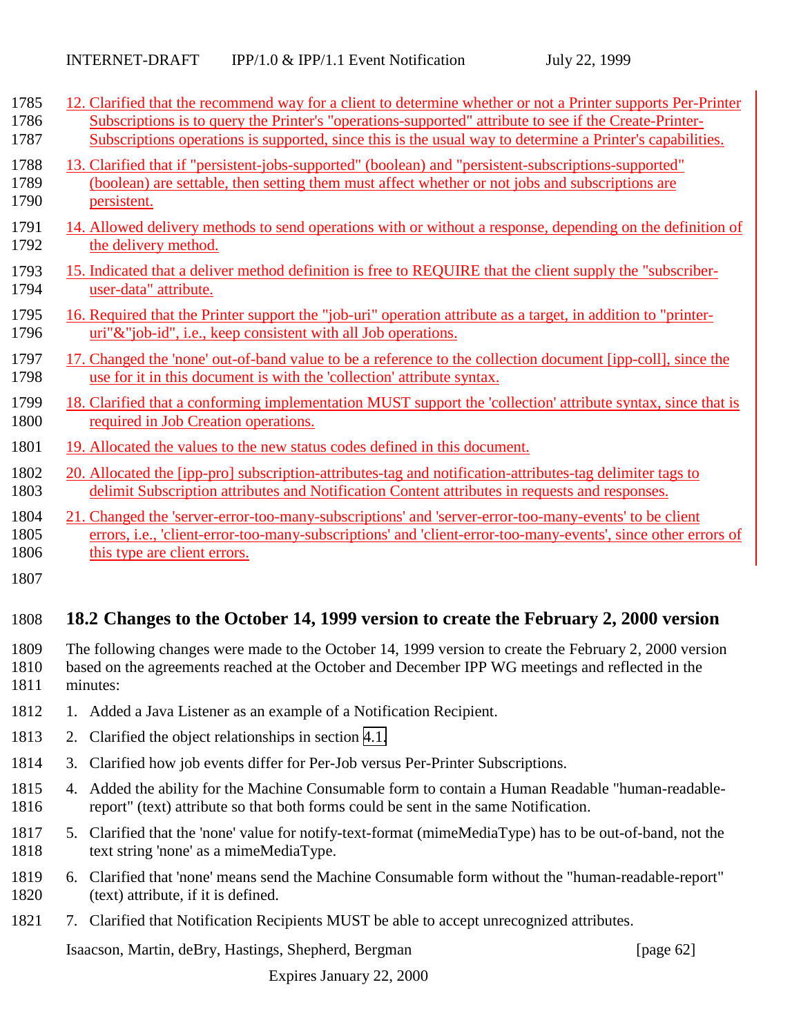12. Clarified that the recommend way for a client to determine whether or not a Printer supports Per-Printer Subscriptions is to query the Printer's "operations-supported" attribute to see if the Create-Printer-Subscriptions operations is supported, since this is the usual way to determine a Printer's capabilities.
13. Clarified that if "persistent-jobs-supported" (boolean) and "persistent-subscriptions-supported" (boolean) are settable, then setting them must affect whether or not jobs and subscriptions are persistent.
14. Allowed delivery methods to send operations with or without a response, depending on the definition of the delivery method.
15. Indicated that a deliver method definition is free to REQUIRE that the client supply the "subscriber-user-data" attribute.
16. Required that the Printer support the "job-uri" operation attribute as a target, in addition to "printer-uri"&"job-id", i.e., keep consistent with all Job operations.
17. Changed the 'none' out-of-band value to be a reference to the collection document [ipp-coll], since the use for it in this document is with the 'collection' attribute syntax.
18. Clarified that a conforming implementation MUST support the 'collection' attribute syntax, since that is required in Job Creation operations.
19. Allocated the values to the new status codes defined in this document.
20. Allocated the [ipp-pro] subscription-attributes-tag and notification-attributes-tag delimiter tags to delimit Subscription attributes and Notification Content attributes in requests and responses.
21. Changed the 'server-error-too-many-subscriptions' and 'server-error-too-many-events' to be client errors, i.e., 'client-error-too-many-subscriptions' and 'client-error-too-many-events', since other errors of this type are client errors.

## 18.2 Changes to the October 14, 1999 version to create the February 2, 2000 version

The following changes were made to the October 14, 1999 version to create the February 2, 2000 version based on the agreements reached at the October and December IPP WG meetings and reflected in the minutes:

1. Added a Java Listener as an example of a Notification Recipient.
2. Clarified the object relationships in section 4.1.
3. Clarified how job events differ for Per-Job versus Per-Printer Subscriptions.
4. Added the ability for the Machine Consumable form to contain a Human Readable "human-readable-report" (text) attribute so that both forms could be sent in the same Notification.
5. Clarified that the 'none' value for notify-text-format (mimeMediaType) has to be out-of-band, not the text string 'none' as a mimeMediaType.
6. Clarified that 'none' means send the Machine Consumable form without the "human-readable-report" (text) attribute, if it is defined.
7. Clarified that Notification Recipients MUST be able to accept unrecognized attributes.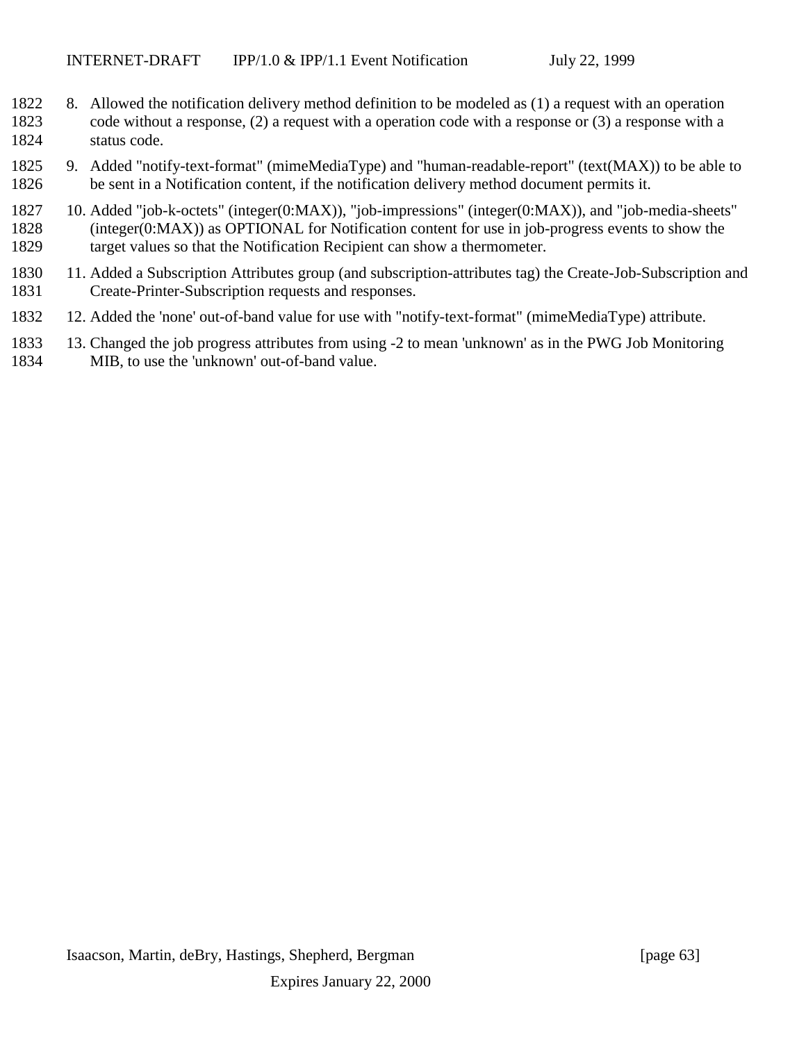8. Allowed the notification delivery method definition to be modeled as (1) a request with an operation code without a response, (2) a request with a operation code with a response or (3) a response with a status code.

9. Added "notify-text-format" (mimeMediaType) and "human-readable-report" (text(MAX)) to be able to be sent in a Notification content, if the notification delivery method document permits it.

10. Added "job-k-octets" (integer(0:MAX)), "job-impressions" (integer(0:MAX)), and "job-media-sheets" (integer(0:MAX)) as OPTIONAL for Notification content for use in job-progress events to show the target values so that the Notification Recipient can show a thermometer.

11. Added a Subscription Attributes group (and subscription-attributes tag) the Create-Job-Subscription and Create-Printer-Subscription requests and responses.

12. Added the 'none' out-of-band value for use with "notify-text-format" (mimeMediaType) attribute.

13. Changed the job progress attributes from using -2 to mean 'unknown' as in the PWG Job Monitoring MIB, to use the 'unknown' out-of-band value.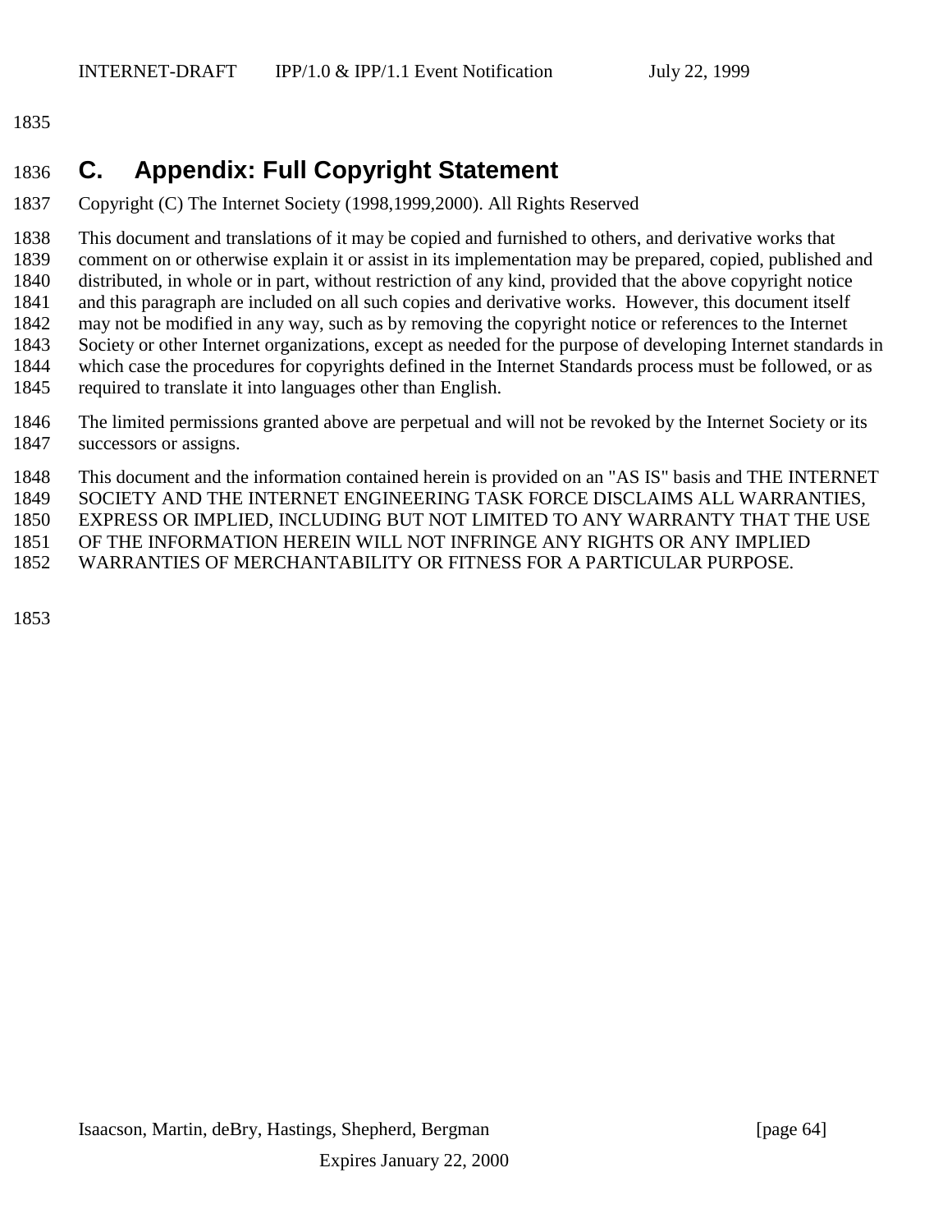# C. Appendix: Full Copyright Statement

Copyright (C) The Internet Society (1998,1999,2000). All Rights Reserved

This document and translations of it may be copied and furnished to others, and derivative works that comment on or otherwise explain it or assist in its implementation may be prepared, copied, published and distributed, in whole or in part, without restriction of any kind, provided that the above copyright notice and this paragraph are included on all such copies and derivative works. However, this document itself may not be modified in any way, such as by removing the copyright notice or references to the Internet Society or other Internet organizations, except as needed for the purpose of developing Internet standards in which case the procedures for copyrights defined in the Internet Standards process must be followed, or as required to translate it into languages other than English.

The limited permissions granted above are perpetual and will not be revoked by the Internet Society or its successors or assigns.

This document and the information contained herein is provided on an "AS IS" basis and THE INTERNET SOCIETY AND THE INTERNET ENGINEERING TASK FORCE DISCLAIMS ALL WARRANTIES, EXPRESS OR IMPLIED, INCLUDING BUT NOT LIMITED TO ANY WARRANTY THAT THE USE OF THE INFORMATION HEREIN WILL NOT INFRINGE ANY RIGHTS OR ANY IMPLIED WARRANTIES OF MERCHANTABILITY OR FITNESS FOR A PARTICULAR PURPOSE.